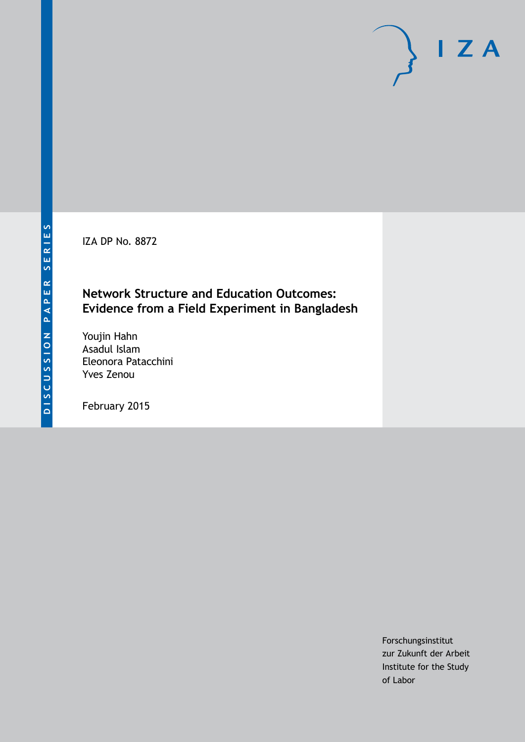DISCUSSION PAPER SERIES

IZA DP No. 8872

# Network Structure and Education Outcomes: Evidence from a Field Experiment in Bangladesh

Youjin Hahn
Asadul Islam
Eleonora Patacchini
Yves Zenou

February 2015

Forschungsinstitut
zur Zukunft der Arbeit
Institute for the Study
of Labor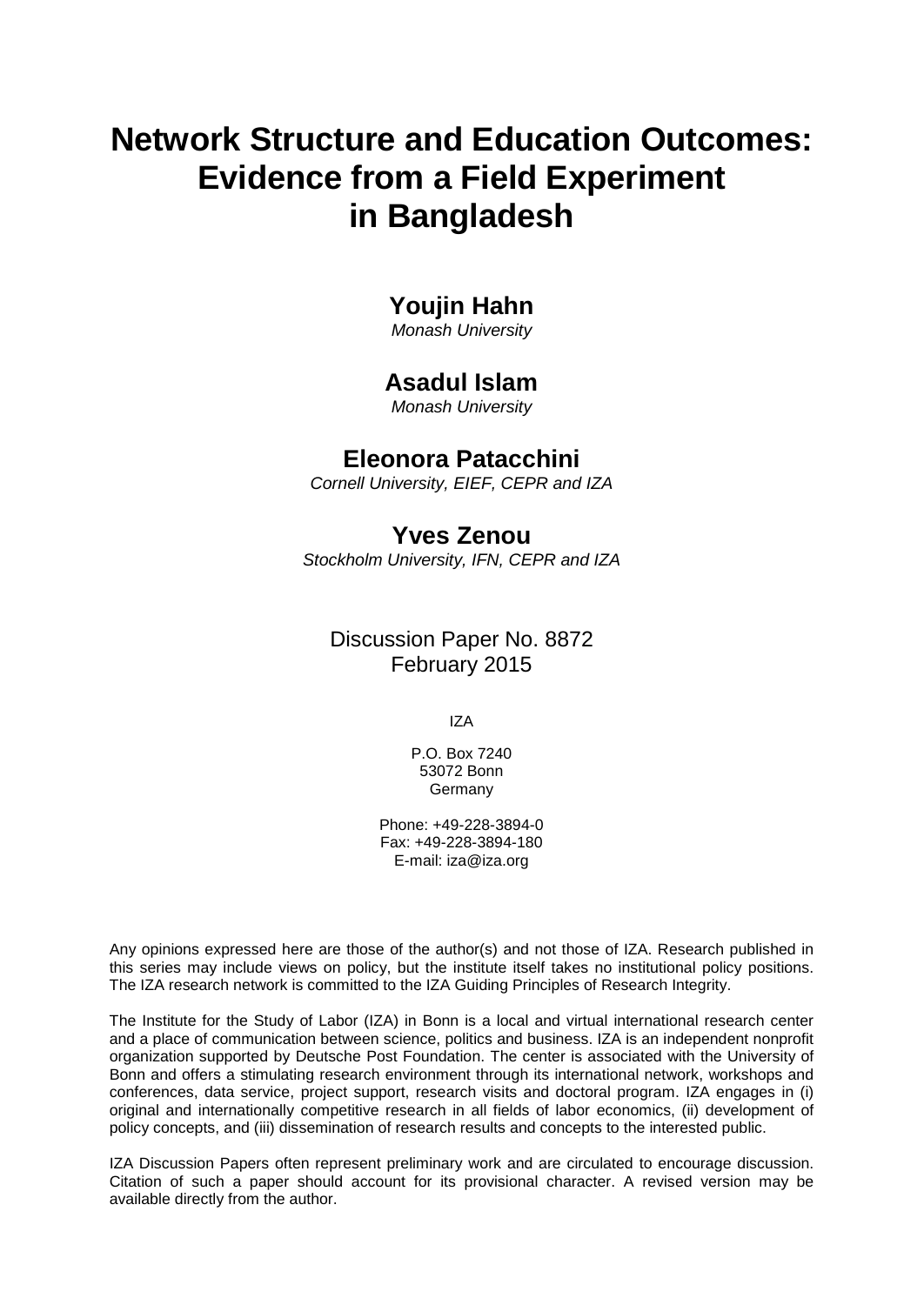# Network Structure and Education Outcomes: Evidence from a Field Experiment in Bangladesh

**Youjin Hahn**
*Monash University*

**Asadul Islam**
*Monash University*

**Eleonora Patacchini**
*Cornell University, EIEF, CEPR and IZA*

**Yves Zenou**
*Stockholm University, IFN, CEPR and IZA*

Discussion Paper No. 8872
February 2015

IZA

P.O. Box 7240
53072 Bonn
Germany

Phone: +49-228-3894-0
Fax: +49-228-3894-180
E-mail: iza@iza.org

Any opinions expressed here are those of the author(s) and not those of IZA. Research published in this series may include views on policy, but the institute itself takes no institutional policy positions. The IZA research network is committed to the IZA Guiding Principles of Research Integrity.

The Institute for the Study of Labor (IZA) in Bonn is a local and virtual international research center and a place of communication between science, politics and business. IZA is an independent nonprofit organization supported by Deutsche Post Foundation. The center is associated with the University of Bonn and offers a stimulating research environment through its international network, workshops and conferences, data service, project support, research visits and doctoral program. IZA engages in (i) original and internationally competitive research in all fields of labor economics, (ii) development of policy concepts, and (iii) dissemination of research results and concepts to the interested public.

IZA Discussion Papers often represent preliminary work and are circulated to encourage discussion. Citation of such a paper should account for its provisional character. A revised version may be available directly from the author.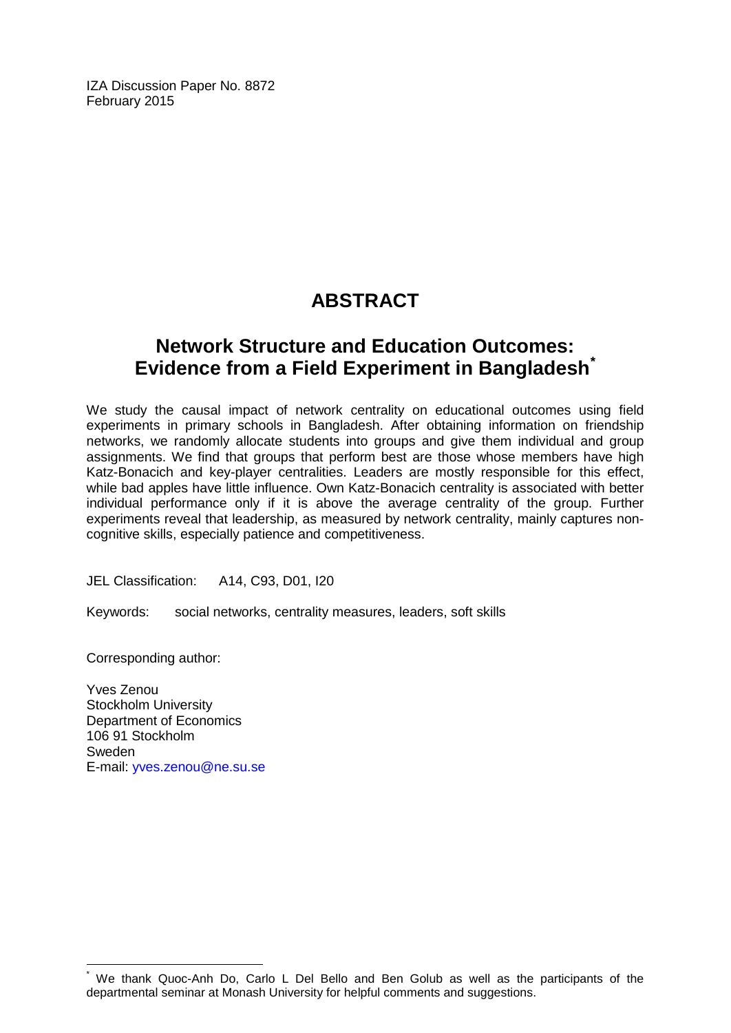IZA Discussion Paper No. 8872
February 2015

# ABSTRACT

## Network Structure and Education Outcomes: Evidence from a Field Experiment in Bangladesh*

We study the causal impact of network centrality on educational outcomes using field experiments in primary schools in Bangladesh. After obtaining information on friendship networks, we randomly allocate students into groups and give them individual and group assignments. We find that groups that perform best are those whose members have high Katz-Bonacich and key-player centralities. Leaders are mostly responsible for this effect, while bad apples have little influence. Own Katz-Bonacich centrality is associated with better individual performance only if it is above the average centrality of the group. Further experiments reveal that leadership, as measured by network centrality, mainly captures non-cognitive skills, especially patience and competitiveness.

JEL Classification: A14, C93, D01, I20

Keywords: social networks, centrality measures, leaders, soft skills

Corresponding author:

Yves Zenou
Stockholm University
Department of Economics
106 91 Stockholm
Sweden
E-mail: yves.zenou@ne.su.se

* We thank Quoc-Anh Do, Carlo L Del Bello and Ben Golub as well as the participants of the departmental seminar at Monash University for helpful comments and suggestions.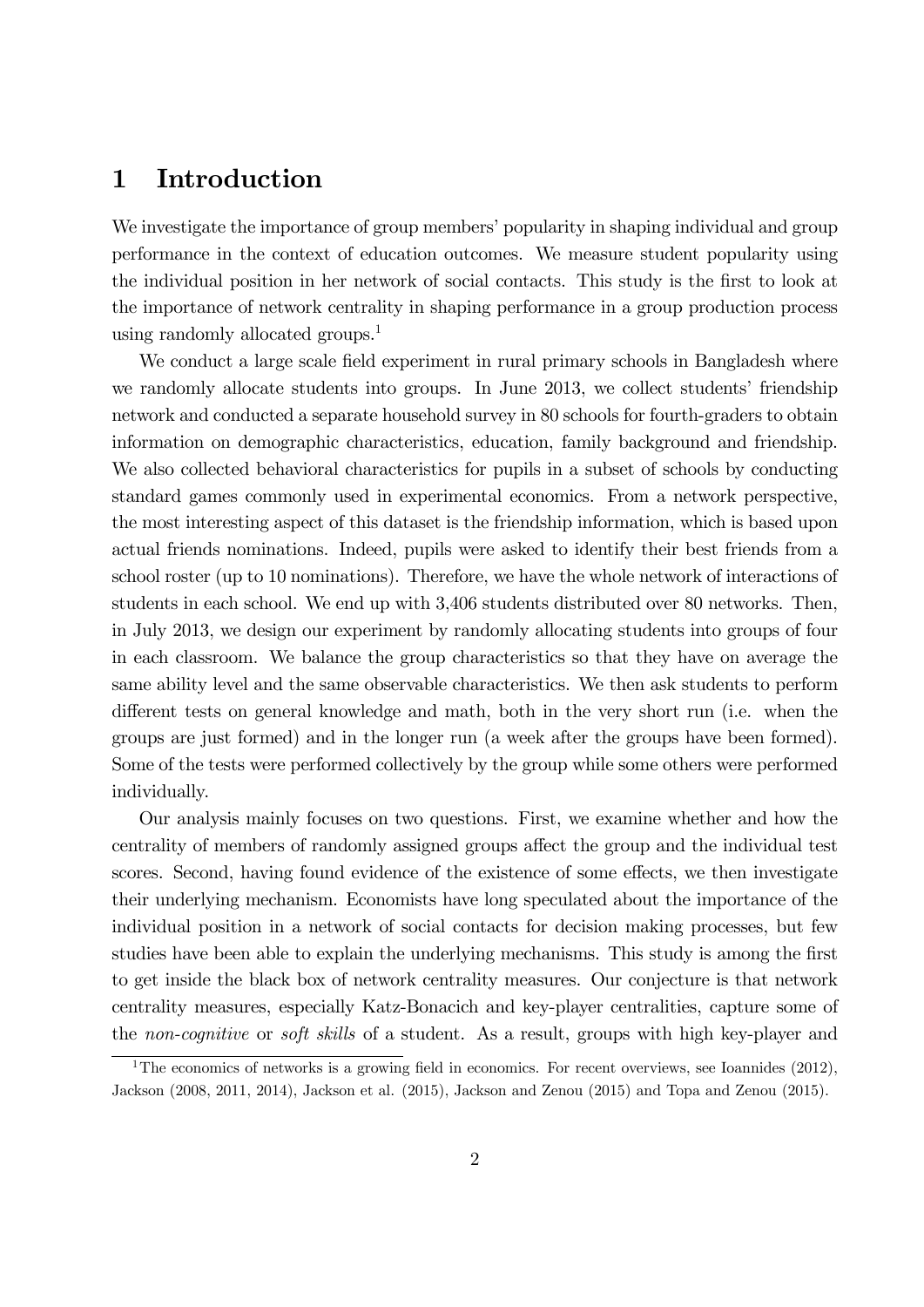# 1 Introduction

We investigate the importance of group members' popularity in shaping individual and group performance in the context of education outcomes. We measure student popularity using the individual position in her network of social contacts. This study is the first to look at the importance of network centrality in shaping performance in a group production process using randomly allocated groups.[1]

We conduct a large scale field experiment in rural primary schools in Bangladesh where we randomly allocate students into groups. In June 2013, we collect students' friendship network and conducted a separate household survey in 80 schools for fourth-graders to obtain information on demographic characteristics, education, family background and friendship. We also collected behavioral characteristics for pupils in a subset of schools by conducting standard games commonly used in experimental economics. From a network perspective, the most interesting aspect of this dataset is the friendship information, which is based upon actual friends nominations. Indeed, pupils were asked to identify their best friends from a school roster (up to 10 nominations). Therefore, we have the whole network of interactions of students in each school. We end up with 3,406 students distributed over 80 networks. Then, in July 2013, we design our experiment by randomly allocating students into groups of four in each classroom. We balance the group characteristics so that they have on average the same ability level and the same observable characteristics. We then ask students to perform different tests on general knowledge and math, both in the very short run (i.e. when the groups are just formed) and in the longer run (a week after the groups have been formed). Some of the tests were performed collectively by the group while some others were performed individually.

Our analysis mainly focuses on two questions. First, we examine whether and how the centrality of members of randomly assigned groups affect the group and the individual test scores. Second, having found evidence of the existence of some effects, we then investigate their underlying mechanism. Economists have long speculated about the importance of the individual position in a network of social contacts for decision making processes, but few studies have been able to explain the underlying mechanisms. This study is among the first to get inside the black box of network centrality measures. Our conjecture is that network centrality measures, especially Katz-Bonacich and key-player centralities, capture some of the *non-cognitive* or *soft skills* of a student. As a result, groups with high key-player and

[1] The economics of networks is a growing field in economics. For recent overviews, see Ioannides (2012), Jackson (2008, 2011, 2014), Jackson et al. (2015), Jackson and Zenou (2015) and Topa and Zenou (2015).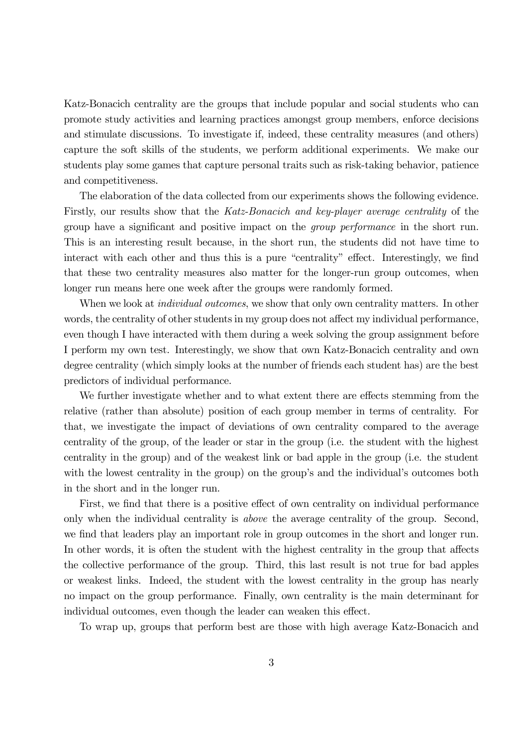Katz-Bonacich centrality are the groups that include popular and social students who can promote study activities and learning practices amongst group members, enforce decisions and stimulate discussions. To investigate if, indeed, these centrality measures (and others) capture the soft skills of the students, we perform additional experiments. We make our students play some games that capture personal traits such as risk-taking behavior, patience and competitiveness.

The elaboration of the data collected from our experiments shows the following evidence. Firstly, our results show that the *Katz-Bonacich and key-player average centrality* of the group have a significant and positive impact on the *group performance* in the short run. This is an interesting result because, in the short run, the students did not have time to interact with each other and thus this is a pure "centrality" effect. Interestingly, we find that these two centrality measures also matter for the longer-run group outcomes, when longer run means here one week after the groups were randomly formed.

When we look at *individual outcomes*, we show that only own centrality matters. In other words, the centrality of other students in my group does not affect my individual performance, even though I have interacted with them during a week solving the group assignment before I perform my own test. Interestingly, we show that own Katz-Bonacich centrality and own degree centrality (which simply looks at the number of friends each student has) are the best predictors of individual performance.

We further investigate whether and to what extent there are effects stemming from the relative (rather than absolute) position of each group member in terms of centrality. For that, we investigate the impact of deviations of own centrality compared to the average centrality of the group, of the leader or star in the group (i.e. the student with the highest centrality in the group) and of the weakest link or bad apple in the group (i.e. the student with the lowest centrality in the group) on the group's and the individual's outcomes both in the short and in the longer run.

First, we find that there is a positive effect of own centrality on individual performance only when the individual centrality is *above* the average centrality of the group. Second, we find that leaders play an important role in group outcomes in the short and longer run. In other words, it is often the student with the highest centrality in the group that affects the collective performance of the group. Third, this last result is not true for bad apples or weakest links. Indeed, the student with the lowest centrality in the group has nearly no impact on the group performance. Finally, own centrality is the main determinant for individual outcomes, even though the leader can weaken this effect.

To wrap up, groups that perform best are those with high average Katz-Bonacich and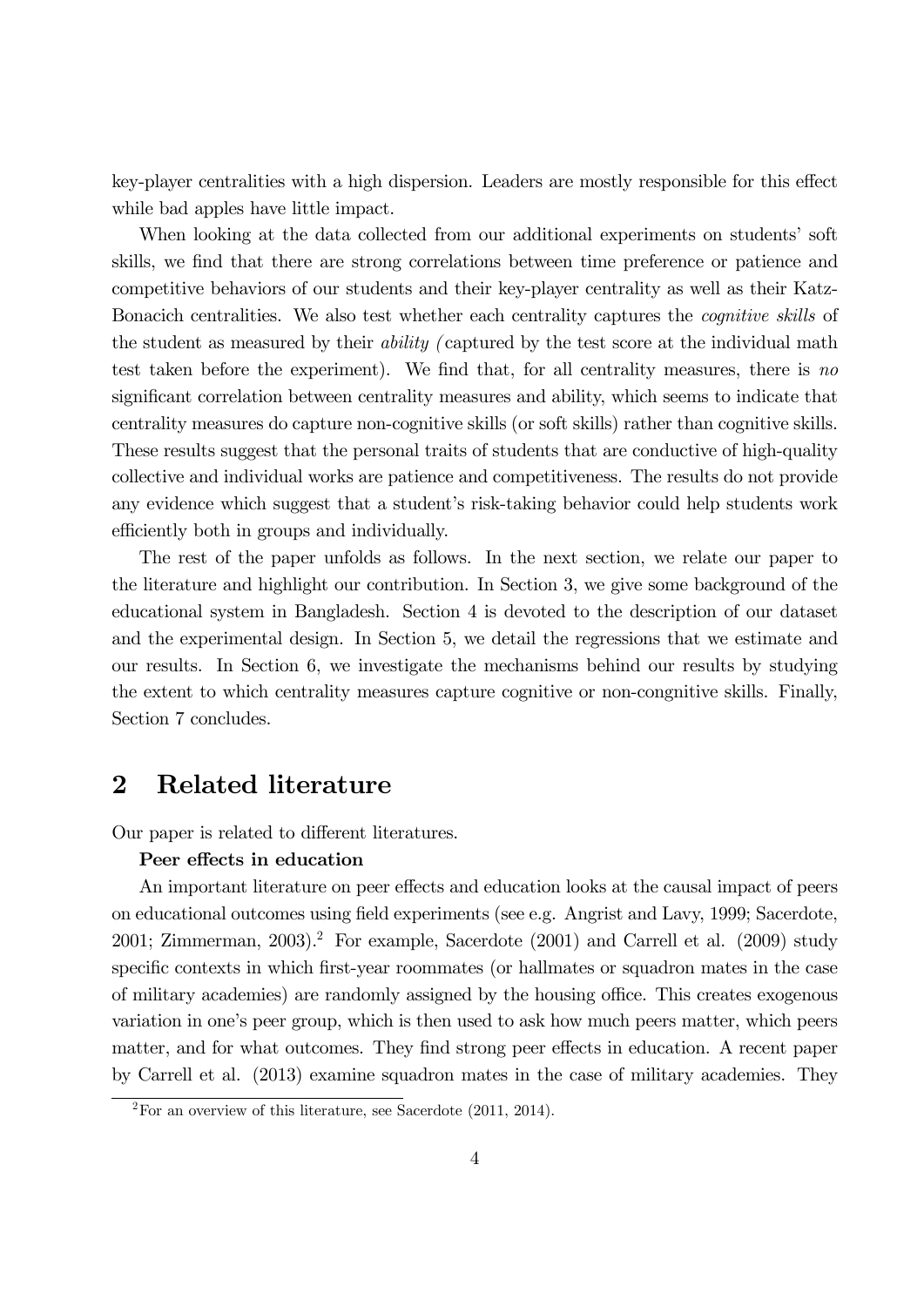key-player centralities with a high dispersion. Leaders are mostly responsible for this effect while bad apples have little impact.

When looking at the data collected from our additional experiments on students' soft skills, we find that there are strong correlations between time preference or patience and competitive behaviors of our students and their key-player centrality as well as their Katz-Bonacich centralities. We also test whether each centrality captures the *cognitive skills* of the student as measured by their *ability (* captured by the test score at the individual math test taken before the experiment). We find that, for all centrality measures, there is *no* significant correlation between centrality measures and ability, which seems to indicate that centrality measures do capture non-cognitive skills (or soft skills) rather than cognitive skills. These results suggest that the personal traits of students that are conductive of high-quality collective and individual works are patience and competitiveness. The results do not provide any evidence which suggest that a student's risk-taking behavior could help students work efficiently both in groups and individually.

The rest of the paper unfolds as follows. In the next section, we relate our paper to the literature and highlight our contribution. In Section 3, we give some background of the educational system in Bangladesh. Section 4 is devoted to the description of our dataset and the experimental design. In Section 5, we detail the regressions that we estimate and our results. In Section 6, we investigate the mechanisms behind our results by studying the extent to which centrality measures capture cognitive or non-congnitive skills. Finally, Section 7 concludes.

## 2 Related literature

Our paper is related to different literatures.

**Peer effects in education**

An important literature on peer effects and education looks at the causal impact of peers on educational outcomes using field experiments (see e.g. Angrist and Lavy, 1999; Sacerdote, 2001; Zimmerman, 2003).[2] For example, Sacerdote (2001) and Carrell et al. (2009) study specific contexts in which first-year roommates (or hallmates or squadron mates in the case of military academies) are randomly assigned by the housing office. This creates exogenous variation in one's peer group, which is then used to ask how much peers matter, which peers matter, and for what outcomes. They find strong peer effects in education. A recent paper by Carrell et al. (2013) examine squadron mates in the case of military academies. They

[2] For an overview of this literature, see Sacerdote (2011, 2014).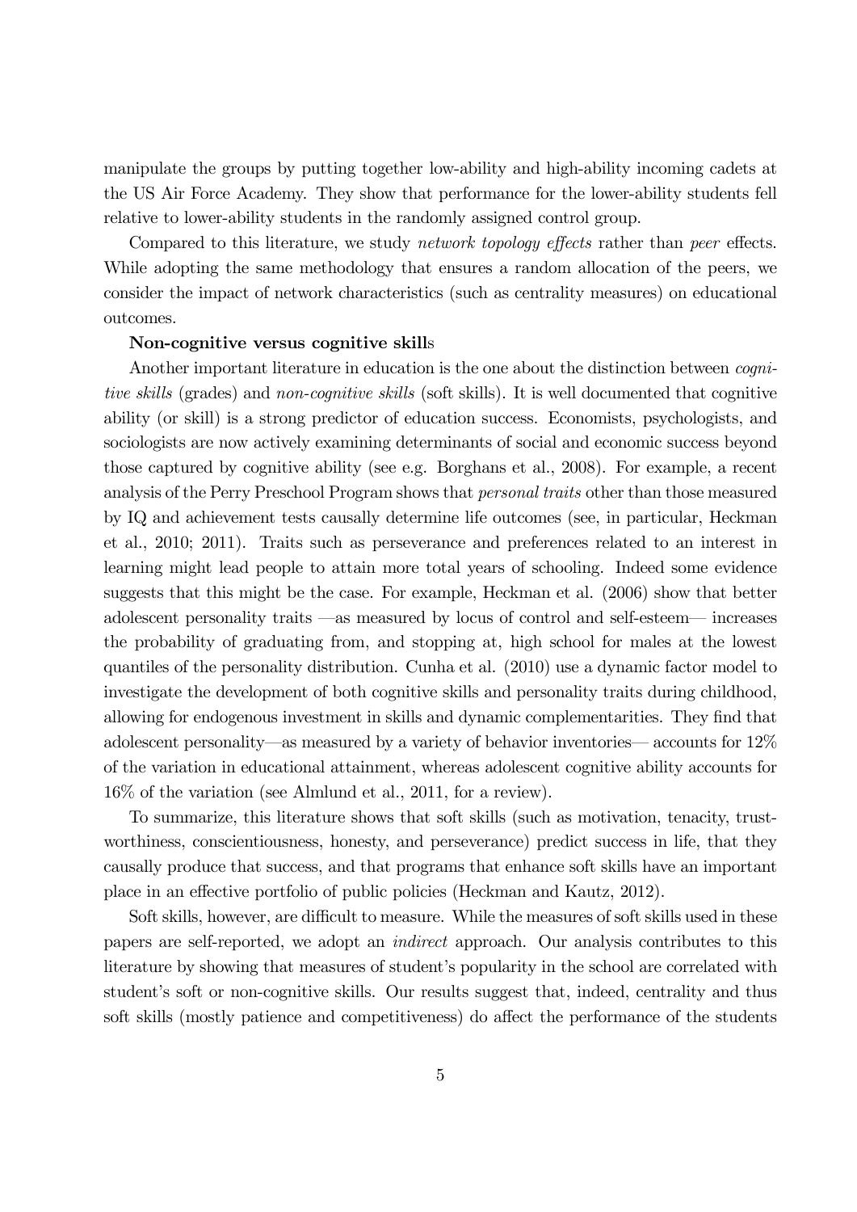manipulate the groups by putting together low-ability and high-ability incoming cadets at the US Air Force Academy. They show that performance for the lower-ability students fell relative to lower-ability students in the randomly assigned control group.

Compared to this literature, we study *network topology effects* rather than *peer* effects. While adopting the same methodology that ensures a random allocation of the peers, we consider the impact of network characteristics (such as centrality measures) on educational outcomes.

**Non-cognitive versus cognitive skill**s

Another important literature in education is the one about the distinction between *cognitive skills* (grades) and *non-cognitive skills* (soft skills). It is well documented that cognitive ability (or skill) is a strong predictor of education success. Economists, psychologists, and sociologists are now actively examining determinants of social and economic success beyond those captured by cognitive ability (see e.g. Borghans et al., 2008). For example, a recent analysis of the Perry Preschool Program shows that *personal traits* other than those measured by IQ and achievement tests causally determine life outcomes (see, in particular, Heckman et al., 2010; 2011). Traits such as perseverance and preferences related to an interest in learning might lead people to attain more total years of schooling. Indeed some evidence suggests that this might be the case. For example, Heckman et al. (2006) show that better adolescent personality traits —as measured by locus of control and self-esteem— increases the probability of graduating from, and stopping at, high school for males at the lowest quantiles of the personality distribution. Cunha et al. (2010) use a dynamic factor model to investigate the development of both cognitive skills and personality traits during childhood, allowing for endogenous investment in skills and dynamic complementarities. They find that adolescent personality—as measured by a variety of behavior inventories— accounts for 12% of the variation in educational attainment, whereas adolescent cognitive ability accounts for 16% of the variation (see Almlund et al., 2011, for a review).

To summarize, this literature shows that soft skills (such as motivation, tenacity, trustworthiness, conscientiousness, honesty, and perseverance) predict success in life, that they causally produce that success, and that programs that enhance soft skills have an important place in an effective portfolio of public policies (Heckman and Kautz, 2012).

Soft skills, however, are difficult to measure. While the measures of soft skills used in these papers are self-reported, we adopt an *indirect* approach. Our analysis contributes to this literature by showing that measures of student's popularity in the school are correlated with student's soft or non-cognitive skills. Our results suggest that, indeed, centrality and thus soft skills (mostly patience and competitiveness) do affect the performance of the students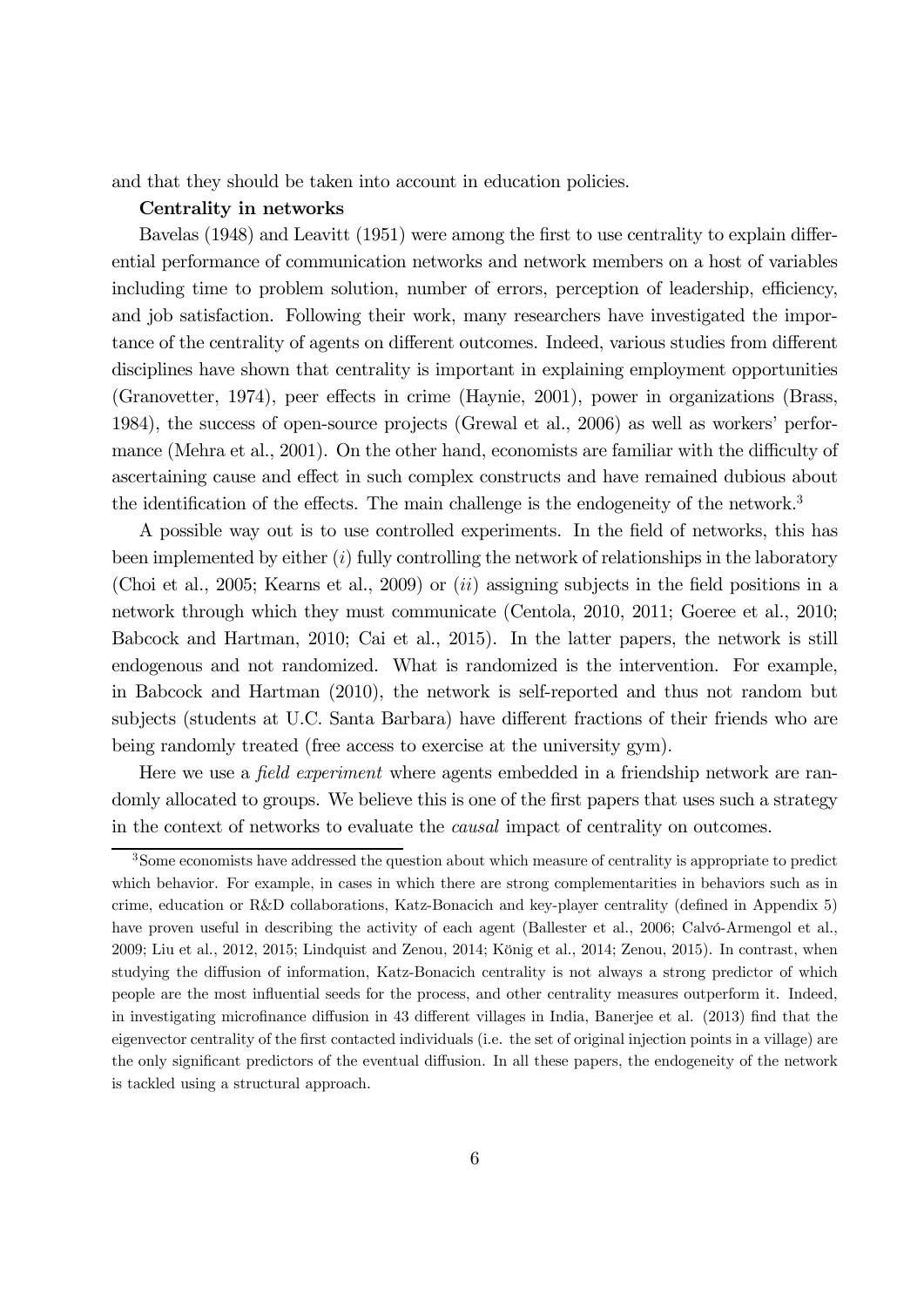and that they should be taken into account in education policies.

**Centrality in networks**

Bavelas (1948) and Leavitt (1951) were among the first to use centrality to explain differential performance of communication networks and network members on a host of variables including time to problem solution, number of errors, perception of leadership, efficiency, and job satisfaction. Following their work, many researchers have investigated the importance of the centrality of agents on different outcomes. Indeed, various studies from different disciplines have shown that centrality is important in explaining employment opportunities (Granovetter, 1974), peer effects in crime (Haynie, 2001), power in organizations (Brass, 1984), the success of open-source projects (Grewal et al., 2006) as well as workers' performance (Mehra et al., 2001). On the other hand, economists are familiar with the difficulty of ascertaining cause and effect in such complex constructs and have remained dubious about the identification of the effects. The main challenge is the endogeneity of the network.[3]

A possible way out is to use controlled experiments. In the field of networks, this has been implemented by either (*i*) fully controlling the network of relationships in the laboratory (Choi et al., 2005; Kearns et al., 2009) or (*ii*) assigning subjects in the field positions in a network through which they must communicate (Centola, 2010, 2011; Goeree et al., 2010; Babcock and Hartman, 2010; Cai et al., 2015). In the latter papers, the network is still endogenous and not randomized. What is randomized is the intervention. For example, in Babcock and Hartman (2010), the network is self-reported and thus not random but subjects (students at U.C. Santa Barbara) have different fractions of their friends who are being randomly treated (free access to exercise at the university gym).

Here we use a *field experiment* where agents embedded in a friendship network are randomly allocated to groups. We believe this is one of the first papers that uses such a strategy in the context of networks to evaluate the *causal* impact of centrality on outcomes.

[3] Some economists have addressed the question about which measure of centrality is appropriate to predict which behavior. For example, in cases in which there are strong complementarities in behaviors such as in crime, education or R&D collaborations, Katz-Bonacich and key-player centrality (defined in Appendix 5) have proven useful in describing the activity of each agent (Ballester et al., 2006; Calvó-Armengol et al., 2009; Liu et al., 2012, 2015; Lindquist and Zenou, 2014; König et al., 2014; Zenou, 2015). In contrast, when studying the diffusion of information, Katz-Bonacich centrality is not always a strong predictor of which people are the most influential seeds for the process, and other centrality measures outperform it. Indeed, in investigating microfinance diffusion in 43 different villages in India, Banerjee et al. (2013) find that the eigenvector centrality of the first contacted individuals (i.e. the set of original injection points in a village) are the only significant predictors of the eventual diffusion. In all these papers, the endogeneity of the network is tackled using a structural approach.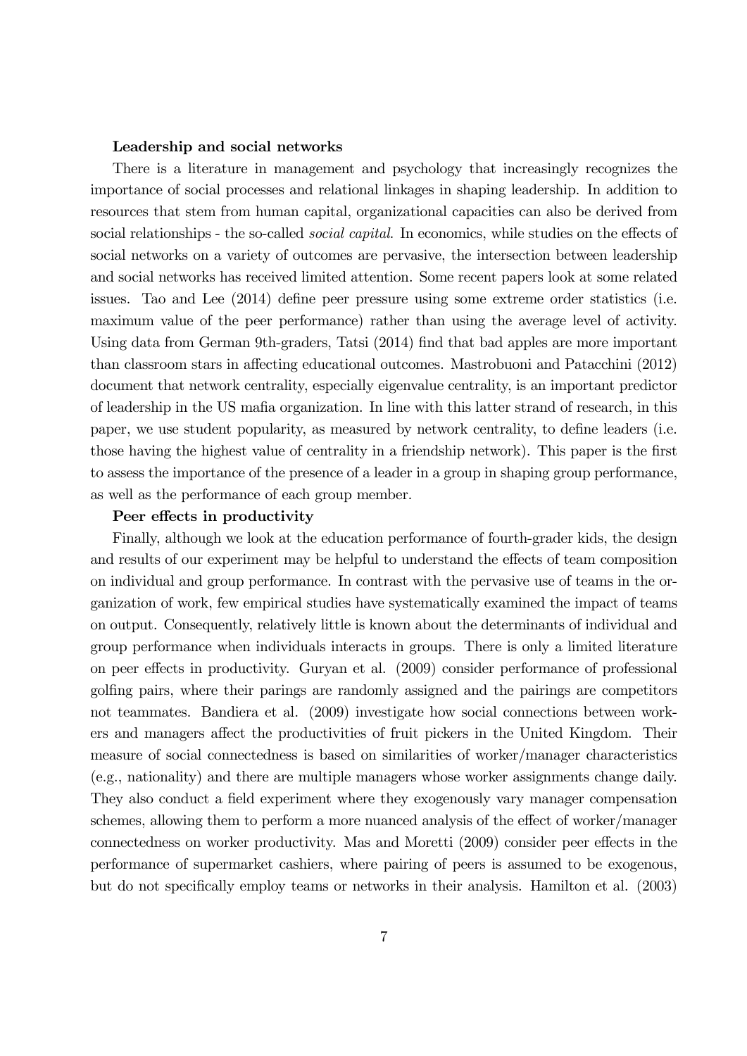**Leadership and social networks**

There is a literature in management and psychology that increasingly recognizes the importance of social processes and relational linkages in shaping leadership. In addition to resources that stem from human capital, organizational capacities can also be derived from social relationships - the so-called *social capital*. In economics, while studies on the effects of social networks on a variety of outcomes are pervasive, the intersection between leadership and social networks has received limited attention. Some recent papers look at some related issues. Tao and Lee (2014) define peer pressure using some extreme order statistics (i.e. maximum value of the peer performance) rather than using the average level of activity. Using data from German 9th-graders, Tatsi (2014) find that bad apples are more important than classroom stars in affecting educational outcomes. Mastrobuoni and Patacchini (2012) document that network centrality, especially eigenvalue centrality, is an important predictor of leadership in the US mafia organization. In line with this latter strand of research, in this paper, we use student popularity, as measured by network centrality, to define leaders (i.e. those having the highest value of centrality in a friendship network). This paper is the first to assess the importance of the presence of a leader in a group in shaping group performance, as well as the performance of each group member.

**Peer effects in productivity**

Finally, although we look at the education performance of fourth-grader kids, the design and results of our experiment may be helpful to understand the effects of team composition on individual and group performance. In contrast with the pervasive use of teams in the organization of work, few empirical studies have systematically examined the impact of teams on output. Consequently, relatively little is known about the determinants of individual and group performance when individuals interacts in groups. There is only a limited literature on peer effects in productivity. Guryan et al. (2009) consider performance of professional golfing pairs, where their parings are randomly assigned and the pairings are competitors not teammates. Bandiera et al. (2009) investigate how social connections between workers and managers affect the productivities of fruit pickers in the United Kingdom. Their measure of social connectedness is based on similarities of worker/manager characteristics (e.g., nationality) and there are multiple managers whose worker assignments change daily. They also conduct a field experiment where they exogenously vary manager compensation schemes, allowing them to perform a more nuanced analysis of the effect of worker/manager connectedness on worker productivity. Mas and Moretti (2009) consider peer effects in the performance of supermarket cashiers, where pairing of peers is assumed to be exogenous, but do not specifically employ teams or networks in their analysis. Hamilton et al. (2003)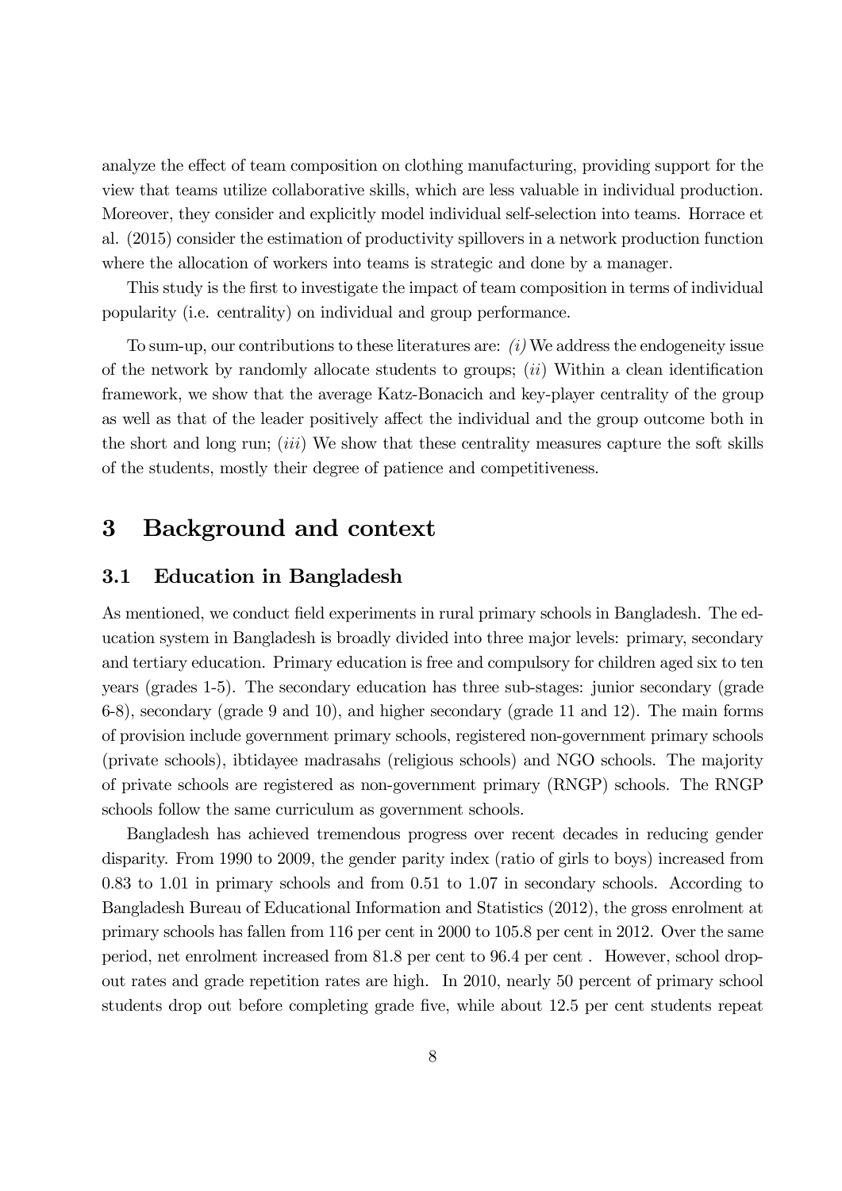analyze the effect of team composition on clothing manufacturing, providing support for the view that teams utilize collaborative skills, which are less valuable in individual production. Moreover, they consider and explicitly model individual self-selection into teams. Horrace et al. (2015) consider the estimation of productivity spillovers in a network production function where the allocation of workers into teams is strategic and done by a manager.

This study is the first to investigate the impact of team composition in terms of individual popularity (i.e. centrality) on individual and group performance.

To sum-up, our contributions to these literatures are: *(i)* We address the endogeneity issue of the network by randomly allocate students to groups; (*ii*) Within a clean identification framework, we show that the average Katz-Bonacich and key-player centrality of the group as well as that of the leader positively affect the individual and the group outcome both in the short and long run; (*iii*) We show that these centrality measures capture the soft skills of the students, mostly their degree of patience and competitiveness.

# 3 Background and context

## 3.1 Education in Bangladesh

As mentioned, we conduct field experiments in rural primary schools in Bangladesh. The education system in Bangladesh is broadly divided into three major levels: primary, secondary and tertiary education. Primary education is free and compulsory for children aged six to ten years (grades 1-5). The secondary education has three sub-stages: junior secondary (grade 6-8), secondary (grade 9 and 10), and higher secondary (grade 11 and 12). The main forms of provision include government primary schools, registered non-government primary schools (private schools), ibtidayee madrasahs (religious schools) and NGO schools. The majority of private schools are registered as non-government primary (RNGP) schools. The RNGP schools follow the same curriculum as government schools.

Bangladesh has achieved tremendous progress over recent decades in reducing gender disparity. From 1990 to 2009, the gender parity index (ratio of girls to boys) increased from 0.83 to 1.01 in primary schools and from 0.51 to 1.07 in secondary schools. According to Bangladesh Bureau of Educational Information and Statistics (2012), the gross enrolment at primary schools has fallen from 116 per cent in 2000 to 105.8 per cent in 2012. Over the same period, net enrolment increased from 81.8 per cent to 96.4 per cent . However, school drop-out rates and grade repetition rates are high. In 2010, nearly 50 percent of primary school students drop out before completing grade five, while about 12.5 per cent students repeat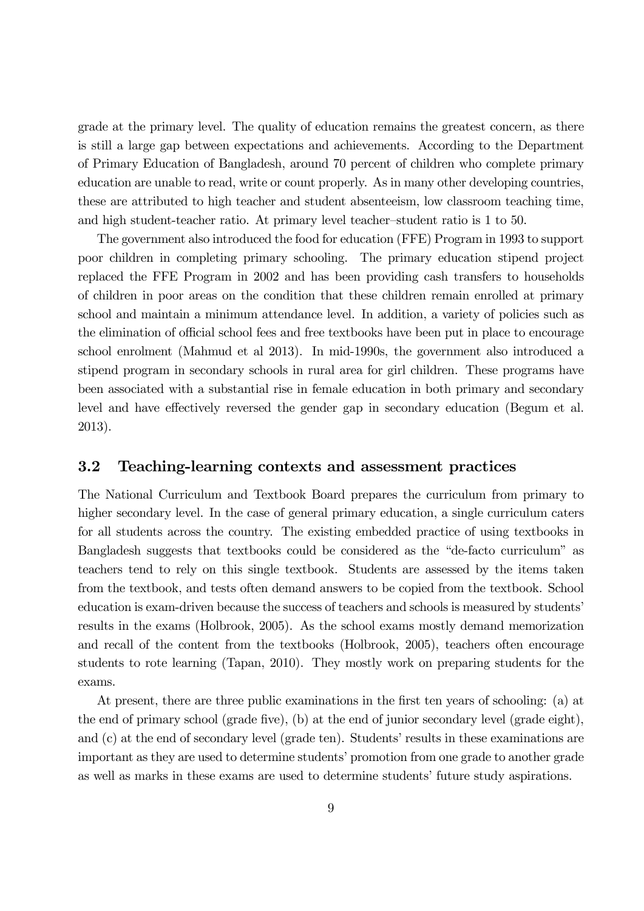grade at the primary level. The quality of education remains the greatest concern, as there is still a large gap between expectations and achievements. According to the Department of Primary Education of Bangladesh, around 70 percent of children who complete primary education are unable to read, write or count properly. As in many other developing countries, these are attributed to high teacher and student absenteeism, low classroom teaching time, and high student-teacher ratio. At primary level teacher–student ratio is 1 to 50.

The government also introduced the food for education (FFE) Program in 1993 to support poor children in completing primary schooling. The primary education stipend project replaced the FFE Program in 2002 and has been providing cash transfers to households of children in poor areas on the condition that these children remain enrolled at primary school and maintain a minimum attendance level. In addition, a variety of policies such as the elimination of official school fees and free textbooks have been put in place to encourage school enrolment (Mahmud et al 2013). In mid-1990s, the government also introduced a stipend program in secondary schools in rural area for girl children. These programs have been associated with a substantial rise in female education in both primary and secondary level and have effectively reversed the gender gap in secondary education (Begum et al. 2013).

## 3.2 Teaching-learning contexts and assessment practices

The National Curriculum and Textbook Board prepares the curriculum from primary to higher secondary level. In the case of general primary education, a single curriculum caters for all students across the country. The existing embedded practice of using textbooks in Bangladesh suggests that textbooks could be considered as the "de-facto curriculum" as teachers tend to rely on this single textbook. Students are assessed by the items taken from the textbook, and tests often demand answers to be copied from the textbook. School education is exam-driven because the success of teachers and schools is measured by students' results in the exams (Holbrook, 2005). As the school exams mostly demand memorization and recall of the content from the textbooks (Holbrook, 2005), teachers often encourage students to rote learning (Tapan, 2010). They mostly work on preparing students for the exams.

At present, there are three public examinations in the first ten years of schooling: (a) at the end of primary school (grade five), (b) at the end of junior secondary level (grade eight), and (c) at the end of secondary level (grade ten). Students' results in these examinations are important as they are used to determine students' promotion from one grade to another grade as well as marks in these exams are used to determine students' future study aspirations.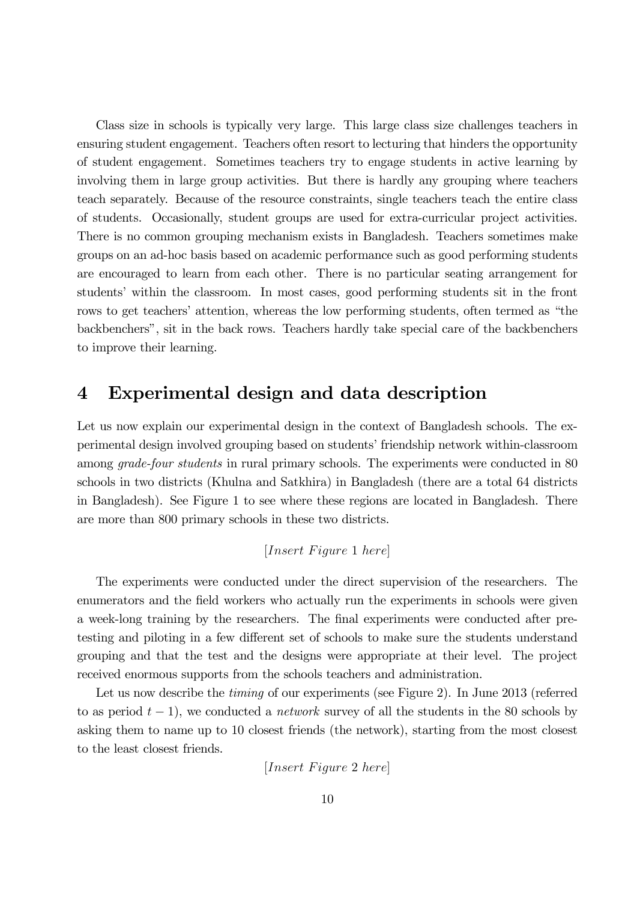Class size in schools is typically very large. This large class size challenges teachers in ensuring student engagement. Teachers often resort to lecturing that hinders the opportunity of student engagement. Sometimes teachers try to engage students in active learning by involving them in large group activities. But there is hardly any grouping where teachers teach separately. Because of the resource constraints, single teachers teach the entire class of students. Occasionally, student groups are used for extra-curricular project activities. There is no common grouping mechanism exists in Bangladesh. Teachers sometimes make groups on an ad-hoc basis based on academic performance such as good performing students are encouraged to learn from each other. There is no particular seating arrangement for students' within the classroom. In most cases, good performing students sit in the front rows to get teachers' attention, whereas the low performing students, often termed as "the backbenchers", sit in the back rows. Teachers hardly take special care of the backbenchers to improve their learning.

# 4 Experimental design and data description

Let us now explain our experimental design in the context of Bangladesh schools. The experimental design involved grouping based on students' friendship network within-classroom among *grade-four students* in rural primary schools. The experiments were conducted in 80 schools in two districts (Khulna and Satkhira) in Bangladesh (there are a total 64 districts in Bangladesh). See Figure 1 to see where these regions are located in Bangladesh. There are more than 800 primary schools in these two districts.

[*Insert Figure* 1 *here*]

The experiments were conducted under the direct supervision of the researchers. The enumerators and the field workers who actually run the experiments in schools were given a week-long training by the researchers. The final experiments were conducted after pretesting and piloting in a few different set of schools to make sure the students understand grouping and that the test and the designs were appropriate at their level. The project received enormous supports from the schools teachers and administration.

Let us now describe the *timing* of our experiments (see Figure 2). In June 2013 (referred to as period $t-1$), we conducted a *network* survey of all the students in the 80 schools by asking them to name up to 10 closest friends (the network), starting from the most closest to the least closest friends.

[*Insert Figure* 2 *here*]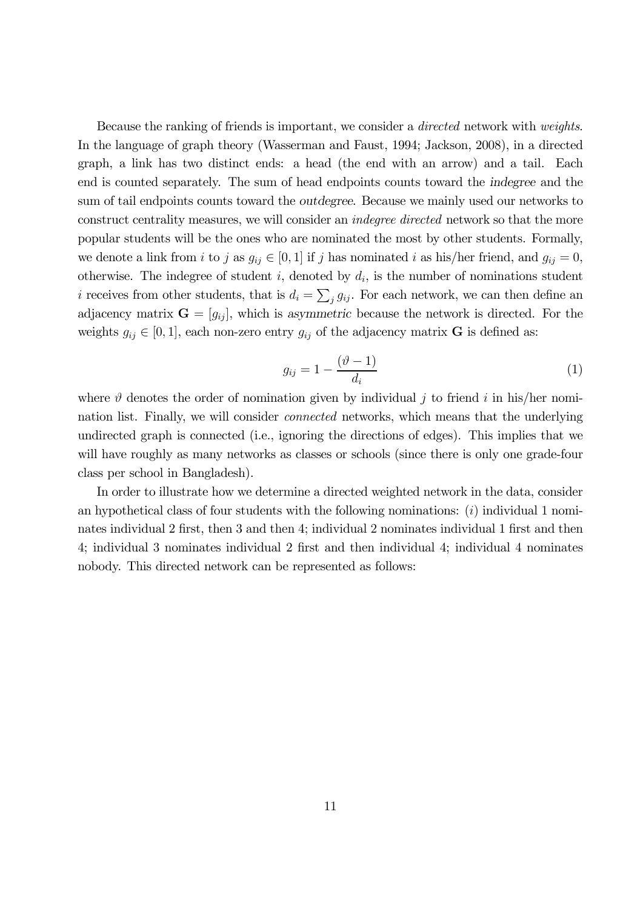Because the ranking of friends is important, we consider a *directed* network with *weights*. In the language of graph theory (Wasserman and Faust, 1994; Jackson, 2008), in a directed graph, a link has two distinct ends: a head (the end with an arrow) and a tail. Each end is counted separately. The sum of head endpoints counts toward the *indegree* and the sum of tail endpoints counts toward the *outdegree*. Because we mainly used our networks to construct centrality measures, we will consider an *indegree directed* network so that the more popular students will be the ones who are nominated the most by other students. Formally, we denote a link from $i$ to $j$ as $g_{ij} \in [0, 1]$ if $j$ has nominated $i$ as his/her friend, and $g_{ij} = 0$, otherwise. The indegree of student $i$, denoted by $d_i$, is the number of nominations student $i$ receives from other students, that is $d_i = \sum_j g_{ij}$. For each network, we can then define an adjacency matrix $\mathbf{G} = [g_{ij}]$, which is *asymmetric* because the network is directed. For the weights $g_{ij} \in [0, 1]$, each non-zero entry $g_{ij}$ of the adjacency matrix $\mathbf{G}$ is defined as:

$$g_{ij} = 1 - \frac{(\vartheta - 1)}{d_i} \tag{1}$$

where $\vartheta$ denotes the order of nomination given by individual $j$ to friend $i$ in his/her nomination list. Finally, we will consider *connected* networks, which means that the underlying undirected graph is connected (i.e., ignoring the directions of edges). This implies that we will have roughly as many networks as classes or schools (since there is only one grade-four class per school in Bangladesh).

In order to illustrate how we determine a directed weighted network in the data, consider an hypothetical class of four students with the following nominations: ($i$) individual 1 nominates individual 2 first, then 3 and then 4; individual 2 nominates individual 1 first and then 4; individual 3 nominates individual 2 first and then individual 4; individual 4 nominates nobody. This directed network can be represented as follows: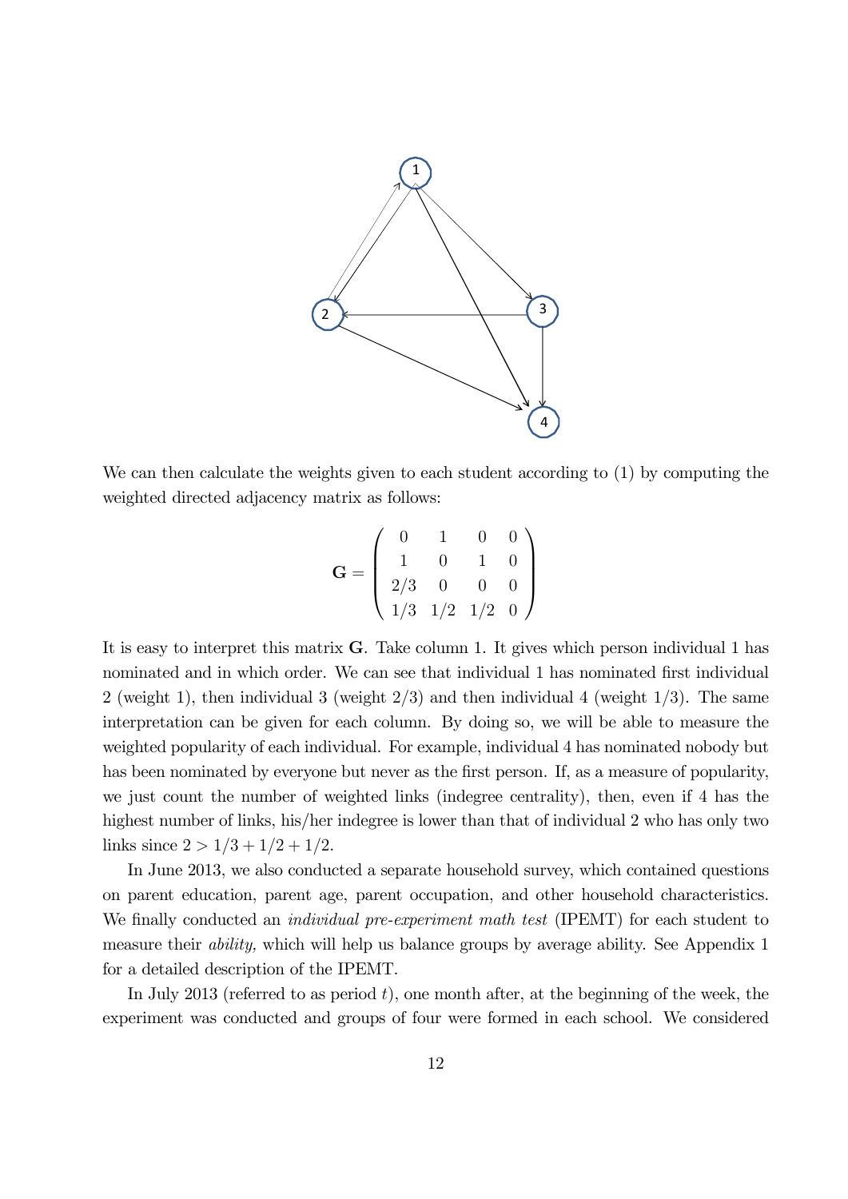We can then calculate the weights given to each student according to (1) by computing the weighted directed adjacency matrix as follows:

$$\mathbf{G} = \begin{pmatrix} 0 & 1 & 0 & 0 \\ 1 & 0 & 1 & 0 \\ 2/3 & 0 & 0 & 0 \\ 1/3 & 1/2 & 1/2 & 0 \end{pmatrix}$$

It is easy to interpret this matrix $\mathbf{G}$. Take column 1. It gives which person individual 1 has nominated and in which order. We can see that individual 1 has nominated first individual 2 (weight 1), then individual 3 (weight 2/3) and then individual 4 (weight 1/3). The same interpretation can be given for each column. By doing so, we will be able to measure the weighted popularity of each individual. For example, individual 4 has nominated nobody but has been nominated by everyone but never as the first person. If, as a measure of popularity, we just count the number of weighted links (indegree centrality), then, even if 4 has the highest number of links, his/her indegree is lower than that of individual 2 who has only two links since $2 > 1/3 + 1/2 + 1/2$.

In June 2013, we also conducted a separate household survey, which contained questions on parent education, parent age, parent occupation, and other household characteristics. We finally conducted an *individual pre-experiment math test* (IPEMT) for each student to measure their *ability,* which will help us balance groups by average ability. See Appendix 1 for a detailed description of the IPEMT.

In July 2013 (referred to as period $t$), one month after, at the beginning of the week, the experiment was conducted and groups of four were formed in each school. We considered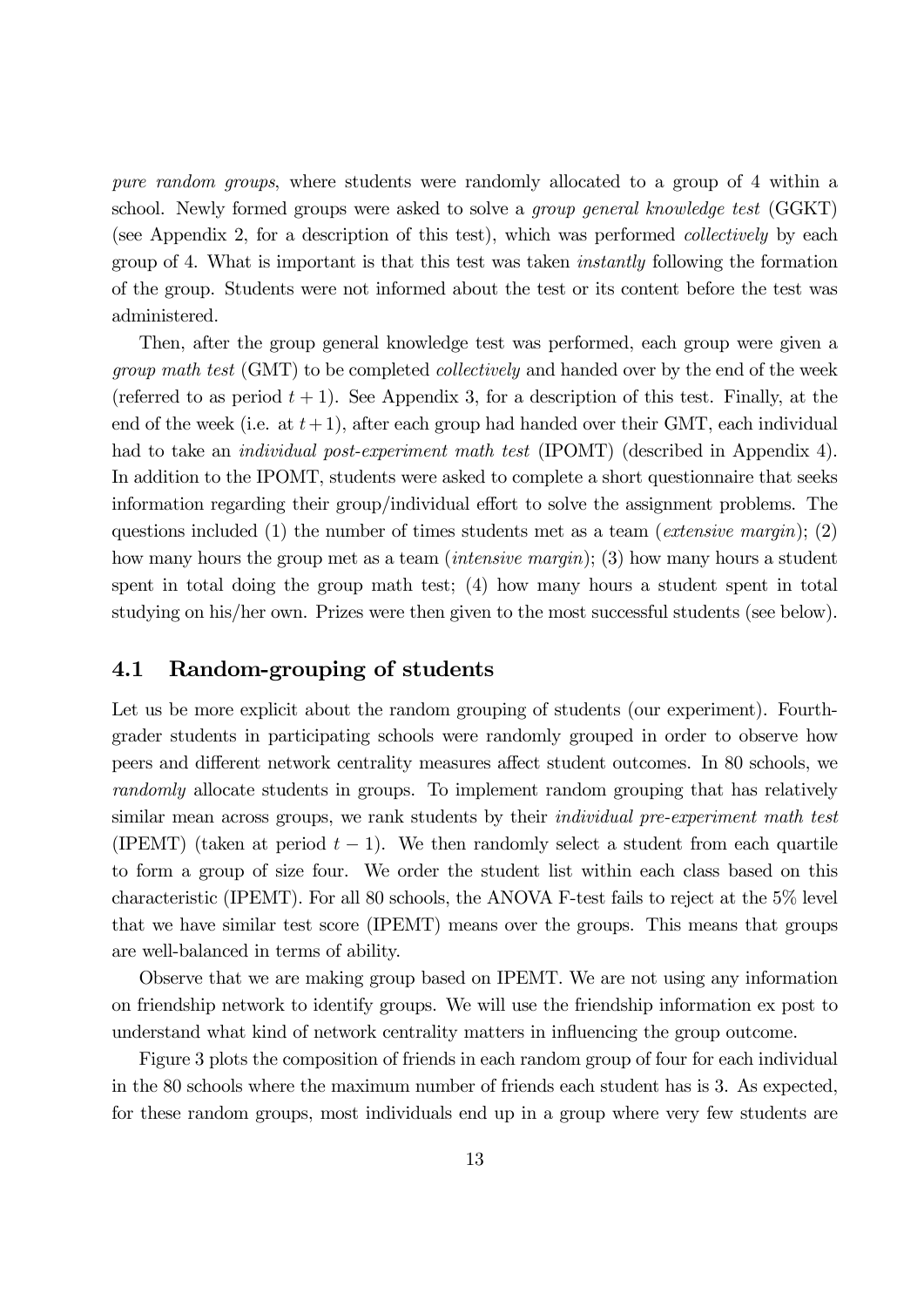*pure random groups*, where students were randomly allocated to a group of 4 within a school. Newly formed groups were asked to solve a *group general knowledge test* (GGKT) (see Appendix 2, for a description of this test), which was performed *collectively* by each group of 4. What is important is that this test was taken *instantly* following the formation of the group. Students were not informed about the test or its content before the test was administered.

Then, after the group general knowledge test was performed, each group were given a *group math test* (GMT) to be completed *collectively* and handed over by the end of the week (referred to as period $t+1$). See Appendix 3, for a description of this test. Finally, at the end of the week (i.e. at $t+1$), after each group had handed over their GMT, each individual had to take an *individual post-experiment math test* (IPOMT) (described in Appendix 4). In addition to the IPOMT, students were asked to complete a short questionnaire that seeks information regarding their group/individual effort to solve the assignment problems. The questions included (1) the number of times students met as a team (*extensive margin*); (2) how many hours the group met as a team (*intensive margin*); (3) how many hours a student spent in total doing the group math test; (4) how many hours a student spent in total studying on his/her own. Prizes were then given to the most successful students (see below).

## 4.1 Random-grouping of students

Let us be more explicit about the random grouping of students (our experiment). Fourth-grader students in participating schools were randomly grouped in order to observe how peers and different network centrality measures affect student outcomes. In 80 schools, we *randomly* allocate students in groups. To implement random grouping that has relatively similar mean across groups, we rank students by their *individual pre-experiment math test* (IPEMT) (taken at period $t-1$). We then randomly select a student from each quartile to form a group of size four. We order the student list within each class based on this characteristic (IPEMT). For all 80 schools, the ANOVA F-test fails to reject at the 5% level that we have similar test score (IPEMT) means over the groups. This means that groups are well-balanced in terms of ability.

Observe that we are making group based on IPEMT. We are not using any information on friendship network to identify groups. We will use the friendship information ex post to understand what kind of network centrality matters in influencing the group outcome.

Figure 3 plots the composition of friends in each random group of four for each individual in the 80 schools where the maximum number of friends each student has is 3. As expected, for these random groups, most individuals end up in a group where very few students are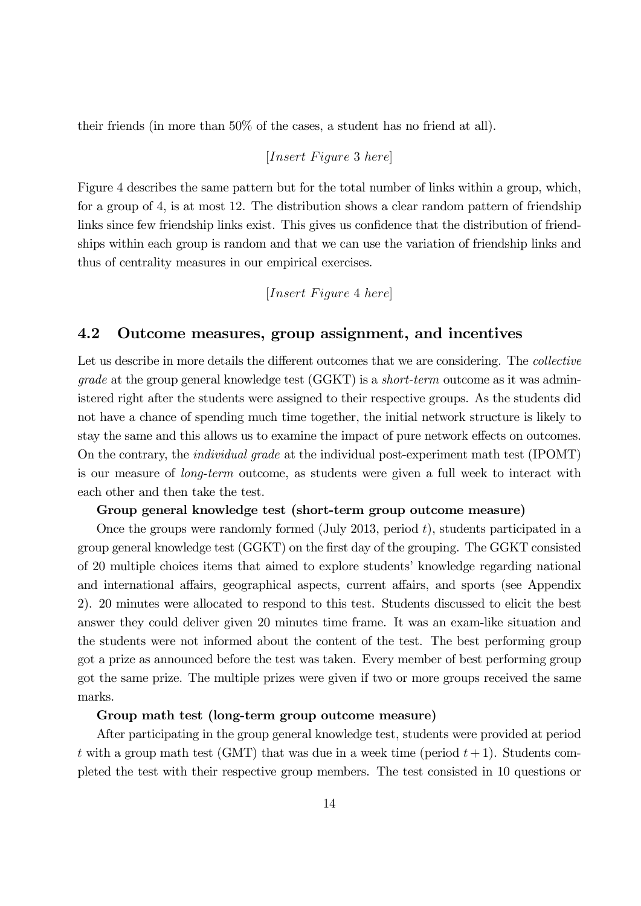their friends (in more than 50% of the cases, a student has no friend at all).

[*Insert Figure* 3 *here*]

Figure 4 describes the same pattern but for the total number of links within a group, which, for a group of 4, is at most 12. The distribution shows a clear random pattern of friendship links since few friendship links exist. This gives us confidence that the distribution of friendships within each group is random and that we can use the variation of friendship links and thus of centrality measures in our empirical exercises.

[*Insert Figure* 4 *here*]

## 4.2 Outcome measures, group assignment, and incentives

Let us describe in more details the different outcomes that we are considering. The *collective grade* at the group general knowledge test (GGKT) is a *short-term* outcome as it was administered right after the students were assigned to their respective groups. As the students did not have a chance of spending much time together, the initial network structure is likely to stay the same and this allows us to examine the impact of pure network effects on outcomes. On the contrary, the *individual grade* at the individual post-experiment math test (IPOMT) is our measure of *long-term* outcome, as students were given a full week to interact with each other and then take the test.

**Group general knowledge test (short-term group outcome measure)**

Once the groups were randomly formed (July 2013, period $t$), students participated in a group general knowledge test (GGKT) on the first day of the grouping. The GGKT consisted of 20 multiple choices items that aimed to explore students' knowledge regarding national and international affairs, geographical aspects, current affairs, and sports (see Appendix 2). 20 minutes were allocated to respond to this test. Students discussed to elicit the best answer they could deliver given 20 minutes time frame. It was an exam-like situation and the students were not informed about the content of the test. The best performing group got a prize as announced before the test was taken. Every member of best performing group got the same prize. The multiple prizes were given if two or more groups received the same marks.

**Group math test (long-term group outcome measure)**

After participating in the group general knowledge test, students were provided at period $t$ with a group math test (GMT) that was due in a week time (period $t + 1$). Students completed the test with their respective group members. The test consisted in 10 questions or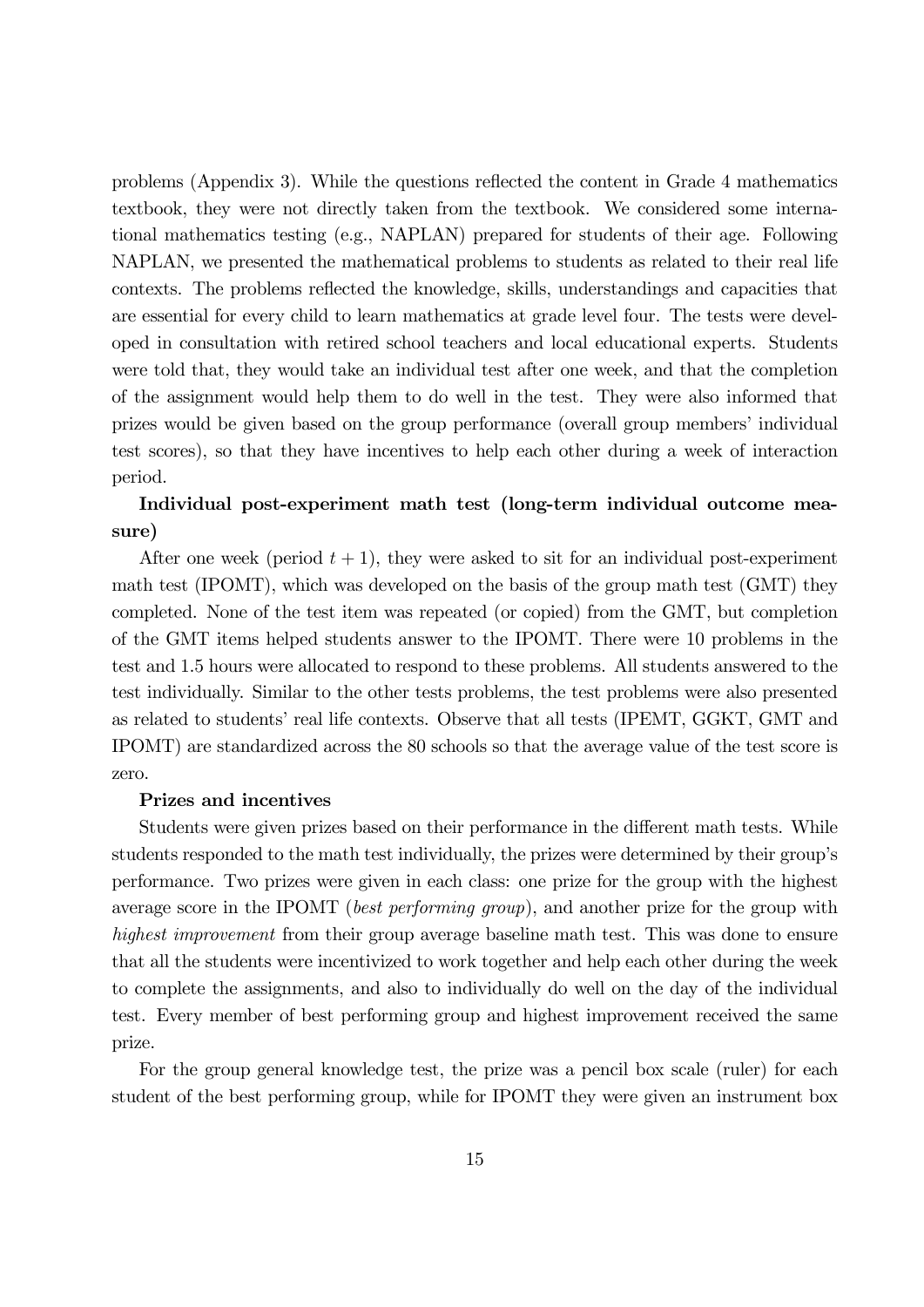problems (Appendix 3). While the questions reflected the content in Grade 4 mathematics textbook, they were not directly taken from the textbook. We considered some international mathematics testing (e.g., NAPLAN) prepared for students of their age. Following NAPLAN, we presented the mathematical problems to students as related to their real life contexts. The problems reflected the knowledge, skills, understandings and capacities that are essential for every child to learn mathematics at grade level four. The tests were developed in consultation with retired school teachers and local educational experts. Students were told that, they would take an individual test after one week, and that the completion of the assignment would help them to do well in the test. They were also informed that prizes would be given based on the group performance (overall group members' individual test scores), so that they have incentives to help each other during a week of interaction period.

**Individual post-experiment math test (long-term individual outcome measure)**

After one week (period $t + 1$), they were asked to sit for an individual post-experiment math test (IPOMT), which was developed on the basis of the group math test (GMT) they completed. None of the test item was repeated (or copied) from the GMT, but completion of the GMT items helped students answer to the IPOMT. There were 10 problems in the test and 1.5 hours were allocated to respond to these problems. All students answered to the test individually. Similar to the other tests problems, the test problems were also presented as related to students' real life contexts. Observe that all tests (IPEMT, GGKT, GMT and IPOMT) are standardized across the 80 schools so that the average value of the test score is zero.

**Prizes and incentives**

Students were given prizes based on their performance in the different math tests. While students responded to the math test individually, the prizes were determined by their group's performance. Two prizes were given in each class: one prize for the group with the highest average score in the IPOMT (*best performing group*), and another prize for the group with *highest improvement* from their group average baseline math test. This was done to ensure that all the students were incentivized to work together and help each other during the week to complete the assignments, and also to individually do well on the day of the individual test. Every member of best performing group and highest improvement received the same prize.

For the group general knowledge test, the prize was a pencil box scale (ruler) for each student of the best performing group, while for IPOMT they were given an instrument box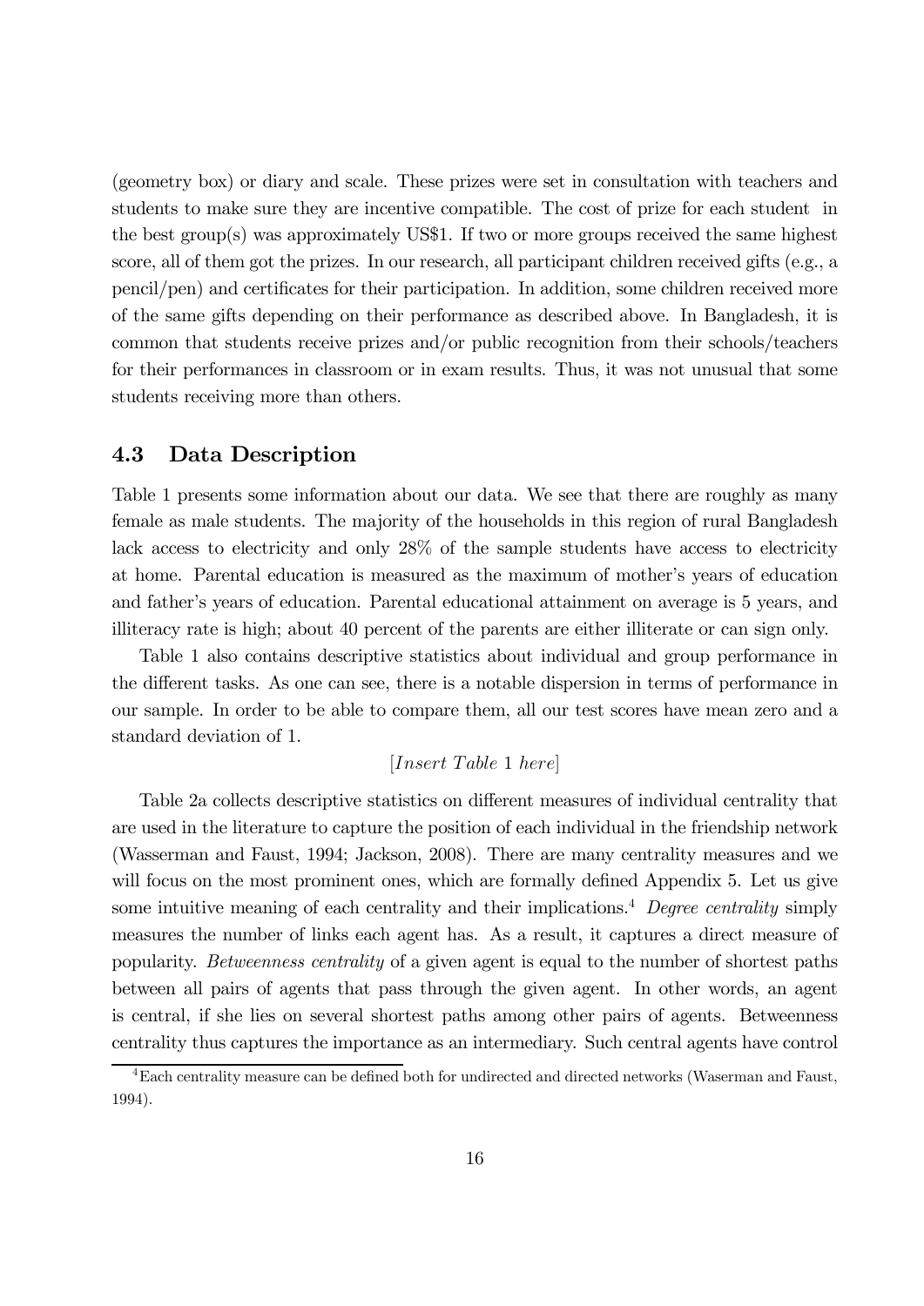(geometry box) or diary and scale. These prizes were set in consultation with teachers and students to make sure they are incentive compatible. The cost of prize for each student in the best group(s) was approximately US$1. If two or more groups received the same highest score, all of them got the prizes. In our research, all participant children received gifts (e.g., a pencil/pen) and certificates for their participation. In addition, some children received more of the same gifts depending on their performance as described above. In Bangladesh, it is common that students receive prizes and/or public recognition from their schools/teachers for their performances in classroom or in exam results. Thus, it was not unusual that some students receiving more than others.

### 4.3 Data Description

Table 1 presents some information about our data. We see that there are roughly as many female as male students. The majority of the households in this region of rural Bangladesh lack access to electricity and only 28% of the sample students have access to electricity at home. Parental education is measured as the maximum of mother's years of education and father's years of education. Parental educational attainment on average is 5 years, and illiteracy rate is high; about 40 percent of the parents are either illiterate or can sign only.

Table 1 also contains descriptive statistics about individual and group performance in the different tasks. As one can see, there is a notable dispersion in terms of performance in our sample. In order to be able to compare them, all our test scores have mean zero and a standard deviation of 1.

[*Insert Table* 1 *here*]

Table 2a collects descriptive statistics on different measures of individual centrality that are used in the literature to capture the position of each individual in the friendship network (Wasserman and Faust, 1994; Jackson, 2008). There are many centrality measures and we will focus on the most prominent ones, which are formally defined Appendix 5. Let us give some intuitive meaning of each centrality and their implications.[4] *Degree centrality* simply measures the number of links each agent has. As a result, it captures a direct measure of popularity. *Betweenness centrality* of a given agent is equal to the number of shortest paths between all pairs of agents that pass through the given agent. In other words, an agent is central, if she lies on several shortest paths among other pairs of agents. Betweenness centrality thus captures the importance as an intermediary. Such central agents have control

[4] Each centrality measure can be defined both for undirected and directed networks (Waserman and Faust, 1994).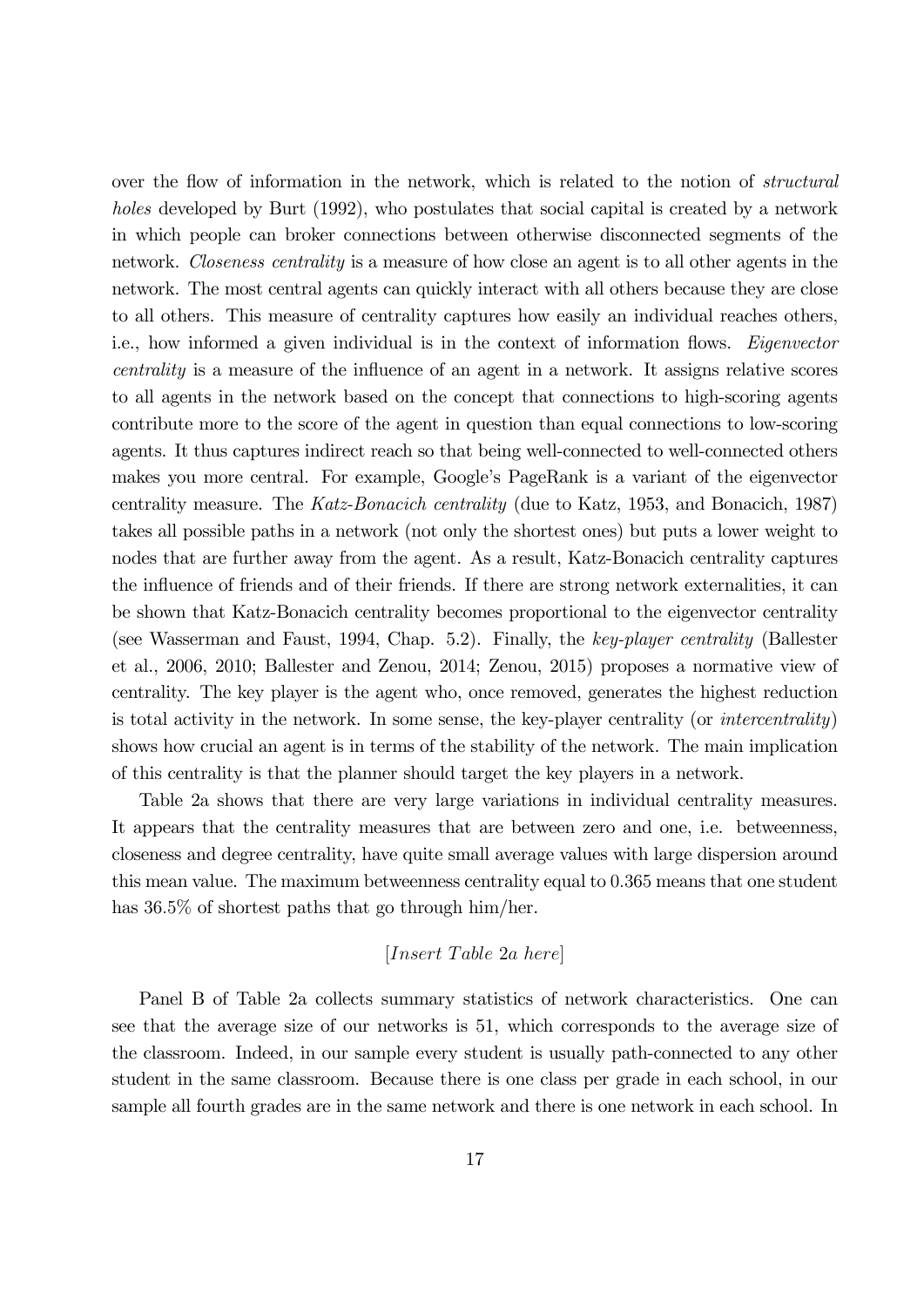over the flow of information in the network, which is related to the notion of *structural holes* developed by Burt (1992), who postulates that social capital is created by a network in which people can broker connections between otherwise disconnected segments of the network. *Closeness centrality* is a measure of how close an agent is to all other agents in the network. The most central agents can quickly interact with all others because they are close to all others. This measure of centrality captures how easily an individual reaches others, i.e., how informed a given individual is in the context of information flows. *Eigenvector centrality* is a measure of the influence of an agent in a network. It assigns relative scores to all agents in the network based on the concept that connections to high-scoring agents contribute more to the score of the agent in question than equal connections to low-scoring agents. It thus captures indirect reach so that being well-connected to well-connected others makes you more central. For example, Google's PageRank is a variant of the eigenvector centrality measure. The *Katz-Bonacich centrality* (due to Katz, 1953, and Bonacich, 1987) takes all possible paths in a network (not only the shortest ones) but puts a lower weight to nodes that are further away from the agent. As a result, Katz-Bonacich centrality captures the influence of friends and of their friends. If there are strong network externalities, it can be shown that Katz-Bonacich centrality becomes proportional to the eigenvector centrality (see Wasserman and Faust, 1994, Chap. 5.2). Finally, the *key-player centrality* (Ballester et al., 2006, 2010; Ballester and Zenou, 2014; Zenou, 2015) proposes a normative view of centrality. The key player is the agent who, once removed, generates the highest reduction is total activity in the network. In some sense, the key-player centrality (or *intercentrality*) shows how crucial an agent is in terms of the stability of the network. The main implication of this centrality is that the planner should target the key players in a network.

Table 2a shows that there are very large variations in individual centrality measures. It appears that the centrality measures that are between zero and one, i.e. betweenness, closeness and degree centrality, have quite small average values with large dispersion around this mean value. The maximum betweenness centrality equal to 0.365 means that one student has 36.5% of shortest paths that go through him/her.

[*Insert Table 2a here*]

Panel B of Table 2a collects summary statistics of network characteristics. One can see that the average size of our networks is 51, which corresponds to the average size of the classroom. Indeed, in our sample every student is usually path-connected to any other student in the same classroom. Because there is one class per grade in each school, in our sample all fourth grades are in the same network and there is one network in each school. In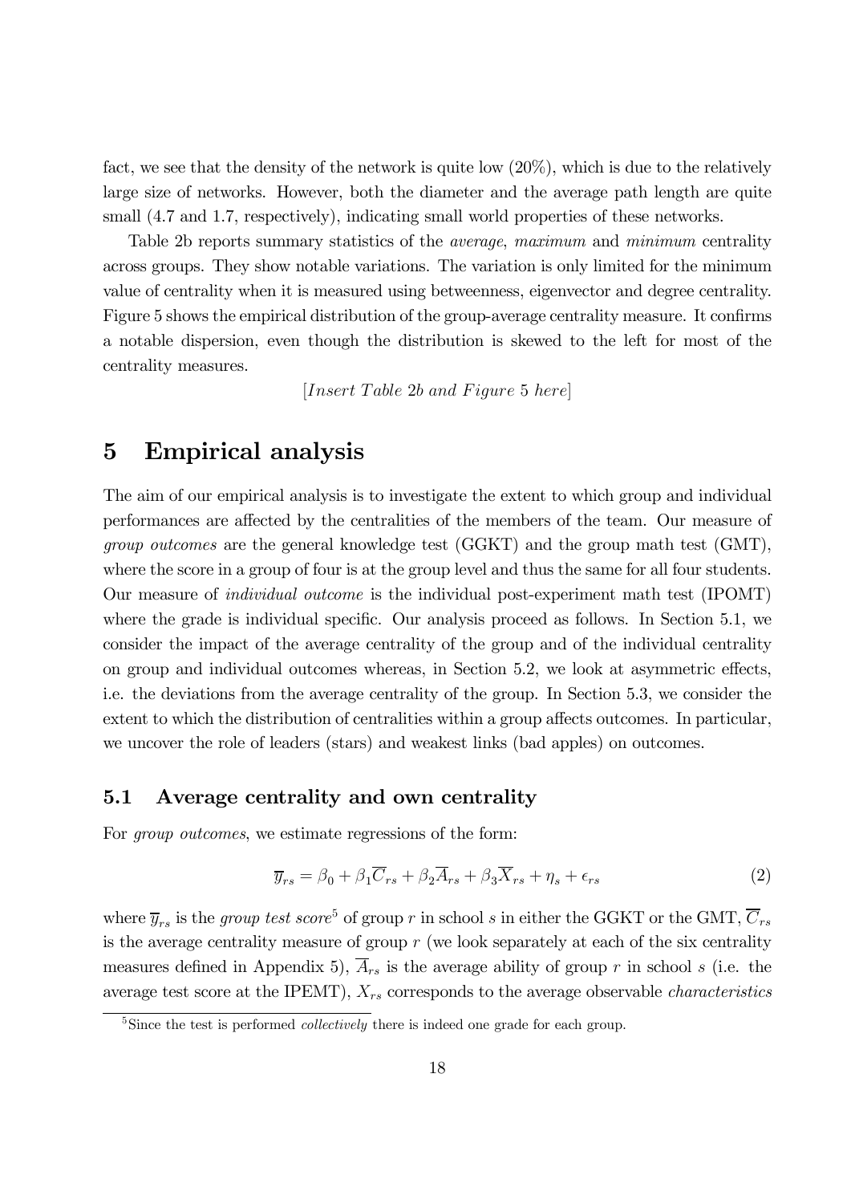fact, we see that the density of the network is quite low (20%), which is due to the relatively large size of networks. However, both the diameter and the average path length are quite small (4.7 and 1.7, respectively), indicating small world properties of these networks.

Table 2b reports summary statistics of the *average*, *maximum* and *minimum* centrality across groups. They show notable variations. The variation is only limited for the minimum value of centrality when it is measured using betweenness, eigenvector and degree centrality. Figure 5 shows the empirical distribution of the group-average centrality measure. It confirms a notable dispersion, even though the distribution is skewed to the left for most of the centrality measures.

[*Insert Table 2b and Figure 5 here*]

# 5 Empirical analysis

The aim of our empirical analysis is to investigate the extent to which group and individual performances are affected by the centralities of the members of the team. Our measure of *group outcomes* are the general knowledge test (GGKT) and the group math test (GMT), where the score in a group of four is at the group level and thus the same for all four students. Our measure of *individual outcome* is the individual post-experiment math test (IPOMT) where the grade is individual specific. Our analysis proceed as follows. In Section 5.1, we consider the impact of the average centrality of the group and of the individual centrality on group and individual outcomes whereas, in Section 5.2, we look at asymmetric effects, i.e. the deviations from the average centrality of the group. In Section 5.3, we consider the extent to which the distribution of centralities within a group affects outcomes. In particular, we uncover the role of leaders (stars) and weakest links (bad apples) on outcomes.

## 5.1 Average centrality and own centrality

For *group outcomes*, we estimate regressions of the form:

$$\overline{y}_{rs} = \beta_0 + \beta_1 \overline{C}_{rs} + \beta_2 \overline{A}_{rs} + \beta_3 \overline{X}_{rs} + \eta_s + \epsilon_{rs} \tag{2}$$

where $\overline{y}_{rs}$ is the *group test score*[5] of group $r$ in school $s$ in either the GGKT or the GMT, $\overline{C}_{rs}$ is the average centrality measure of group $r$ (we look separately at each of the six centrality measures defined in Appendix 5), $\overline{A}_{rs}$ is the average ability of group $r$ in school $s$ (i.e. the average test score at the IPEMT), $X_{rs}$ corresponds to the average observable *characteristics*

[5] Since the test is performed *collectively* there is indeed one grade for each group.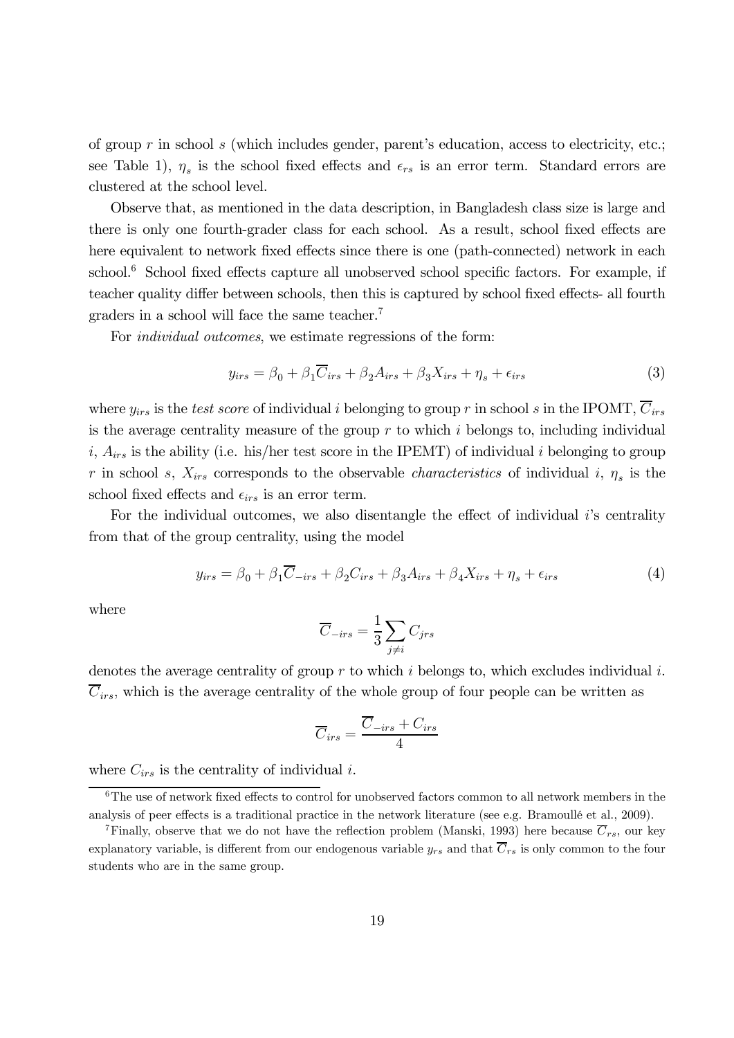of group $r$ in school $s$ (which includes gender, parent's education, access to electricity, etc.; see Table 1), $\eta_s$ is the school fixed effects and $\epsilon_{rs}$ is an error term. Standard errors are clustered at the school level.

Observe that, as mentioned in the data description, in Bangladesh class size is large and there is only one fourth-grader class for each school. As a result, school fixed effects are here equivalent to network fixed effects since there is one (path-connected) network in each school.[6] School fixed effects capture all unobserved school specific factors. For example, if teacher quality differ between schools, then this is captured by school fixed effects- all fourth graders in a school will face the same teacher.[7]

For *individual outcomes*, we estimate regressions of the form:

$$y_{irs} = \beta_0 + \beta_1 \overline{C}_{irs} + \beta_2 A_{irs} + \beta_3 X_{irs} + \eta_s + \epsilon_{irs} \tag{3}$$

where $y_{irs}$ is the *test score* of individual $i$ belonging to group $r$ in school $s$ in the IPOMT, $\overline{C}_{irs}$ is the average centrality measure of the group $r$ to which $i$ belongs to, including individual $i$, $A_{irs}$ is the ability (i.e. his/her test score in the IPEMT) of individual $i$ belonging to group $r$ in school $s$, $X_{irs}$ corresponds to the observable *characteristics* of individual $i$, $\eta_s$ is the school fixed effects and $\epsilon_{irs}$ is an error term.

For the individual outcomes, we also disentangle the effect of individual $i$'s centrality from that of the group centrality, using the model

$$y_{irs} = \beta_0 + \beta_1 \overline{C}_{-irs} + \beta_2 C_{irs} + \beta_3 A_{irs} + \beta_4 X_{irs} + \eta_s + \epsilon_{irs} \tag{4}$$

where

$$\overline{C}_{-irs} = \frac{1}{3} \sum_{j \neq i} C_{jrs}$$

denotes the average centrality of group $r$ to which $i$ belongs to, which excludes individual $i$. $\overline{C}_{irs}$, which is the average centrality of the whole group of four people can be written as

$$\overline{C}_{irs} = \frac{\overline{C}_{-irs} + C_{irs}}{4}$$

where $C_{irs}$ is the centrality of individual $i$.

[6] The use of network fixed effects to control for unobserved factors common to all network members in the analysis of peer effects is a traditional practice in the network literature (see e.g. Bramoullé et al., 2009).

[7] Finally, observe that we do not have the reflection problem (Manski, 1993) here because $\overline{C}_{rs}$, our key explanatory variable, is different from our endogenous variable $y_{rs}$ and that $\overline{C}_{rs}$ is only common to the four students who are in the same group.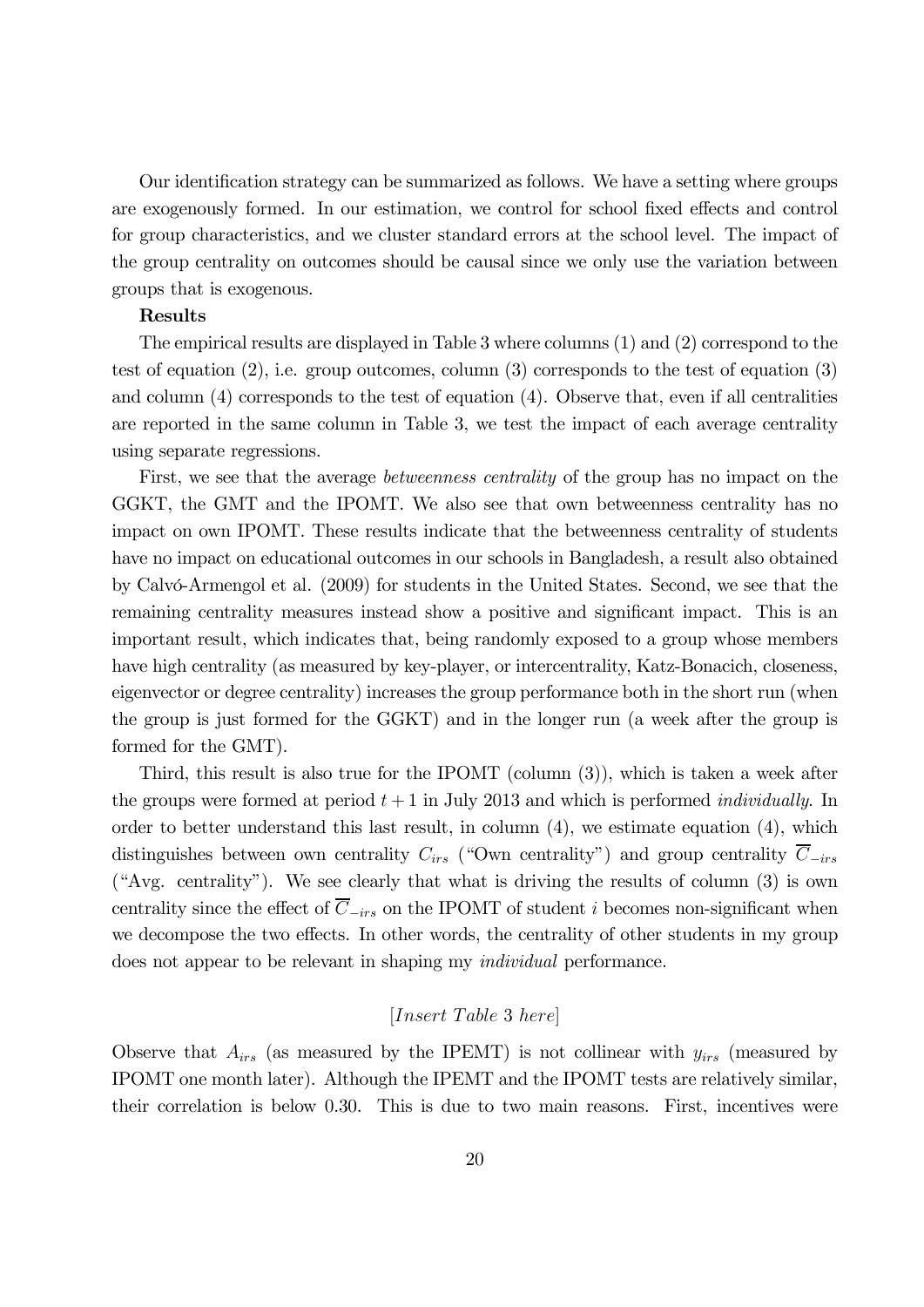Our identification strategy can be summarized as follows. We have a setting where groups are exogenously formed. In our estimation, we control for school fixed effects and control for group characteristics, and we cluster standard errors at the school level. The impact of the group centrality on outcomes should be causal since we only use the variation between groups that is exogenous.

**Results**

The empirical results are displayed in Table 3 where columns (1) and (2) correspond to the test of equation (2), i.e. group outcomes, column (3) corresponds to the test of equation (3) and column (4) corresponds to the test of equation (4). Observe that, even if all centralities are reported in the same column in Table 3, we test the impact of each average centrality using separate regressions.

First, we see that the average *betweenness centrality* of the group has no impact on the GGKT, the GMT and the IPOMT. We also see that own betweenness centrality has no impact on own IPOMT. These results indicate that the betweenness centrality of students have no impact on educational outcomes in our schools in Bangladesh, a result also obtained by Calvó-Armengol et al. (2009) for students in the United States. Second, we see that the remaining centrality measures instead show a positive and significant impact. This is an important result, which indicates that, being randomly exposed to a group whose members have high centrality (as measured by key-player, or intercentrality, Katz-Bonacich, closeness, eigenvector or degree centrality) increases the group performance both in the short run (when the group is just formed for the GGKT) and in the longer run (a week after the group is formed for the GMT).

Third, this result is also true for the IPOMT (column (3)), which is taken a week after the groups were formed at period $t+1$ in July 2013 and which is performed *individually*. In order to better understand this last result, in column (4), we estimate equation (4), which distinguishes between own centrality $C_{irs}$ ("Own centrality") and group centrality $\overline{C}_{-irs}$ ("Avg. centrality"). We see clearly that what is driving the results of column (3) is own centrality since the effect of $\overline{C}_{-irs}$ on the IPOMT of student $i$ becomes non-significant when we decompose the two effects. In other words, the centrality of other students in my group does not appear to be relevant in shaping my *individual* performance.

[*Insert Table* 3 *here*]

Observe that $A_{irs}$ (as measured by the IPEMT) is not collinear with $y_{irs}$ (measured by IPOMT one month later). Although the IPEMT and the IPOMT tests are relatively similar, their correlation is below 0.30. This is due to two main reasons. First, incentives were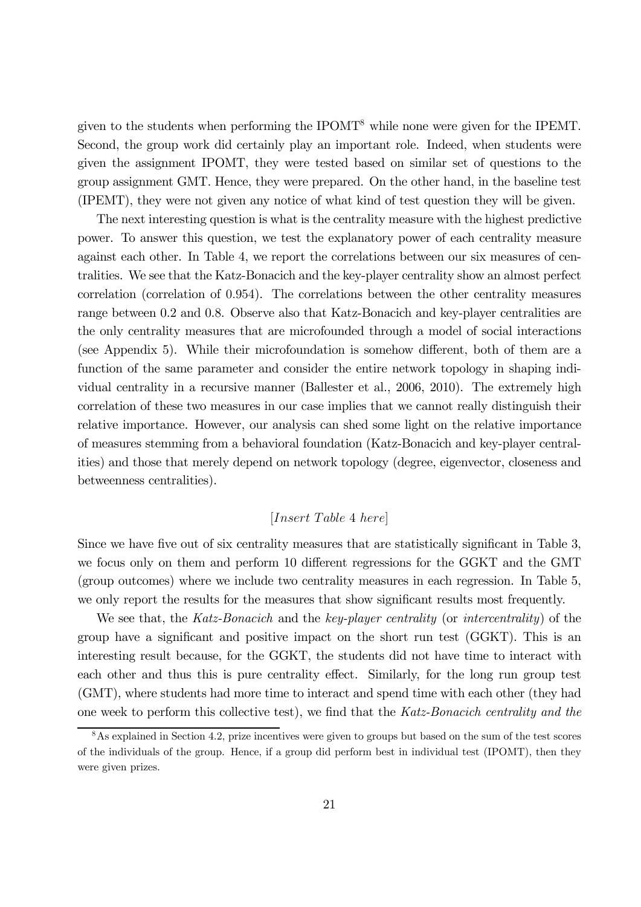given to the students when performing the IPOMT[8] while none were given for the IPEMT. Second, the group work did certainly play an important role. Indeed, when students were given the assignment IPOMT, they were tested based on similar set of questions to the group assignment GMT. Hence, they were prepared. On the other hand, in the baseline test (IPEMT), they were not given any notice of what kind of test question they will be given.

The next interesting question is what is the centrality measure with the highest predictive power. To answer this question, we test the explanatory power of each centrality measure against each other. In Table 4, we report the correlations between our six measures of centralities. We see that the Katz-Bonacich and the key-player centrality show an almost perfect correlation (correlation of 0.954). The correlations between the other centrality measures range between 0.2 and 0.8. Observe also that Katz-Bonacich and key-player centralities are the only centrality measures that are microfounded through a model of social interactions (see Appendix 5). While their microfoundation is somehow different, both of them are a function of the same parameter and consider the entire network topology in shaping individual centrality in a recursive manner (Ballester et al., 2006, 2010). The extremely high correlation of these two measures in our case implies that we cannot really distinguish their relative importance. However, our analysis can shed some light on the relative importance of measures stemming from a behavioral foundation (Katz-Bonacich and key-player centralities) and those that merely depend on network topology (degree, eigenvector, closeness and betweenness centralities).

[*Insert Table 4 here*]

Since we have five out of six centrality measures that are statistically significant in Table 3, we focus only on them and perform 10 different regressions for the GGKT and the GMT (group outcomes) where we include two centrality measures in each regression. In Table 5, we only report the results for the measures that show significant results most frequently.

We see that, the *Katz-Bonacich* and the *key-player centrality* (or *intercentrality*) of the group have a significant and positive impact on the short run test (GGKT). This is an interesting result because, for the GGKT, the students did not have time to interact with each other and thus this is pure centrality effect. Similarly, for the long run group test (GMT), where students had more time to interact and spend time with each other (they had one week to perform this collective test), we find that the *Katz-Bonacich centrality and the*

[8] As explained in Section 4.2, prize incentives were given to groups but based on the sum of the test scores of the individuals of the group. Hence, if a group did perform best in individual test (IPOMT), then they were given prizes.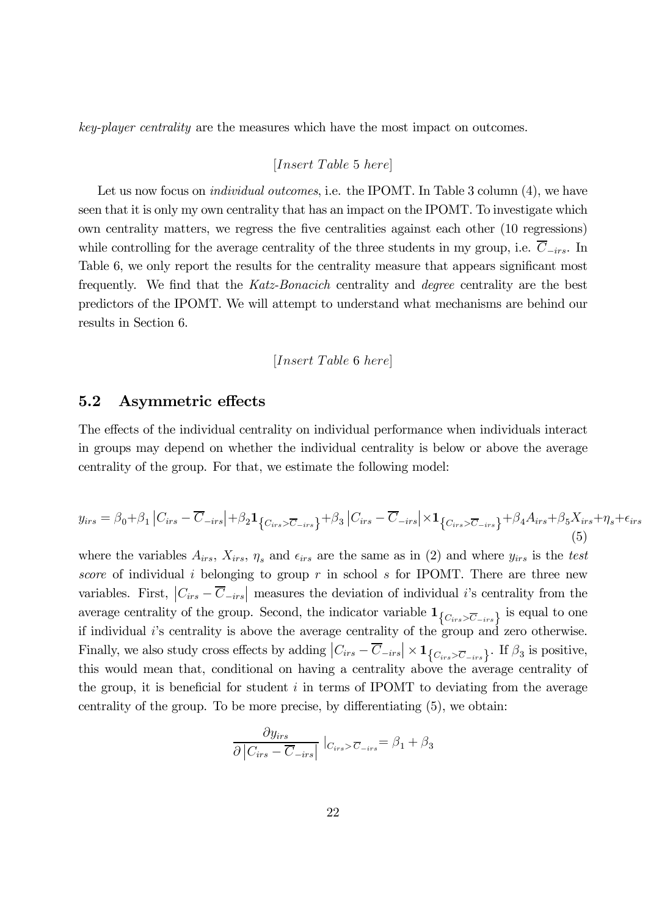*key-player centrality* are the measures which have the most impact on outcomes.

$[Insert\ Table\ 5\ here]$

Let us now focus on *individual outcomes*, i.e. the IPOMT. In Table 3 column (4), we have seen that it is only my own centrality that has an impact on the IPOMT. To investigate which own centrality matters, we regress the five centralities against each other (10 regressions) while controlling for the average centrality of the three students in my group, i.e. $\overline{C}_{-irs}$. In Table 6, we only report the results for the centrality measure that appears significant most frequently. We find that the *Katz-Bonacich* centrality and *degree* centrality are the best predictors of the IPOMT. We will attempt to understand what mechanisms are behind our results in Section 6.

$[Insert\ Table\ 6\ here]$

## 5.2 Asymmetric effects

The effects of the individual centrality on individual performance when individuals interact in groups may depend on whether the individual centrality is below or above the average centrality of the group. For that, we estimate the following model:

$$y_{irs} = \beta_0 + \beta_1 \left|C_{irs} - \overline{C}_{-irs}\right| + \beta_2 \mathbf{1}_{\left\{C_{irs} > \overline{C}_{-irs}\right\}} + \beta_3 \left|C_{irs} - \overline{C}_{-irs}\right| \times \mathbf{1}_{\left\{C_{irs} > \overline{C}_{-irs}\right\}} + \beta_4 A_{irs} + \beta_5 X_{irs} + \eta_s + \epsilon_{irs} \tag{5}$$

where the variables $A_{irs}$, $X_{irs}$, $\eta_s$ and $\epsilon_{irs}$ are the same as in (2) and where $y_{irs}$ is the *test score* of individual $i$ belonging to group $r$ in school $s$ for IPOMT. There are three new variables. First, $\left|C_{irs} - \overline{C}_{-irs}\right|$ measures the deviation of individual $i$'s centrality from the average centrality of the group. Second, the indicator variable $\mathbf{1}_{\left\{C_{irs} > \overline{C}_{-irs}\right\}}$ is equal to one if individual $i$'s centrality is above the average centrality of the group and zero otherwise. Finally, we also study cross effects by adding $\left|C_{irs} - \overline{C}_{-irs}\right| \times \mathbf{1}_{\left\{C_{irs} > \overline{C}_{-irs}\right\}}$. If $\beta_3$ is positive, this would mean that, conditional on having a centrality above the average centrality of the group, it is beneficial for student $i$ in terms of IPOMT to deviating from the average centrality of the group. To be more precise, by differentiating (5), we obtain:

$$\frac{\partial y_{irs}}{\partial \left|C_{irs} - \overline{C}_{-irs}\right|} \mid_{C_{irs} > \overline{C}_{-irs}} = \beta_1 + \beta_3$$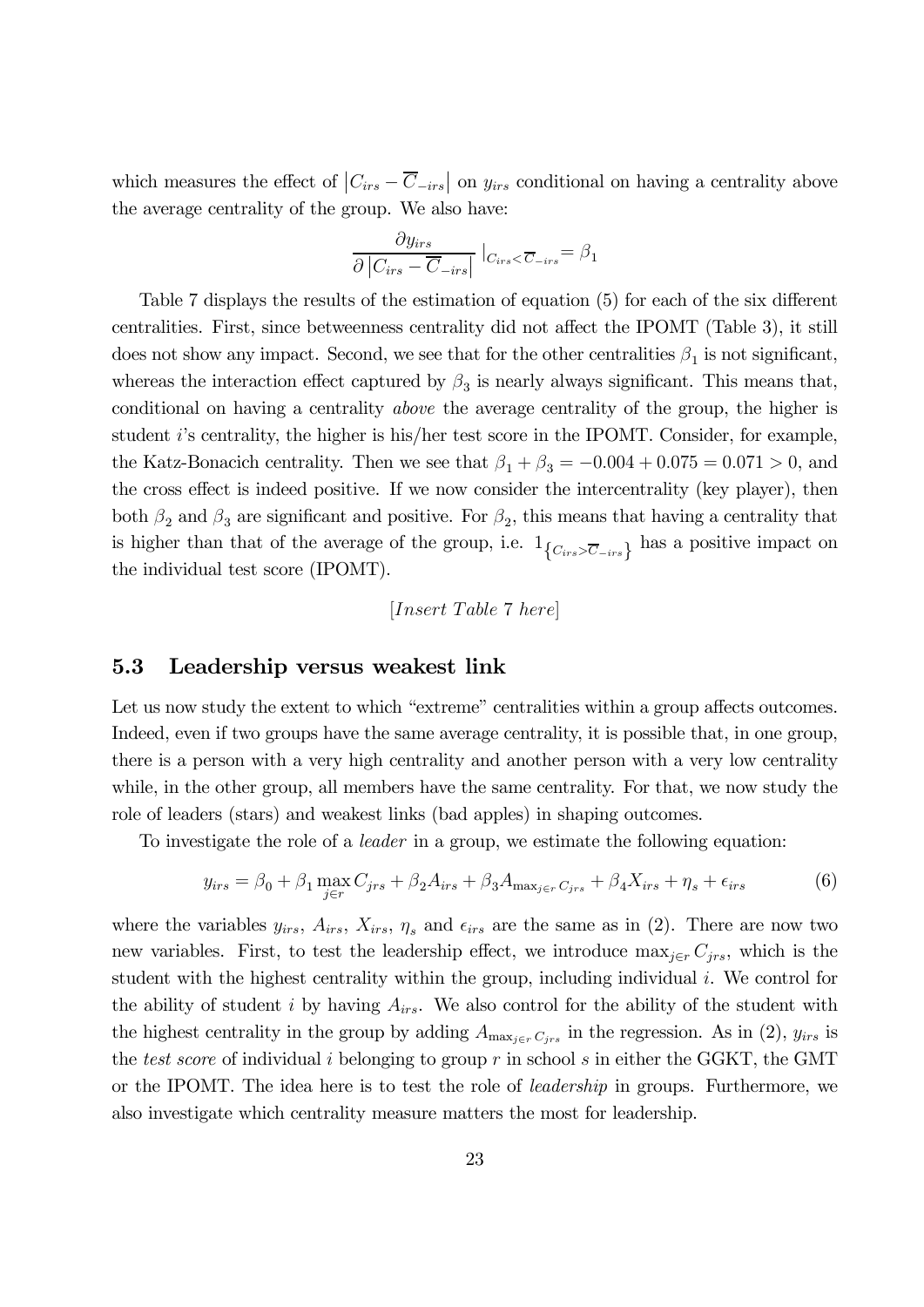which measures the effect of $\left|C_{irs} - \overline{C}_{-irs}\right|$ on $y_{irs}$ conditional on having a centrality above the average centrality of the group. We also have:

$$\frac{\partial y_{irs}}{\partial \left|C_{irs} - \overline{C}_{-irs}\right|} \mid_{C_{irs}<\overline{C}_{-irs}} = \beta_1$$

Table 7 displays the results of the estimation of equation (5) for each of the six different centralities. First, since betweenness centrality did not affect the IPOMT (Table 3), it still does not show any impact. Second, we see that for the other centralities $\beta_1$ is not significant, whereas the interaction effect captured by $\beta_3$ is nearly always significant. This means that, conditional on having a centrality *above* the average centrality of the group, the higher is student $i$'s centrality, the higher is his/her test score in the IPOMT. Consider, for example, the Katz-Bonacich centrality. Then we see that $\beta_1 + \beta_3 = -0.004 + 0.075 = 0.071 > 0$, and the cross effect is indeed positive. If we now consider the intercentrality (key player), then both $\beta_2$ and $\beta_3$ are significant and positive. For $\beta_2$, this means that having a centrality that is higher than that of the average of the group, i.e. $1_{\left\{C_{irs}>\overline{C}_{-irs}\right\}}$ has a positive impact on the individual test score (IPOMT).

[*Insert Table* 7 *here*]

## 5.3 Leadership versus weakest link

Let us now study the extent to which "extreme" centralities within a group affects outcomes. Indeed, even if two groups have the same average centrality, it is possible that, in one group, there is a person with a very high centrality and another person with a very low centrality while, in the other group, all members have the same centrality. For that, we now study the role of leaders (stars) and weakest links (bad apples) in shaping outcomes.

To investigate the role of a *leader* in a group, we estimate the following equation:

$$y_{irs} = \beta_0 + \beta_1 \max_{j\in r} C_{jrs} + \beta_2 A_{irs} + \beta_3 A_{\max_{j\in r} C_{jrs}} + \beta_4 X_{irs} + \eta_s + \epsilon_{irs} \tag{6}$$

where the variables $y_{irs}$, $A_{irs}$, $X_{irs}$, $\eta_s$ and $\epsilon_{irs}$ are the same as in (2). There are now two new variables. First, to test the leadership effect, we introduce $\max_{j\in r} C_{jrs}$, which is the student with the highest centrality within the group, including individual $i$. We control for the ability of student $i$ by having $A_{irs}$. We also control for the ability of the student with the highest centrality in the group by adding $A_{\max_{j\in r} C_{jrs}}$ in the regression. As in (2), $y_{irs}$ is the *test score* of individual $i$ belonging to group $r$ in school $s$ in either the GGKT, the GMT or the IPOMT. The idea here is to test the role of *leadership* in groups. Furthermore, we also investigate which centrality measure matters the most for leadership.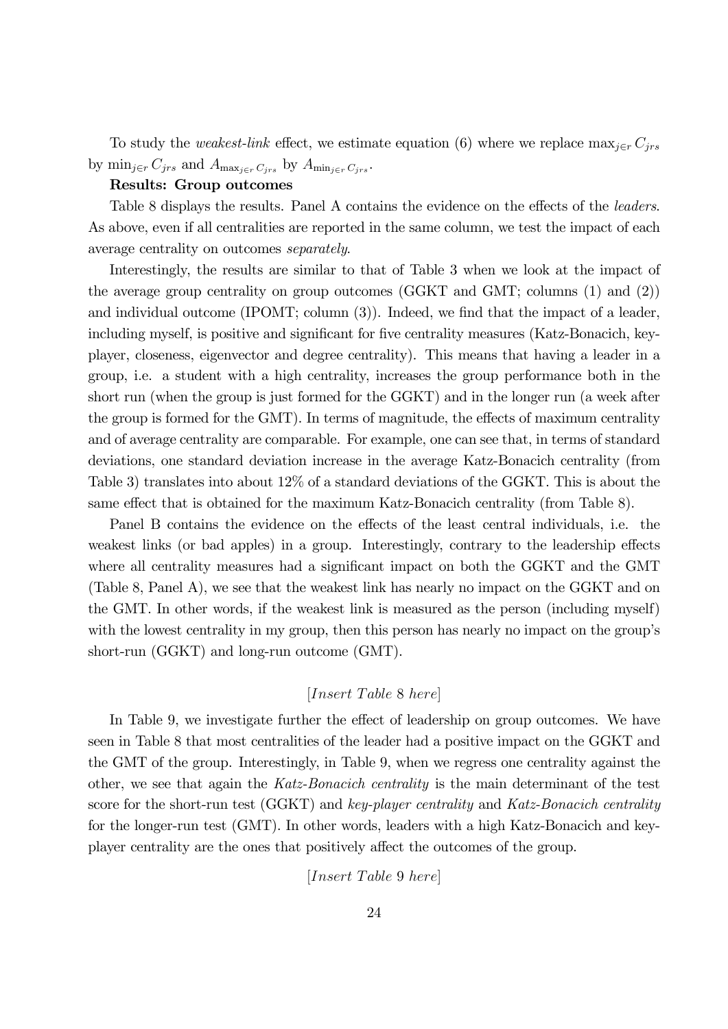To study the *weakest-link* effect, we estimate equation (6) where we replace $\max_{j\in r} C_{jrs}$ by $\min_{j\in r} C_{jrs}$ and $A_{\max_{j\in r} C_{jrs}}$ by $A_{\min_{j\in r} C_{jrs}}$.

**Results: Group outcomes**

Table 8 displays the results. Panel A contains the evidence on the effects of the *leaders*. As above, even if all centralities are reported in the same column, we test the impact of each average centrality on outcomes *separately*.

Interestingly, the results are similar to that of Table 3 when we look at the impact of the average group centrality on group outcomes (GGKT and GMT; columns (1) and (2)) and individual outcome (IPOMT; column (3)). Indeed, we find that the impact of a leader, including myself, is positive and significant for five centrality measures (Katz-Bonacich, key-player, closeness, eigenvector and degree centrality). This means that having a leader in a group, i.e. a student with a high centrality, increases the group performance both in the short run (when the group is just formed for the GGKT) and in the longer run (a week after the group is formed for the GMT). In terms of magnitude, the effects of maximum centrality and of average centrality are comparable. For example, one can see that, in terms of standard deviations, one standard deviation increase in the average Katz-Bonacich centrality (from Table 3) translates into about 12% of a standard deviations of the GGKT. This is about the same effect that is obtained for the maximum Katz-Bonacich centrality (from Table 8).

Panel B contains the evidence on the effects of the least central individuals, i.e. the weakest links (or bad apples) in a group. Interestingly, contrary to the leadership effects where all centrality measures had a significant impact on both the GGKT and the GMT (Table 8, Panel A), we see that the weakest link has nearly no impact on the GGKT and on the GMT. In other words, if the weakest link is measured as the person (including myself) with the lowest centrality in my group, then this person has nearly no impact on the group's short-run (GGKT) and long-run outcome (GMT).

[*Insert Table* 8 *here*]

In Table 9, we investigate further the effect of leadership on group outcomes. We have seen in Table 8 that most centralities of the leader had a positive impact on the GGKT and the GMT of the group. Interestingly, in Table 9, when we regress one centrality against the other, we see that again the *Katz-Bonacich centrality* is the main determinant of the test score for the short-run test (GGKT) and *key-player centrality* and *Katz-Bonacich centrality* for the longer-run test (GMT). In other words, leaders with a high Katz-Bonacich and key-player centrality are the ones that positively affect the outcomes of the group.

[*Insert Table* 9 *here*]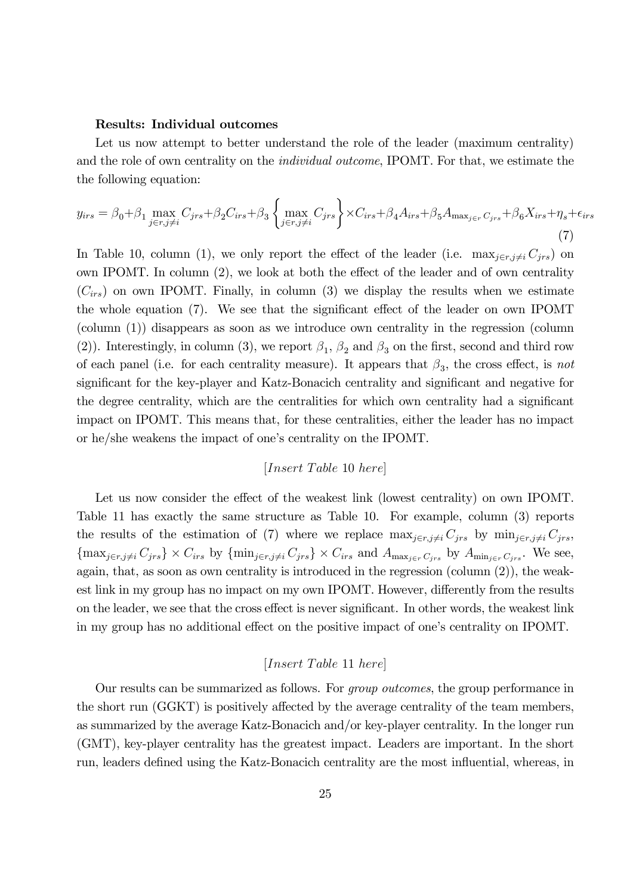**Results: Individual outcomes**

Let us now attempt to better understand the role of the leader (maximum centrality) and the role of own centrality on the *individual outcome*, IPOMT. For that, we estimate the the following equation:

$$y_{irs} = \beta_0 + \beta_1 \max_{j \in r, j \neq i} C_{jrs} + \beta_2 C_{irs} + \beta_3 \left\{ \max_{j \in r, j \neq i} C_{jrs} \right\} \times C_{irs} + \beta_4 A_{irs} + \beta_5 A_{\max_{j \in r} C_{jrs}} + \beta_6 X_{irs} + \eta_s + \epsilon_{irs} \tag{7}$$

In Table 10, column (1), we only report the effect of the leader (i.e. $\max_{j \in r, j \neq i} C_{jrs}$) on own IPOMT. In column (2), we look at both the effect of the leader and of own centrality ($C_{irs}$) on own IPOMT. Finally, in column (3) we display the results when we estimate the whole equation (7). We see that the significant effect of the leader on own IPOMT (column (1)) disappears as soon as we introduce own centrality in the regression (column (2)). Interestingly, in column (3), we report $\beta_1$, $\beta_2$ and $\beta_3$ on the first, second and third row of each panel (i.e. for each centrality measure). It appears that $\beta_3$, the cross effect, is *not* significant for the key-player and Katz-Bonacich centrality and significant and negative for the degree centrality, which are the centralities for which own centrality had a significant impact on IPOMT. This means that, for these centralities, either the leader has no impact or he/she weakens the impact of one's centrality on the IPOMT.

[*Insert Table* 10 *here*]

Let us now consider the effect of the weakest link (lowest centrality) on own IPOMT. Table 11 has exactly the same structure as Table 10. For example, column (3) reports the results of the estimation of (7) where we replace $\max_{j \in r, j \neq i} C_{jrs}$ by $\min_{j \in r, j \neq i} C_{jrs}$, $\{\max_{j \in r, j \neq i} C_{jrs}\} \times C_{irs}$ by $\{\min_{j \in r, j \neq i} C_{jrs}\} \times C_{irs}$ and $A_{\max_{j \in r} C_{jrs}}$ by $A_{\min_{j \in r} C_{jrs}}$. We see, again, that, as soon as own centrality is introduced in the regression (column (2)), the weakest link in my group has no impact on my own IPOMT. However, differently from the results on the leader, we see that the cross effect is never significant. In other words, the weakest link in my group has no additional effect on the positive impact of one's centrality on IPOMT.

[*Insert Table* 11 *here*]

Our results can be summarized as follows. For *group outcomes*, the group performance in the short run (GGKT) is positively affected by the average centrality of the team members, as summarized by the average Katz-Bonacich and/or key-player centrality. In the longer run (GMT), key-player centrality has the greatest impact. Leaders are important. In the short run, leaders defined using the Katz-Bonacich centrality are the most influential, whereas, in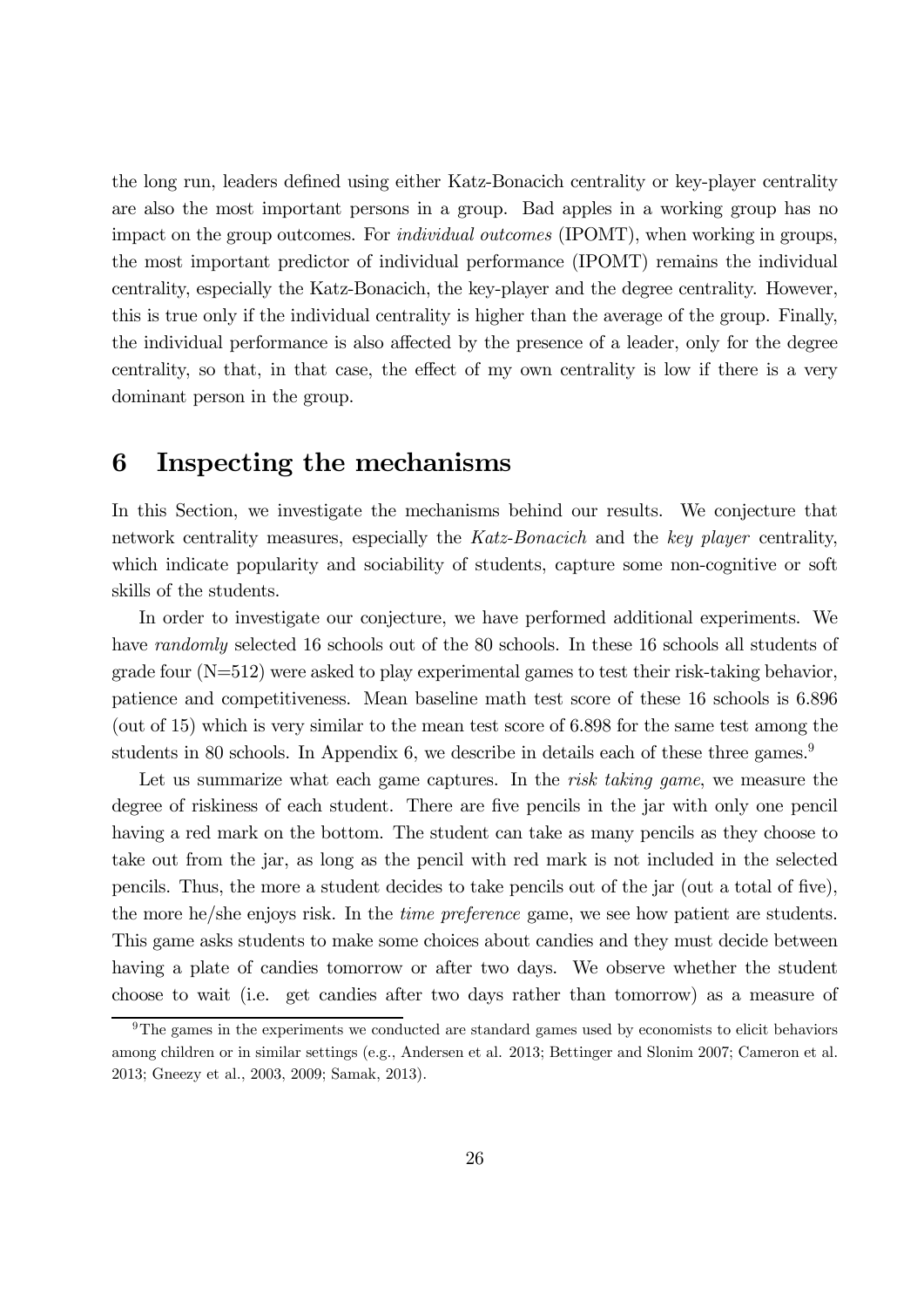the long run, leaders defined using either Katz-Bonacich centrality or key-player centrality are also the most important persons in a group. Bad apples in a working group has no impact on the group outcomes. For *individual outcomes* (IPOMT), when working in groups, the most important predictor of individual performance (IPOMT) remains the individual centrality, especially the Katz-Bonacich, the key-player and the degree centrality. However, this is true only if the individual centrality is higher than the average of the group. Finally, the individual performance is also affected by the presence of a leader, only for the degree centrality, so that, in that case, the effect of my own centrality is low if there is a very dominant person in the group.

# 6 Inspecting the mechanisms

In this Section, we investigate the mechanisms behind our results. We conjecture that network centrality measures, especially the *Katz-Bonacich* and the *key player* centrality, which indicate popularity and sociability of students, capture some non-cognitive or soft skills of the students.

In order to investigate our conjecture, we have performed additional experiments. We have *randomly* selected 16 schools out of the 80 schools. In these 16 schools all students of grade four (N=512) were asked to play experimental games to test their risk-taking behavior, patience and competitiveness. Mean baseline math test score of these 16 schools is 6.896 (out of 15) which is very similar to the mean test score of 6.898 for the same test among the students in 80 schools. In Appendix 6, we describe in details each of these three games.[9]

Let us summarize what each game captures. In the *risk taking game*, we measure the degree of riskiness of each student. There are five pencils in the jar with only one pencil having a red mark on the bottom. The student can take as many pencils as they choose to take out from the jar, as long as the pencil with red mark is not included in the selected pencils. Thus, the more a student decides to take pencils out of the jar (out a total of five), the more he/she enjoys risk. In the *time preference* game, we see how patient are students. This game asks students to make some choices about candies and they must decide between having a plate of candies tomorrow or after two days. We observe whether the student choose to wait (i.e. get candies after two days rather than tomorrow) as a measure of

[9] The games in the experiments we conducted are standard games used by economists to elicit behaviors among children or in similar settings (e.g., Andersen et al. 2013; Bettinger and Slonim 2007; Cameron et al. 2013; Gneezy et al., 2003, 2009; Samak, 2013).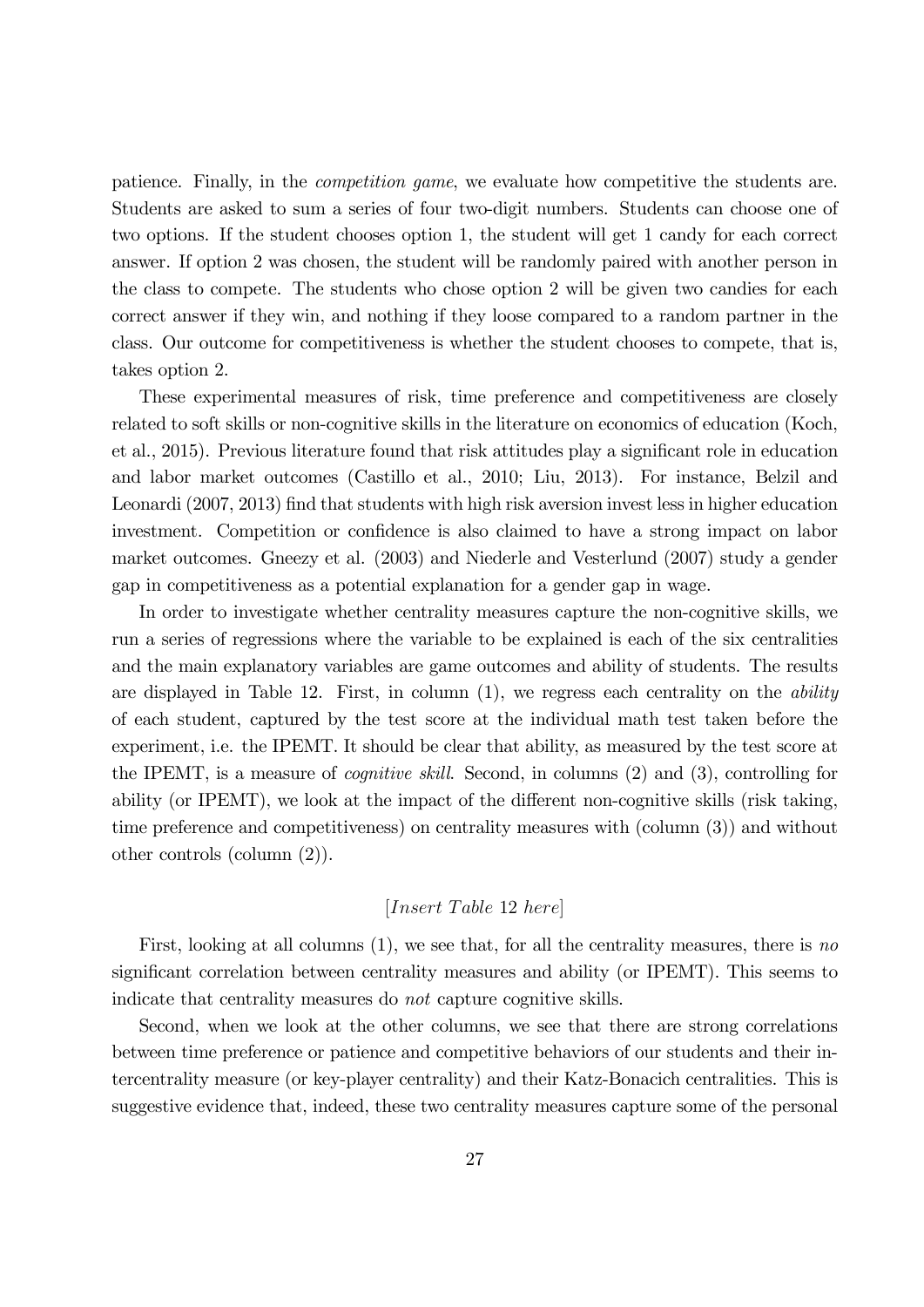patience. Finally, in the *competition game*, we evaluate how competitive the students are. Students are asked to sum a series of four two-digit numbers. Students can choose one of two options. If the student chooses option 1, the student will get 1 candy for each correct answer. If option 2 was chosen, the student will be randomly paired with another person in the class to compete. The students who chose option 2 will be given two candies for each correct answer if they win, and nothing if they loose compared to a random partner in the class. Our outcome for competitiveness is whether the student chooses to compete, that is, takes option 2.

These experimental measures of risk, time preference and competitiveness are closely related to soft skills or non-cognitive skills in the literature on economics of education (Koch, et al., 2015). Previous literature found that risk attitudes play a significant role in education and labor market outcomes (Castillo et al., 2010; Liu, 2013). For instance, Belzil and Leonardi (2007, 2013) find that students with high risk aversion invest less in higher education investment. Competition or confidence is also claimed to have a strong impact on labor market outcomes. Gneezy et al. (2003) and Niederle and Vesterlund (2007) study a gender gap in competitiveness as a potential explanation for a gender gap in wage.

In order to investigate whether centrality measures capture the non-cognitive skills, we run a series of regressions where the variable to be explained is each of the six centralities and the main explanatory variables are game outcomes and ability of students. The results are displayed in Table 12. First, in column (1), we regress each centrality on the *ability* of each student, captured by the test score at the individual math test taken before the experiment, i.e. the IPEMT. It should be clear that ability, as measured by the test score at the IPEMT, is a measure of *cognitive skill*. Second, in columns (2) and (3), controlling for ability (or IPEMT), we look at the impact of the different non-cognitive skills (risk taking, time preference and competitiveness) on centrality measures with (column (3)) and without other controls (column (2)).

*[Insert Table 12 here]*

First, looking at all columns (1), we see that, for all the centrality measures, there is *no* significant correlation between centrality measures and ability (or IPEMT). This seems to indicate that centrality measures do *not* capture cognitive skills.

Second, when we look at the other columns, we see that there are strong correlations between time preference or patience and competitive behaviors of our students and their intercentrality measure (or key-player centrality) and their Katz-Bonacich centralities. This is suggestive evidence that, indeed, these two centrality measures capture some of the personal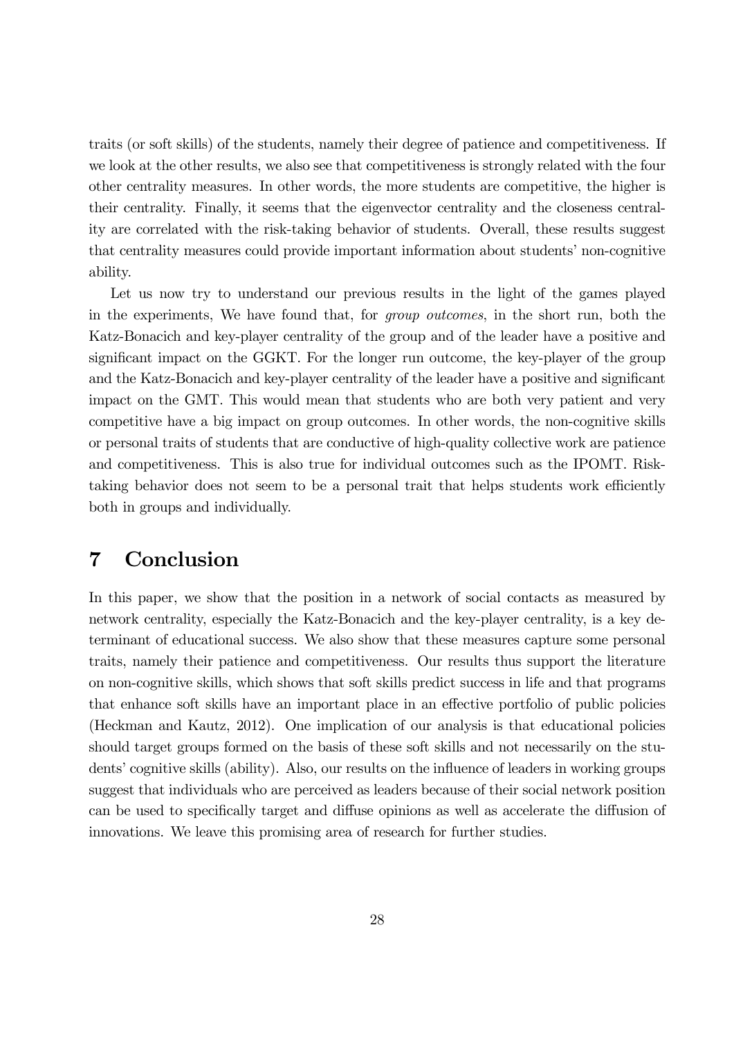traits (or soft skills) of the students, namely their degree of patience and competitiveness. If we look at the other results, we also see that competitiveness is strongly related with the four other centrality measures. In other words, the more students are competitive, the higher is their centrality. Finally, it seems that the eigenvector centrality and the closeness centrality are correlated with the risk-taking behavior of students. Overall, these results suggest that centrality measures could provide important information about students' non-cognitive ability.

Let us now try to understand our previous results in the light of the games played in the experiments, We have found that, for *group outcomes*, in the short run, both the Katz-Bonacich and key-player centrality of the group and of the leader have a positive and significant impact on the GGKT. For the longer run outcome, the key-player of the group and the Katz-Bonacich and key-player centrality of the leader have a positive and significant impact on the GMT. This would mean that students who are both very patient and very competitive have a big impact on group outcomes. In other words, the non-cognitive skills or personal traits of students that are conductive of high-quality collective work are patience and competitiveness. This is also true for individual outcomes such as the IPOMT. Risk-taking behavior does not seem to be a personal trait that helps students work efficiently both in groups and individually.

# 7 Conclusion

In this paper, we show that the position in a network of social contacts as measured by network centrality, especially the Katz-Bonacich and the key-player centrality, is a key determinant of educational success. We also show that these measures capture some personal traits, namely their patience and competitiveness. Our results thus support the literature on non-cognitive skills, which shows that soft skills predict success in life and that programs that enhance soft skills have an important place in an effective portfolio of public policies (Heckman and Kautz, 2012). One implication of our analysis is that educational policies should target groups formed on the basis of these soft skills and not necessarily on the students' cognitive skills (ability). Also, our results on the influence of leaders in working groups suggest that individuals who are perceived as leaders because of their social network position can be used to specifically target and diffuse opinions as well as accelerate the diffusion of innovations. We leave this promising area of research for further studies.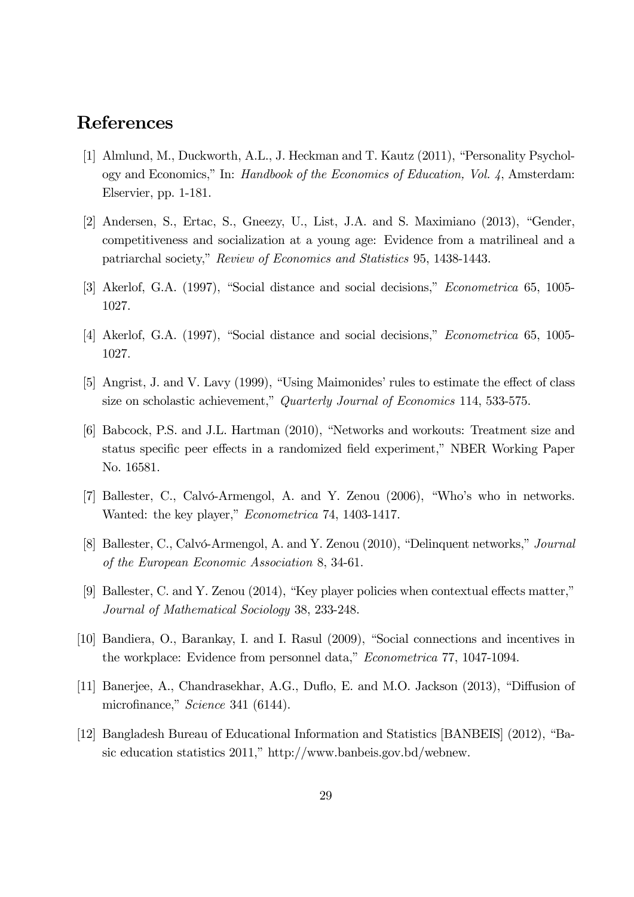# References

[1] Almlund, M., Duckworth, A.L., J. Heckman and T. Kautz (2011), "Personality Psychology and Economics," In: *Handbook of the Economics of Education, Vol. 4*, Amsterdam: Elservier, pp. 1-181.

[2] Andersen, S., Ertac, S., Gneezy, U., List, J.A. and S. Maximiano (2013), "Gender, competitiveness and socialization at a young age: Evidence from a matrilineal and a patriarchal society," *Review of Economics and Statistics* 95, 1438-1443.

[3] Akerlof, G.A. (1997), "Social distance and social decisions," *Econometrica* 65, 1005-1027.

[4] Akerlof, G.A. (1997), "Social distance and social decisions," *Econometrica* 65, 1005-1027.

[5] Angrist, J. and V. Lavy (1999), "Using Maimonides' rules to estimate the effect of class size on scholastic achievement," *Quarterly Journal of Economics* 114, 533-575.

[6] Babcock, P.S. and J.L. Hartman (2010), "Networks and workouts: Treatment size and status specific peer effects in a randomized field experiment," NBER Working Paper No. 16581.

[7] Ballester, C., Calvó-Armengol, A. and Y. Zenou (2006), "Who's who in networks. Wanted: the key player," *Econometrica* 74, 1403-1417.

[8] Ballester, C., Calvó-Armengol, A. and Y. Zenou (2010), "Delinquent networks," *Journal of the European Economic Association* 8, 34-61.

[9] Ballester, C. and Y. Zenou (2014), "Key player policies when contextual effects matter," *Journal of Mathematical Sociology* 38, 233-248.

[10] Bandiera, O., Barankay, I. and I. Rasul (2009), "Social connections and incentives in the workplace: Evidence from personnel data," *Econometrica* 77, 1047-1094.

[11] Banerjee, A., Chandrasekhar, A.G., Duflo, E. and M.O. Jackson (2013), "Diffusion of microfinance," *Science* 341 (6144).

[12] Bangladesh Bureau of Educational Information and Statistics [BANBEIS] (2012), "Basic education statistics 2011," http://www.banbeis.gov.bd/webnew.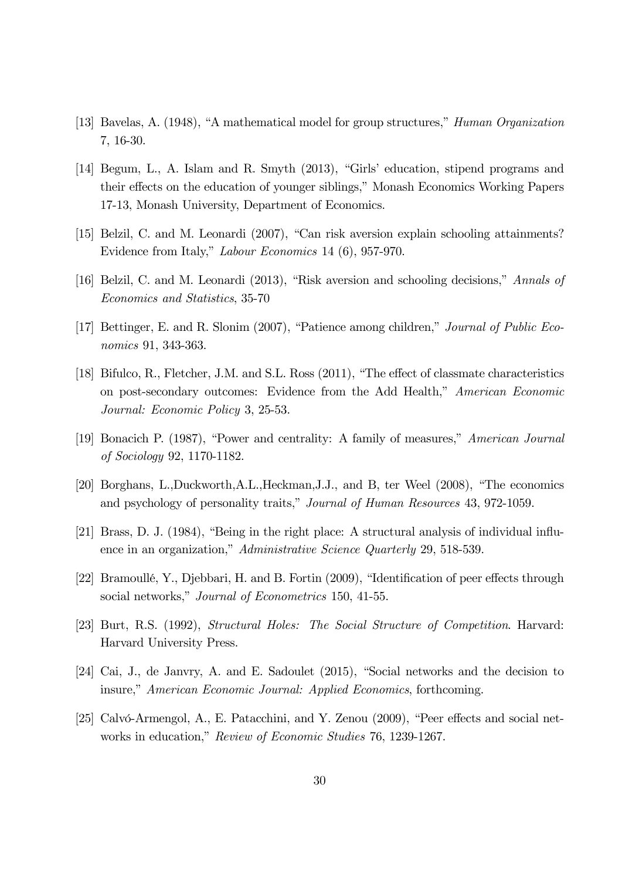[13] Bavelas, A. (1948), "A mathematical model for group structures," *Human Organization* 7, 16-30.

[14] Begum, L., A. Islam and R. Smyth (2013), "Girls' education, stipend programs and their effects on the education of younger siblings," Monash Economics Working Papers 17-13, Monash University, Department of Economics.

[15] Belzil, C. and M. Leonardi (2007), "Can risk aversion explain schooling attainments? Evidence from Italy," *Labour Economics* 14 (6), 957-970.

[16] Belzil, C. and M. Leonardi (2013), "Risk aversion and schooling decisions," *Annals of Economics and Statistics*, 35-70

[17] Bettinger, E. and R. Slonim (2007), "Patience among children," *Journal of Public Economics* 91, 343-363.

[18] Bifulco, R., Fletcher, J.M. and S.L. Ross (2011), "The effect of classmate characteristics on post-secondary outcomes: Evidence from the Add Health," *American Economic Journal: Economic Policy* 3, 25-53.

[19] Bonacich P. (1987), "Power and centrality: A family of measures," *American Journal of Sociology* 92, 1170-1182.

[20] Borghans, L.,Duckworth,A.L.,Heckman,J.J., and B, ter Weel (2008), "The economics and psychology of personality traits," *Journal of Human Resources* 43, 972-1059.

[21] Brass, D. J. (1984), "Being in the right place: A structural analysis of individual influence in an organization," *Administrative Science Quarterly* 29, 518-539.

[22] Bramoullé, Y., Djebbari, H. and B. Fortin (2009), "Identification of peer effects through social networks," *Journal of Econometrics* 150, 41-55.

[23] Burt, R.S. (1992), *Structural Holes: The Social Structure of Competition*. Harvard: Harvard University Press.

[24] Cai, J., de Janvry, A. and E. Sadoulet (2015), "Social networks and the decision to insure," *American Economic Journal: Applied Economics*, forthcoming.

[25] Calvó-Armengol, A., E. Patacchini, and Y. Zenou (2009), "Peer effects and social networks in education," *Review of Economic Studies* 76, 1239-1267.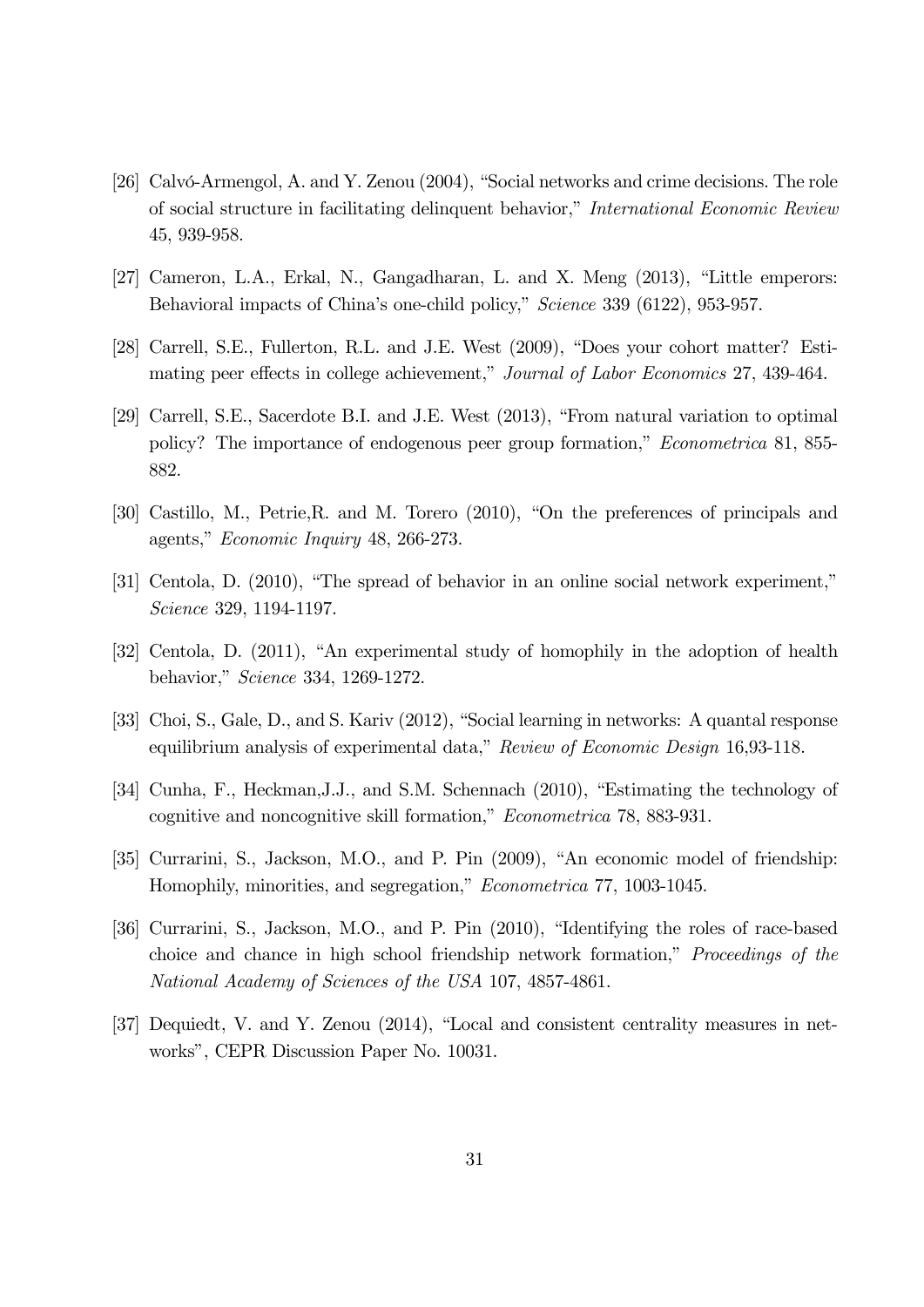[26] Calvó-Armengol, A. and Y. Zenou (2004), "Social networks and crime decisions. The role of social structure in facilitating delinquent behavior," *International Economic Review* 45, 939-958.

[27] Cameron, L.A., Erkal, N., Gangadharan, L. and X. Meng (2013), "Little emperors: Behavioral impacts of China's one-child policy," *Science* 339 (6122), 953-957.

[28] Carrell, S.E., Fullerton, R.L. and J.E. West (2009), "Does your cohort matter? Estimating peer effects in college achievement," *Journal of Labor Economics* 27, 439-464.

[29] Carrell, S.E., Sacerdote B.I. and J.E. West (2013), "From natural variation to optimal policy? The importance of endogenous peer group formation," *Econometrica* 81, 855-882.

[30] Castillo, M., Petrie,R. and M. Torero (2010), "On the preferences of principals and agents," *Economic Inquiry* 48, 266-273.

[31] Centola, D. (2010), "The spread of behavior in an online social network experiment," *Science* 329, 1194-1197.

[32] Centola, D. (2011), "An experimental study of homophily in the adoption of health behavior," *Science* 334, 1269-1272.

[33] Choi, S., Gale, D., and S. Kariv (2012), "Social learning in networks: A quantal response equilibrium analysis of experimental data," *Review of Economic Design* 16,93-118.

[34] Cunha, F., Heckman,J.J., and S.M. Schennach (2010), "Estimating the technology of cognitive and noncognitive skill formation," *Econometrica* 78, 883-931.

[35] Currarini, S., Jackson, M.O., and P. Pin (2009), "An economic model of friendship: Homophily, minorities, and segregation," *Econometrica* 77, 1003-1045.

[36] Currarini, S., Jackson, M.O., and P. Pin (2010), "Identifying the roles of race-based choice and chance in high school friendship network formation," *Proceedings of the National Academy of Sciences of the USA* 107, 4857-4861.

[37] Dequiedt, V. and Y. Zenou (2014), "Local and consistent centrality measures in networks", CEPR Discussion Paper No. 10031.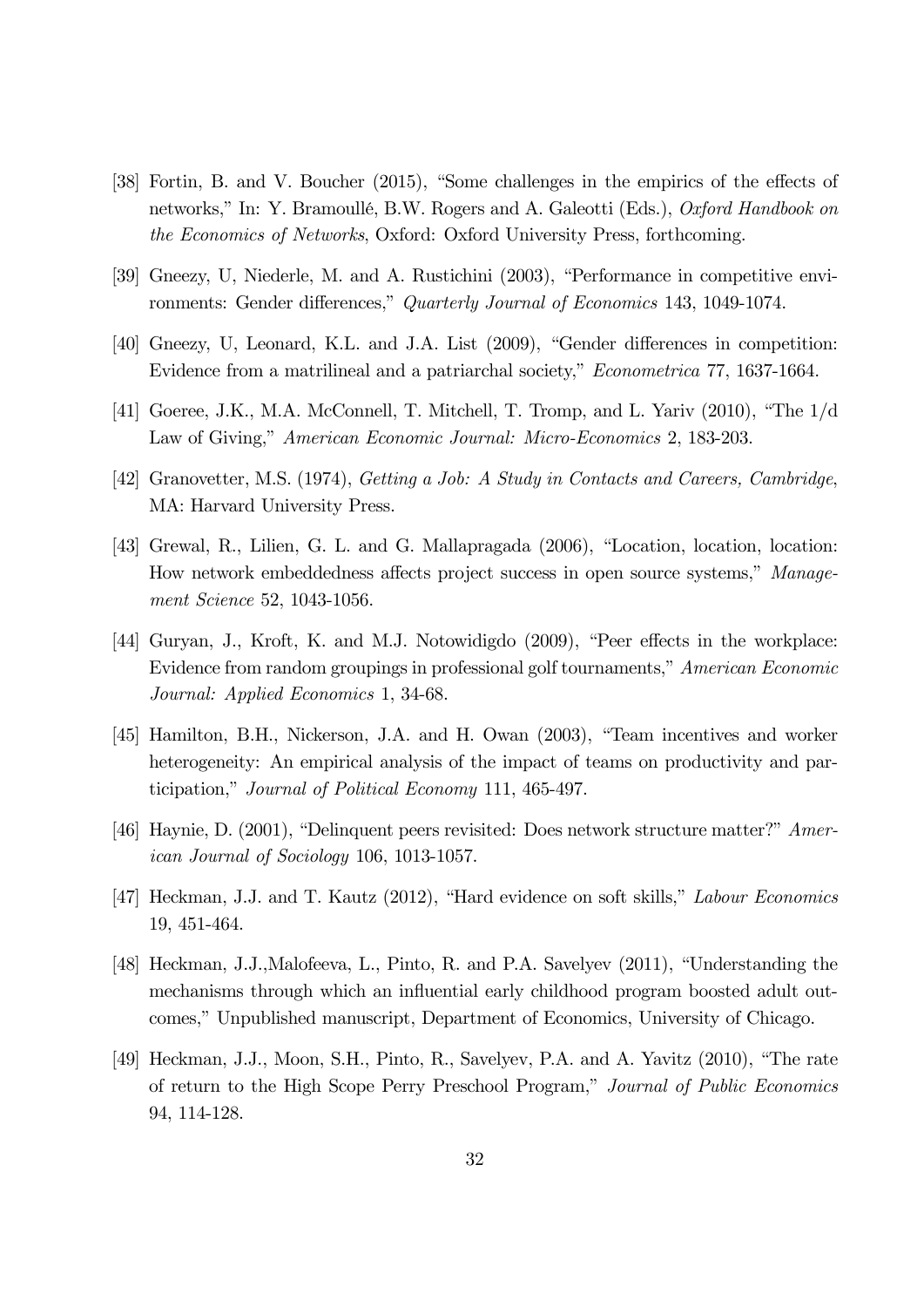[38] Fortin, B. and V. Boucher (2015), "Some challenges in the empirics of the effects of networks," In: Y. Bramoullé, B.W. Rogers and A. Galeotti (Eds.), *Oxford Handbook on the Economics of Networks*, Oxford: Oxford University Press, forthcoming.

[39] Gneezy, U, Niederle, M. and A. Rustichini (2003), "Performance in competitive environments: Gender differences," *Quarterly Journal of Economics* 143, 1049-1074.

[40] Gneezy, U, Leonard, K.L. and J.A. List (2009), "Gender differences in competition: Evidence from a matrilineal and a patriarchal society," *Econometrica* 77, 1637-1664.

[41] Goeree, J.K., M.A. McConnell, T. Mitchell, T. Tromp, and L. Yariv (2010), "The 1/d Law of Giving," *American Economic Journal: Micro-Economics* 2, 183-203.

[42] Granovetter, M.S. (1974), *Getting a Job: A Study in Contacts and Careers, Cambridge*, MA: Harvard University Press.

[43] Grewal, R., Lilien, G. L. and G. Mallapragada (2006), "Location, location, location: How network embeddedness affects project success in open source systems," *Management Science* 52, 1043-1056.

[44] Guryan, J., Kroft, K. and M.J. Notowidigdo (2009), "Peer effects in the workplace: Evidence from random groupings in professional golf tournaments," *American Economic Journal: Applied Economics* 1, 34-68.

[45] Hamilton, B.H., Nickerson, J.A. and H. Owan (2003), "Team incentives and worker heterogeneity: An empirical analysis of the impact of teams on productivity and participation," *Journal of Political Economy* 111, 465-497.

[46] Haynie, D. (2001), "Delinquent peers revisited: Does network structure matter?" *American Journal of Sociology* 106, 1013-1057.

[47] Heckman, J.J. and T. Kautz (2012), "Hard evidence on soft skills," *Labour Economics* 19, 451-464.

[48] Heckman, J.J.,Malofeeva, L., Pinto, R. and P.A. Savelyev (2011), "Understanding the mechanisms through which an influential early childhood program boosted adult outcomes," Unpublished manuscript, Department of Economics, University of Chicago.

[49] Heckman, J.J., Moon, S.H., Pinto, R., Savelyev, P.A. and A. Yavitz (2010), "The rate of return to the High Scope Perry Preschool Program," *Journal of Public Economics* 94, 114-128.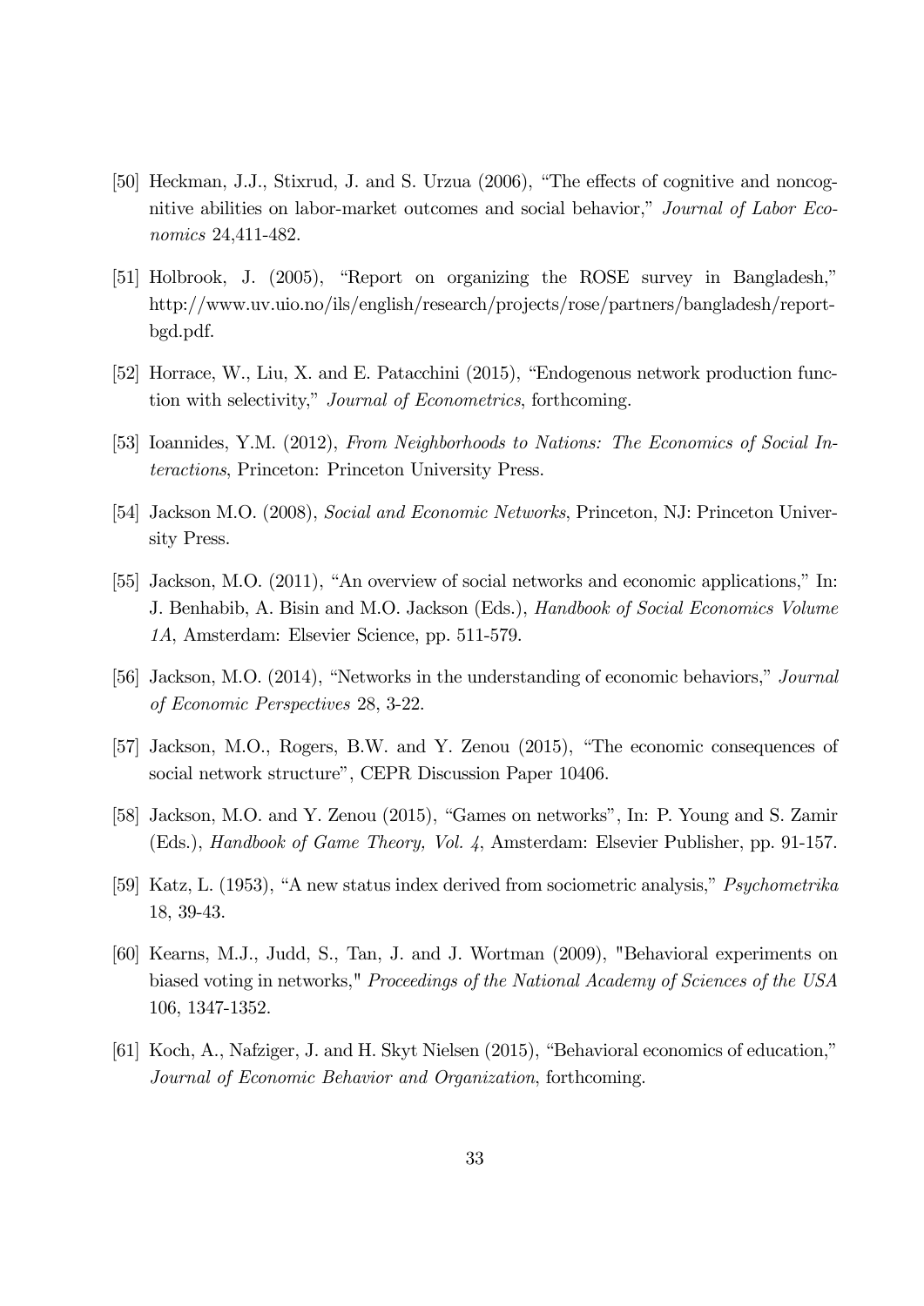[50] Heckman, J.J., Stixrud, J. and S. Urzua (2006), "The effects of cognitive and noncognitive abilities on labor-market outcomes and social behavior," *Journal of Labor Economics* 24,411-482.

[51] Holbrook, J. (2005), "Report on organizing the ROSE survey in Bangladesh," http://www.uv.uio.no/ils/english/research/projects/rose/partners/bangladesh/report-bgd.pdf.

[52] Horrace, W., Liu, X. and E. Patacchini (2015), "Endogenous network production function with selectivity," *Journal of Econometrics*, forthcoming.

[53] Ioannides, Y.M. (2012), *From Neighborhoods to Nations: The Economics of Social Interactions*, Princeton: Princeton University Press.

[54] Jackson M.O. (2008), *Social and Economic Networks*, Princeton, NJ: Princeton University Press.

[55] Jackson, M.O. (2011), "An overview of social networks and economic applications," In: J. Benhabib, A. Bisin and M.O. Jackson (Eds.), *Handbook of Social Economics Volume 1A*, Amsterdam: Elsevier Science, pp. 511-579.

[56] Jackson, M.O. (2014), "Networks in the understanding of economic behaviors," *Journal of Economic Perspectives* 28, 3-22.

[57] Jackson, M.O., Rogers, B.W. and Y. Zenou (2015), "The economic consequences of social network structure", CEPR Discussion Paper 10406.

[58] Jackson, M.O. and Y. Zenou (2015), "Games on networks", In: P. Young and S. Zamir (Eds.), *Handbook of Game Theory, Vol. 4*, Amsterdam: Elsevier Publisher, pp. 91-157.

[59] Katz, L. (1953), "A new status index derived from sociometric analysis," *Psychometrika* 18, 39-43.

[60] Kearns, M.J., Judd, S., Tan, J. and J. Wortman (2009), "Behavioral experiments on biased voting in networks," *Proceedings of the National Academy of Sciences of the USA* 106, 1347-1352.

[61] Koch, A., Nafziger, J. and H. Skyt Nielsen (2015), "Behavioral economics of education," *Journal of Economic Behavior and Organization*, forthcoming.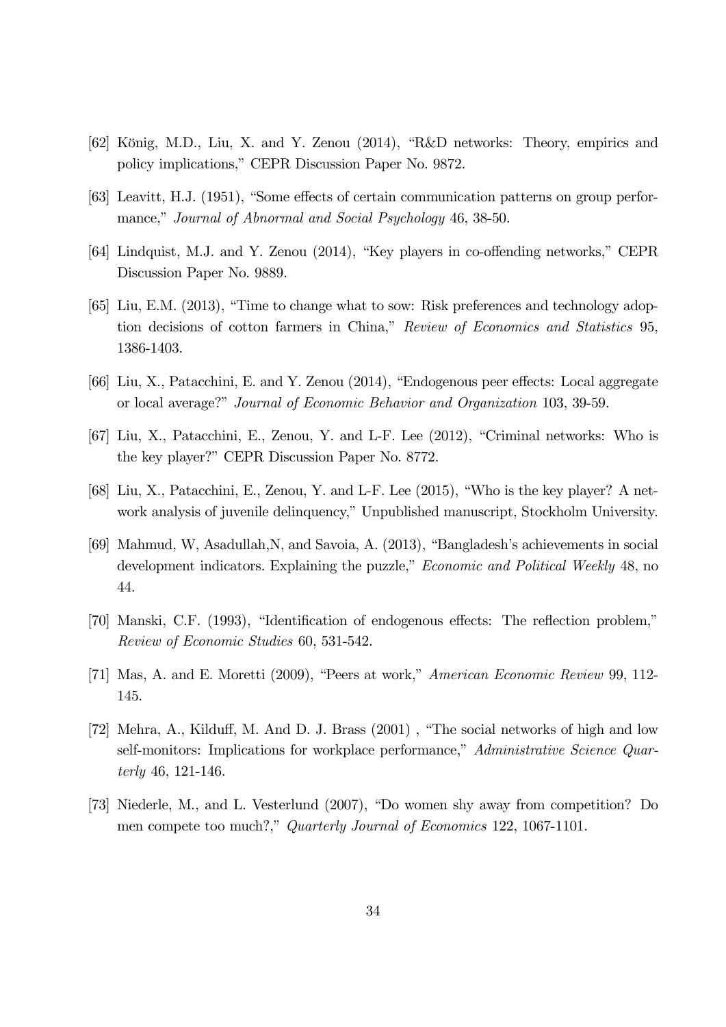[62] König, M.D., Liu, X. and Y. Zenou (2014), "R&D networks: Theory, empirics and policy implications," CEPR Discussion Paper No. 9872.

[63] Leavitt, H.J. (1951), "Some effects of certain communication patterns on group performance," *Journal of Abnormal and Social Psychology* 46, 38-50.

[64] Lindquist, M.J. and Y. Zenou (2014), "Key players in co-offending networks," CEPR Discussion Paper No. 9889.

[65] Liu, E.M. (2013), "Time to change what to sow: Risk preferences and technology adoption decisions of cotton farmers in China," *Review of Economics and Statistics* 95, 1386-1403.

[66] Liu, X., Patacchini, E. and Y. Zenou (2014), "Endogenous peer effects: Local aggregate or local average?" *Journal of Economic Behavior and Organization* 103, 39-59.

[67] Liu, X., Patacchini, E., Zenou, Y. and L-F. Lee (2012), "Criminal networks: Who is the key player?" CEPR Discussion Paper No. 8772.

[68] Liu, X., Patacchini, E., Zenou, Y. and L-F. Lee (2015), "Who is the key player? A network analysis of juvenile delinquency," Unpublished manuscript, Stockholm University.

[69] Mahmud, W, Asadullah,N, and Savoia, A. (2013), "Bangladesh's achievements in social development indicators. Explaining the puzzle," *Economic and Political Weekly* 48, no 44.

[70] Manski, C.F. (1993), "Identification of endogenous effects: The reflection problem," *Review of Economic Studies* 60, 531-542.

[71] Mas, A. and E. Moretti (2009), "Peers at work," *American Economic Review* 99, 112-145.

[72] Mehra, A., Kilduff, M. And D. J. Brass (2001) , "The social networks of high and low self-monitors: Implications for workplace performance," *Administrative Science Quarterly* 46, 121-146.

[73] Niederle, M., and L. Vesterlund (2007), "Do women shy away from competition? Do men compete too much?," *Quarterly Journal of Economics* 122, 1067-1101.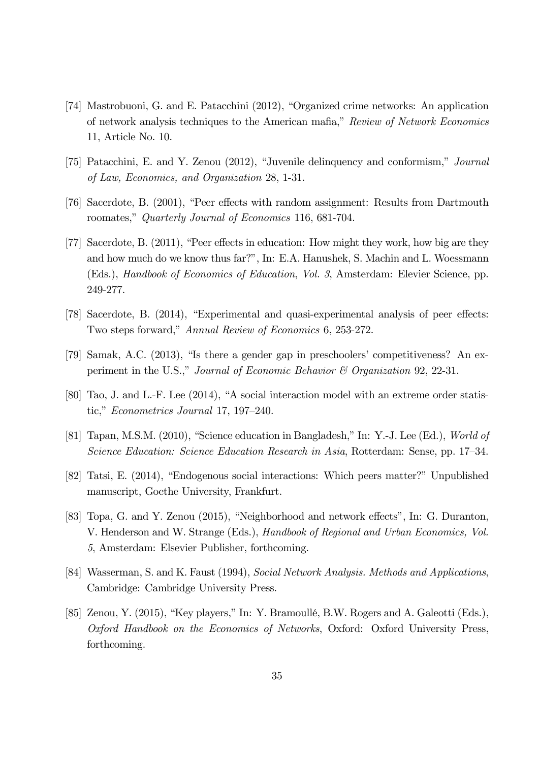[74] Mastrobuoni, G. and E. Patacchini (2012), "Organized crime networks: An application of network analysis techniques to the American mafia," *Review of Network Economics* 11, Article No. 10.

[75] Patacchini, E. and Y. Zenou (2012), "Juvenile delinquency and conformism," *Journal of Law, Economics, and Organization* 28, 1-31.

[76] Sacerdote, B. (2001), "Peer effects with random assignment: Results from Dartmouth roomates," *Quarterly Journal of Economics* 116, 681-704.

[77] Sacerdote, B. (2011), "Peer effects in education: How might they work, how big are they and how much do we know thus far?", In: E.A. Hanushek, S. Machin and L. Woessmann (Eds.), *Handbook of Economics of Education, Vol. 3*, Amsterdam: Elevier Science, pp. 249-277.

[78] Sacerdote, B. (2014), "Experimental and quasi-experimental analysis of peer effects: Two steps forward," *Annual Review of Economics* 6, 253-272.

[79] Samak, A.C. (2013), "Is there a gender gap in preschoolers' competitiveness? An experiment in the U.S.," *Journal of Economic Behavior & Organization* 92, 22-31.

[80] Tao, J. and L.-F. Lee (2014), "A social interaction model with an extreme order statistic," *Econometrics Journal* 17, 197–240.

[81] Tapan, M.S.M. (2010), "Science education in Bangladesh," In: Y.-J. Lee (Ed.), *World of Science Education: Science Education Research in Asia*, Rotterdam: Sense, pp. 17–34.

[82] Tatsi, E. (2014), "Endogenous social interactions: Which peers matter?" Unpublished manuscript, Goethe University, Frankfurt.

[83] Topa, G. and Y. Zenou (2015), "Neighborhood and network effects", In: G. Duranton, V. Henderson and W. Strange (Eds.), *Handbook of Regional and Urban Economics, Vol. 5*, Amsterdam: Elsevier Publisher, forthcoming.

[84] Wasserman, S. and K. Faust (1994), *Social Network Analysis. Methods and Applications*, Cambridge: Cambridge University Press.

[85] Zenou, Y. (2015), "Key players," In: Y. Bramoullé, B.W. Rogers and A. Galeotti (Eds.), *Oxford Handbook on the Economics of Networks*, Oxford: Oxford University Press, forthcoming.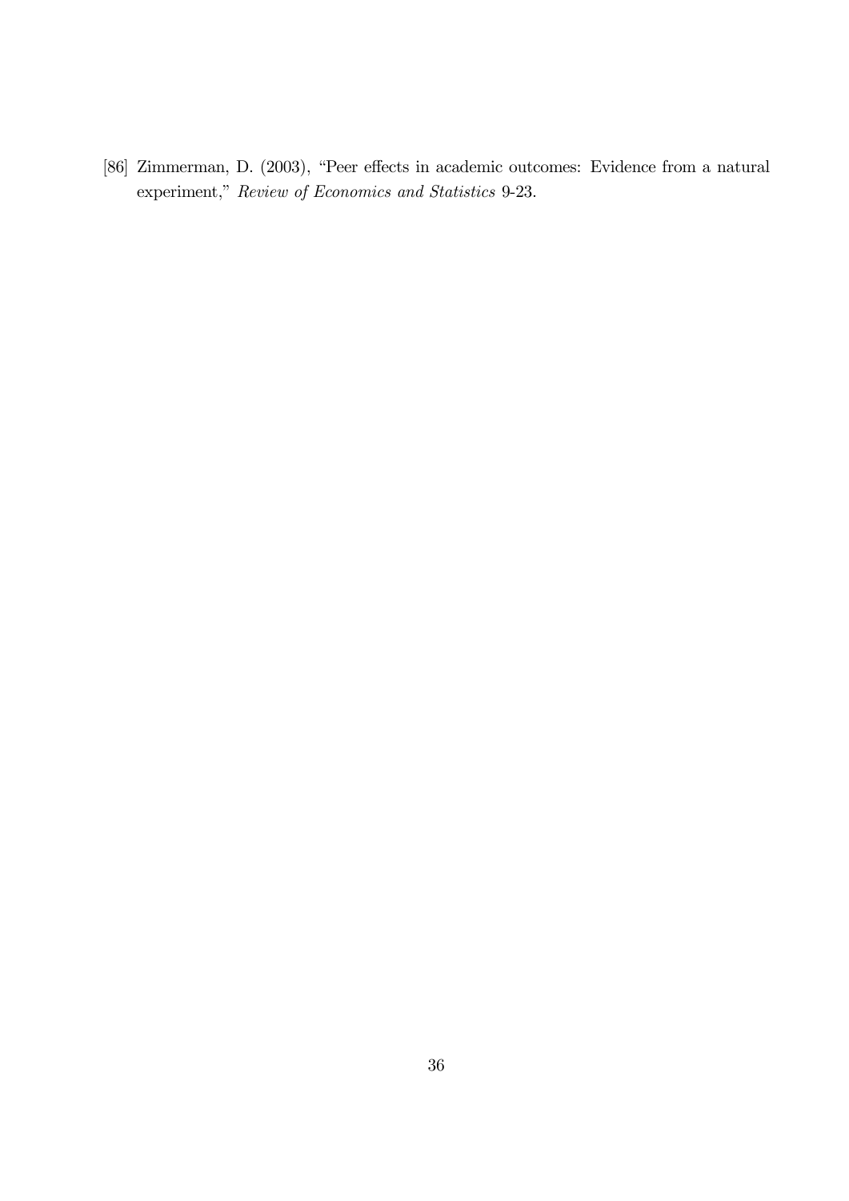[86] Zimmerman, D. (2003), "Peer effects in academic outcomes: Evidence from a natural experiment," *Review of Economics and Statistics* 9-23.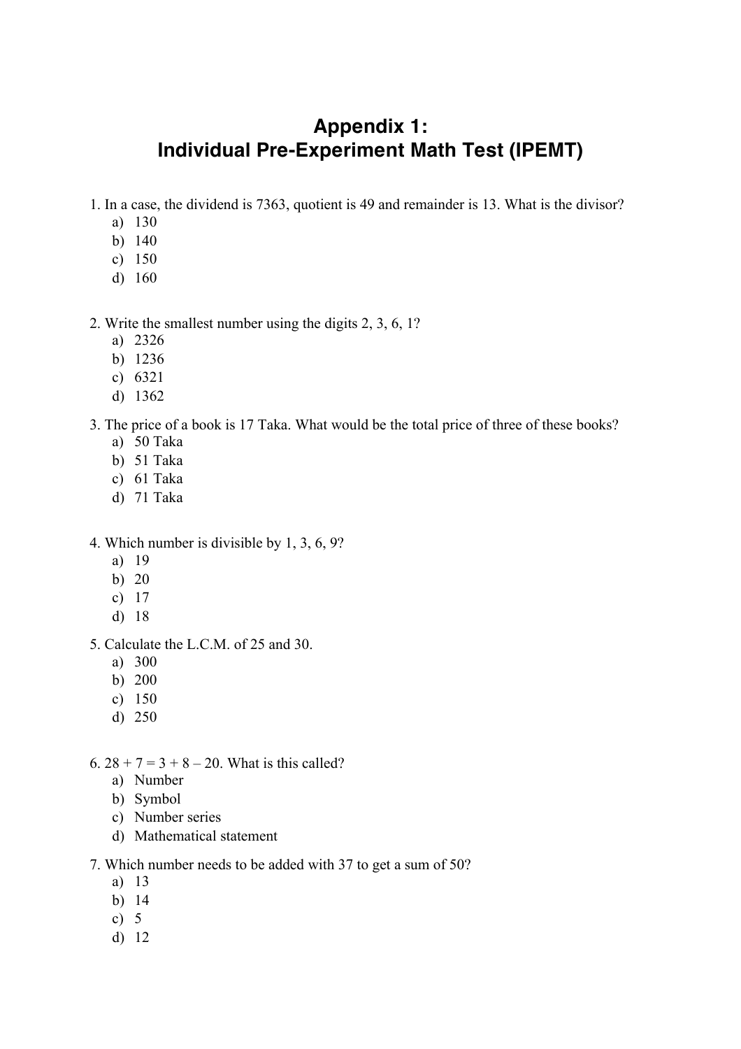# Appendix 1:
# Individual Pre-Experiment Math Test (IPEMT)

1. In a case, the dividend is 7363, quotient is 49 and remainder is 13. What is the divisor?
   a) 130
   b) 140
   c) 150
   d) 160

2. Write the smallest number using the digits 2, 3, 6, 1?
   a) 2326
   b) 1236
   c) 6321
   d) 1362

3. The price of a book is 17 Taka. What would be the total price of three of these books?
   a) 50 Taka
   b) 51 Taka
   c) 61 Taka
   d) 71 Taka

4. Which number is divisible by 1, 3, 6, 9?
   a) 19
   b) 20
   c) 17
   d) 18

5. Calculate the L.C.M. of 25 and 30.
   a) 300
   b) 200
   c) 150
   d) 250

6. 28 + 7 = 3 + 8 – 20. What is this called?
   a) Number
   b) Symbol
   c) Number series
   d) Mathematical statement

7. Which number needs to be added with 37 to get a sum of 50?
   a) 13
   b) 14
   c) 5
   d) 12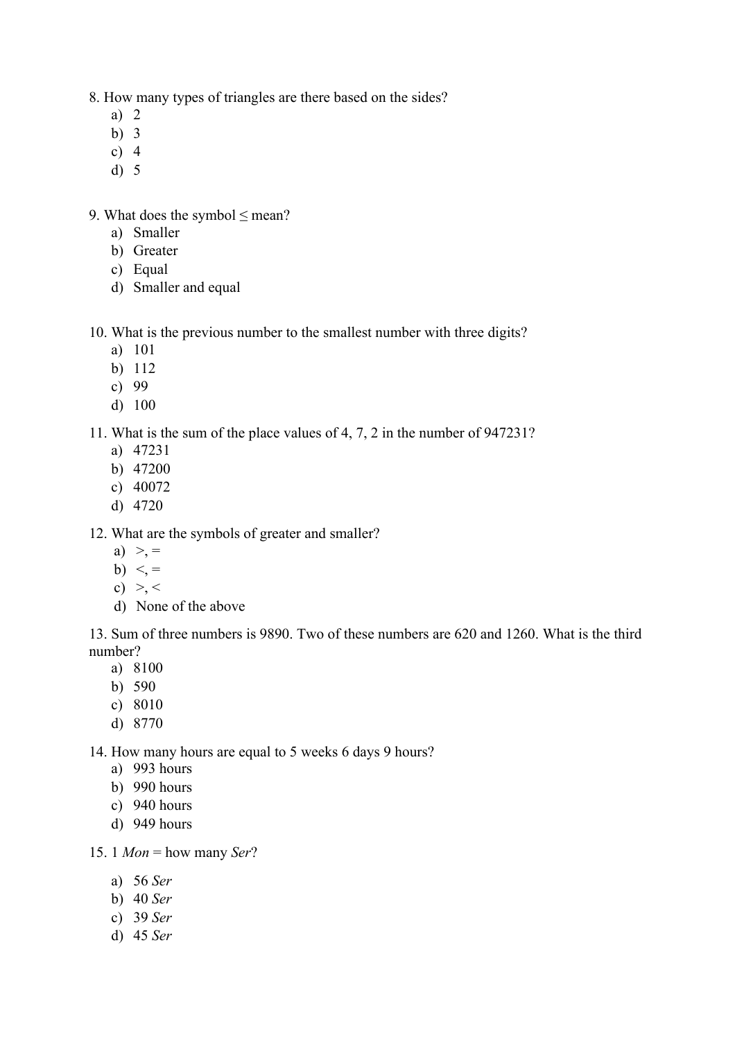8. How many types of triangles are there based on the sides?
   a) 2
   b) 3
   c) 4
   d) 5

9. What does the symbol ≤ mean?
   a) Smaller
   b) Greater
   c) Equal
   d) Smaller and equal

10. What is the previous number to the smallest number with three digits?
   a) 101
   b) 112
   c) 99
   d) 100

11. What is the sum of the place values of 4, 7, 2 in the number of 947231?
   a) 47231
   b) 47200
   c) 40072
   d) 4720

12. What are the symbols of greater and smaller?
   a) >, =
   b) <, =
   c) >, <
   d) None of the above

13. Sum of three numbers is 9890. Two of these numbers are 620 and 1260. What is the third number?
   a) 8100
   b) 590
   c) 8010
   d) 8770

14. How many hours are equal to 5 weeks 6 days 9 hours?
   a) 993 hours
   b) 990 hours
   c) 940 hours
   d) 949 hours

15. 1 *Mon* = how many *Ser*?
   a) 56 *Ser*
   b) 40 *Ser*
   c) 39 *Ser*
   d) 45 *Ser*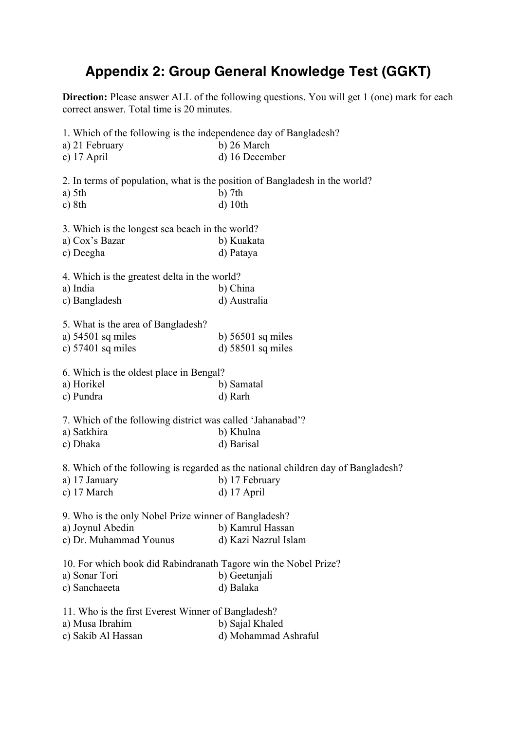# Appendix 2: Group General Knowledge Test (GGKT)

**Direction:** Please answer ALL of the following questions. You will get 1 (one) mark for each correct answer. Total time is 20 minutes.

1. Which of the following is the independence day of Bangladesh?
a) 21 February
b) 26 March
c) 17 April
d) 16 December

2. In terms of population, what is the position of Bangladesh in the world?
a) 5th
b) 7th
c) 8th
d) 10th

3. Which is the longest sea beach in the world?
a) Cox's Bazar
b) Kuakata
c) Deegha
d) Pataya

4. Which is the greatest delta in the world?
a) India
b) China
c) Bangladesh
d) Australia

5. What is the area of Bangladesh?
a) 54501 sq miles
b) 56501 sq miles
c) 57401 sq miles
d) 58501 sq miles

6. Which is the oldest place in Bengal?
a) Horikel
b) Samatal
c) Pundra
d) Rarh

7. Which of the following district was called 'Jahanabad'?
a) Satkhira
b) Khulna
c) Dhaka
d) Barisal

8. Which of the following is regarded as the national children day of Bangladesh?
a) 17 January
b) 17 February
c) 17 March
d) 17 April

9. Who is the only Nobel Prize winner of Bangladesh?
a) Joynul Abedin
b) Kamrul Hassan
c) Dr. Muhammad Younus
d) Kazi Nazrul Islam

10. For which book did Rabindranath Tagore win the Nobel Prize?
a) Sonar Tori
b) Geetanjali
c) Sanchaeeta
d) Balaka

11. Who is the first Everest Winner of Bangladesh?
a) Musa Ibrahim
b) Sajal Khaled
c) Sakib Al Hassan
d) Mohammad Ashraful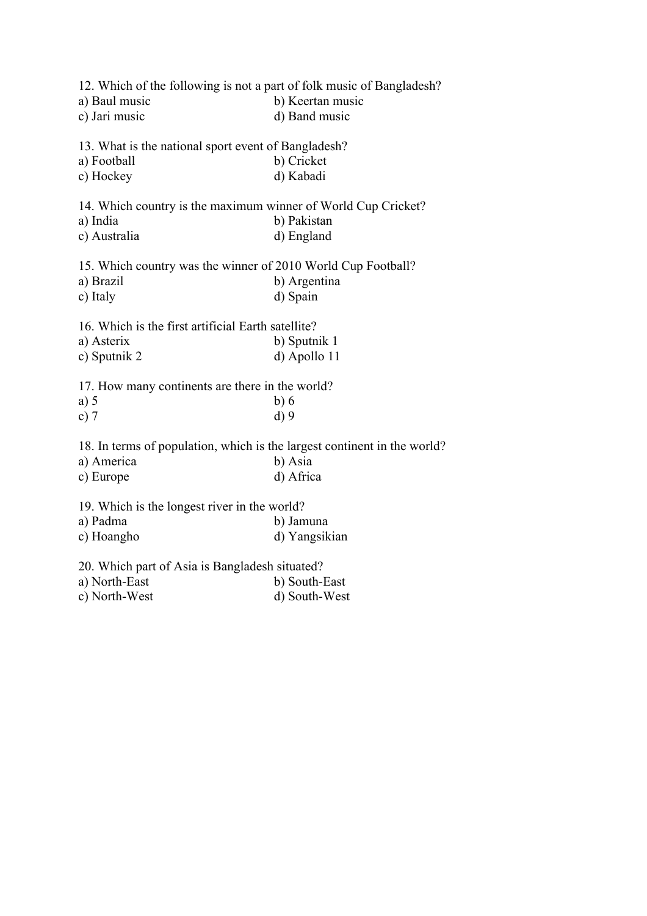12. Which of the following is not a part of folk music of Bangladesh?

a) Baul music  
b) Keertan music  
c) Jari music  
d) Band music

13. What is the national sport event of Bangladesh?

a) Football  
b) Cricket  
c) Hockey  
d) Kabadi

14. Which country is the maximum winner of World Cup Cricket?

a) India  
b) Pakistan  
c) Australia  
d) England

15. Which country was the winner of 2010 World Cup Football?

a) Brazil  
b) Argentina  
c) Italy  
d) Spain

16. Which is the first artificial Earth satellite?

a) Asterix  
b) Sputnik 1  
c) Sputnik 2  
d) Apollo 11

17. How many continents are there in the world?

a) 5  
b) 6  
c) 7  
d) 9

18. In terms of population, which is the largest continent in the world?

a) America  
b) Asia  
c) Europe  
d) Africa

19. Which is the longest river in the world?

a) Padma  
b) Jamuna  
c) Hoangho  
d) Yangsikian

20. Which part of Asia is Bangladesh situated?

a) North-East  
b) South-East  
c) North-West  
d) South-West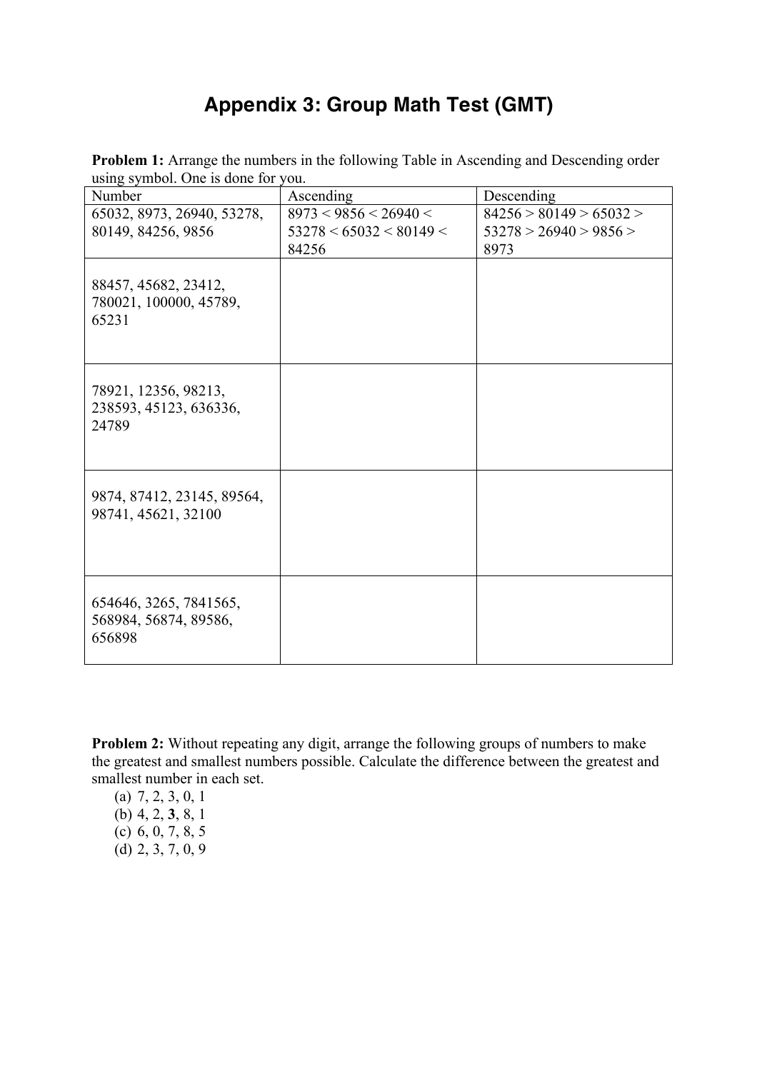# Appendix 3: Group Math Test (GMT)

**Problem 1:** Arrange the numbers in the following Table in Ascending and Descending order using symbol. One is done for you.

| Number | Ascending | Descending |
|---|---|---|
| 65032, 8973, 26940, 53278, 80149, 84256, 9856 | 8973 < 9856 < 26940 < 53278 < 65032 < 80149 < 84256 | 84256 > 80149 > 65032 > 53278 > 26940 > 9856 > 8973 |
| 88457, 45682, 23412, 780021, 100000, 45789, 65231 | | |
| 78921, 12356, 98213, 238593, 45123, 636336, 24789 | | |
| 9874, 87412, 23145, 89564, 98741, 45621, 32100 | | |
| 654646, 3265, 7841565, 568984, 56874, 89586, 656898 | | |

**Problem 2:** Without repeating any digit, arrange the following groups of numbers to make the greatest and smallest numbers possible. Calculate the difference between the greatest and smallest number in each set.

(a) 7, 2, 3, 0, 1
(b) 4, 2, **3**, 8, 1
(c) 6, 0, 7, 8, 5
(d) 2, 3, 7, 0, 9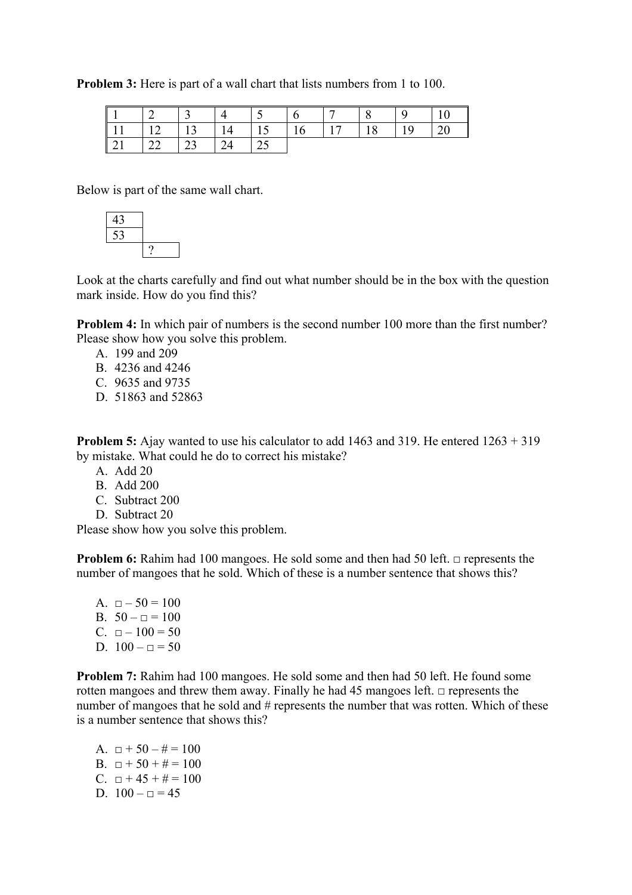**Problem 3:** Here is part of a wall chart that lists numbers from 1 to 100.

| 1 | 2 | 3 | 4 | 5 | 6 | 7 | 8 | 9 | 10 |
|---|---|---|---|---|---|---|---|---|---|
| 11 | 12 | 13 | 14 | 15 | 16 | 17 | 18 | 19 | 20 |
| 21 | 22 | 23 | 24 | 25 | | | | | |

Below is part of the same wall chart.

| 43 | |
|---|---|
| 53 | |
| | ? |

Look at the charts carefully and find out what number should be in the box with the question mark inside. How do you find this?

**Problem 4:** In which pair of numbers is the second number 100 more than the first number? Please show how you solve this problem.

A. 199 and 209
B. 4236 and 4246
C. 9635 and 9735
D. 51863 and 52863

**Problem 5:** Ajay wanted to use his calculator to add 1463 and 319. He entered 1263 + 319 by mistake. What could he do to correct his mistake?

A. Add 20
B. Add 200
C. Subtract 200
D. Subtract 20

Please show how you solve this problem.

**Problem 6:** Rahim had 100 mangoes. He sold some and then had 50 left. □ represents the number of mangoes that he sold. Which of these is a number sentence that shows this?

A. □ – 50 = 100
B. 50 – □ = 100
C. □ – 100 = 50
D. 100 – □ = 50

**Problem 7:** Rahim had 100 mangoes. He sold some and then had 50 left. He found some rotten mangoes and threw them away. Finally he had 45 mangoes left. □ represents the number of mangoes that he sold and # represents the number that was rotten. Which of these is a number sentence that shows this?

A. □ + 50 – # = 100
B. □ + 50 + # = 100
C. □ + 45 + # = 100
D. 100 – □ = 45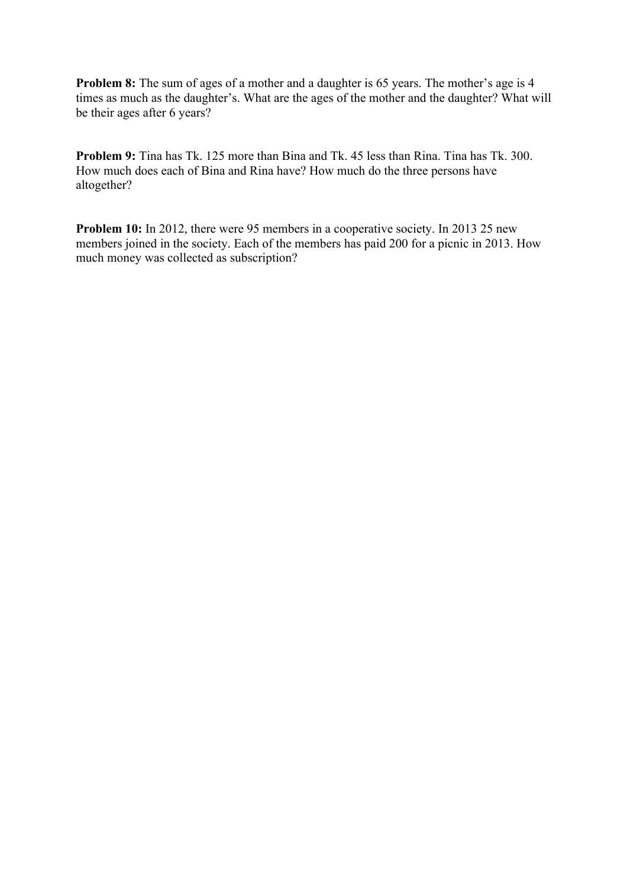**Problem 8:** The sum of ages of a mother and a daughter is 65 years. The mother's age is 4 times as much as the daughter's. What are the ages of the mother and the daughter? What will be their ages after 6 years?

**Problem 9:** Tina has Tk. 125 more than Bina and Tk. 45 less than Rina. Tina has Tk. 300. How much does each of Bina and Rina have? How much do the three persons have altogether?

**Problem 10:** In 2012, there were 95 members in a cooperative society. In 2013 25 new members joined in the society. Each of the members has paid 200 for a picnic in 2013. How much money was collected as subscription?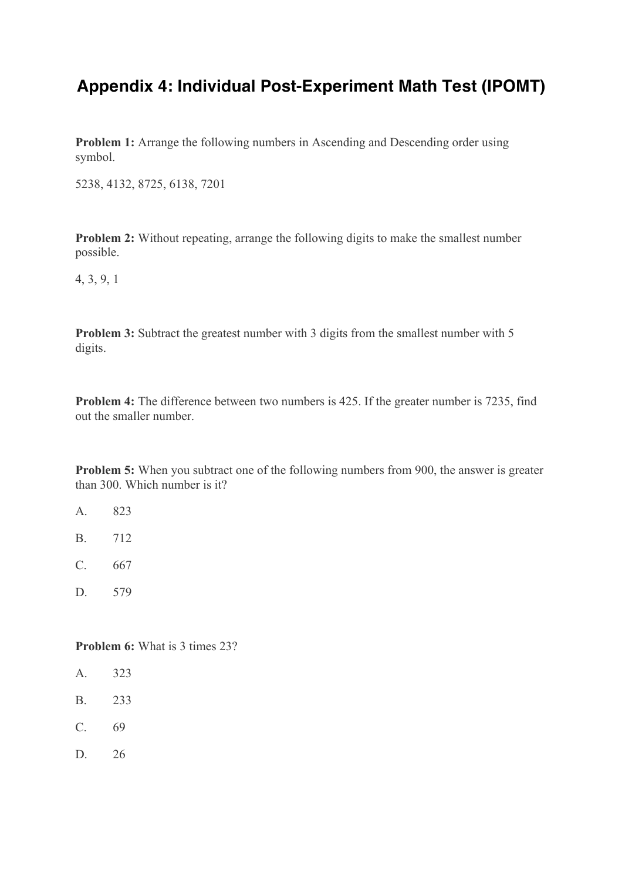# Appendix 4: Individual Post-Experiment Math Test (IPOMT)

**Problem 1:** Arrange the following numbers in Ascending and Descending order using symbol.

5238, 4132, 8725, 6138, 7201

**Problem 2:** Without repeating, arrange the following digits to make the smallest number possible.

4, 3, 9, 1

**Problem 3:** Subtract the greatest number with 3 digits from the smallest number with 5 digits.

**Problem 4:** The difference between two numbers is 425. If the greater number is 7235, find out the smaller number.

**Problem 5:** When you subtract one of the following numbers from 900, the answer is greater than 300. Which number is it?

A. 823

B. 712

C. 667

D. 579

**Problem 6:** What is 3 times 23?

A. 323

B. 233

C. 69

D. 26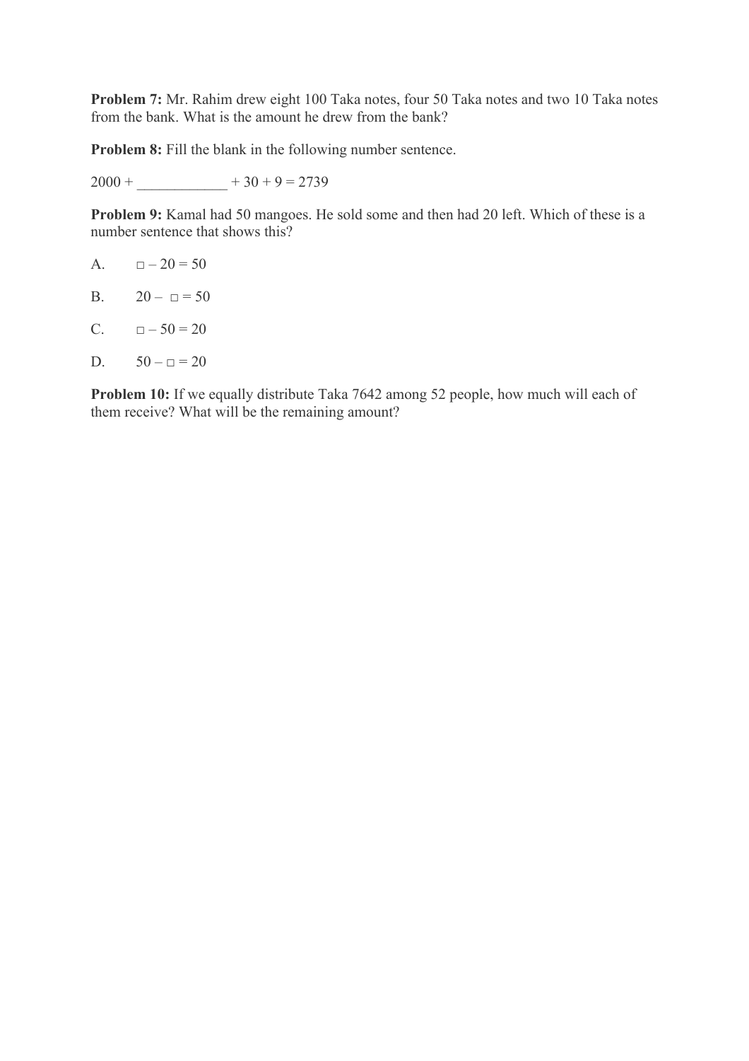**Problem 7:** Mr. Rahim drew eight 100 Taka notes, four 50 Taka notes and two 10 Taka notes from the bank. What is the amount he drew from the bank?

**Problem 8:** Fill the blank in the following number sentence.

2000 + ____________ + 30 + 9 = 2739

**Problem 9:** Kamal had 50 mangoes. He sold some and then had 20 left. Which of these is a number sentence that shows this?

A. □ – 20 = 50

B. 20 – □ = 50

C. □ – 50 = 20

D. 50 – □ = 20

**Problem 10:** If we equally distribute Taka 7642 among 52 people, how much will each of them receive? What will be the remaining amount?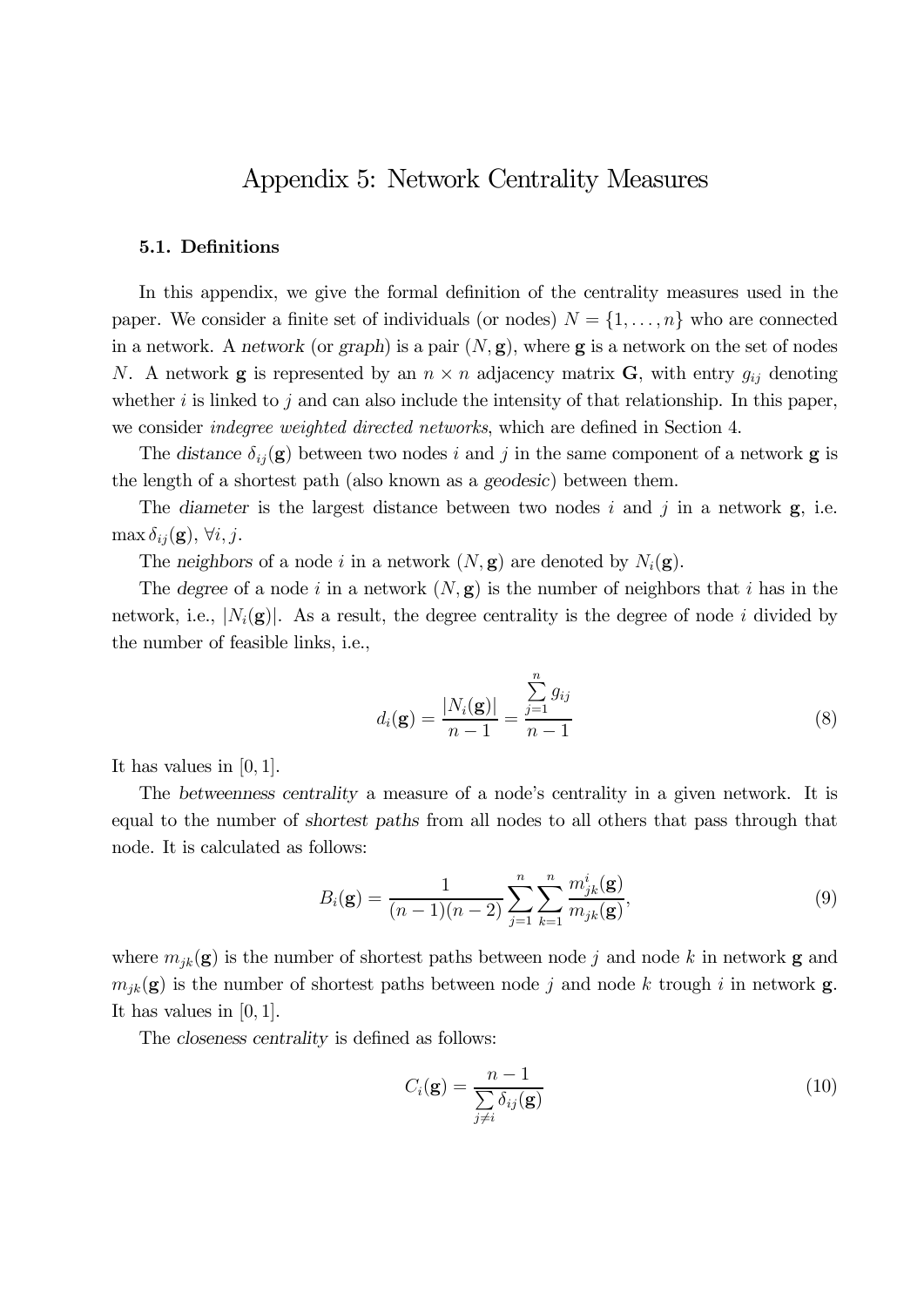# Appendix 5: Network Centrality Measures

### 5.1. Definitions

In this appendix, we give the formal definition of the centrality measures used in the paper. We consider a finite set of individuals (or nodes) $N = \{1, \ldots, n\}$ who are connected in a network. A *network* (or *graph*) is a pair $(N, \mathbf{g})$, where $\mathbf{g}$ is a network on the set of nodes $N$. A network $\mathbf{g}$ is represented by an $n \times n$ adjacency matrix $\mathbf{G}$, with entry $g_{ij}$ denoting whether $i$ is linked to $j$ and can also include the intensity of that relationship. In this paper, we consider *indegree weighted directed networks*, which are defined in Section 4.

The *distance* $\delta_{ij}(\mathbf{g})$ between two nodes $i$ and $j$ in the same component of a network $\mathbf{g}$ is the length of a shortest path (also known as a *geodesic*) between them.

The *diameter* is the largest distance between two nodes $i$ and $j$ in a network $\mathbf{g}$, i.e. $\max \delta_{ij}(\mathbf{g})$, $\forall i, j$.

The *neighbors* of a node $i$ in a network $(N, \mathbf{g})$ are denoted by $N_i(\mathbf{g})$.

The *degree* of a node $i$ in a network $(N, \mathbf{g})$ is the number of neighbors that $i$ has in the network, i.e., $|N_i(\mathbf{g})|$. As a result, the degree centrality is the degree of node $i$ divided by the number of feasible links, i.e.,

$$d_i(\mathbf{g}) = \frac{|N_i(\mathbf{g})|}{n-1} = \frac{\sum_{j=1}^{n} g_{ij}}{n-1} \tag{8}$$

It has values in $[0, 1]$.

The *betweenness centrality* a measure of a node's centrality in a given network. It is equal to the number of *shortest paths* from all nodes to all others that pass through that node. It is calculated as follows:

$$B_i(\mathbf{g}) = \frac{1}{(n-1)(n-2)} \sum_{j=1}^{n} \sum_{k=1}^{n} \frac{m_{jk}^{i}(\mathbf{g})}{m_{jk}(\mathbf{g})}, \tag{9}$$

where $m_{jk}(\mathbf{g})$ is the number of shortest paths between node $j$ and node $k$ in network $\mathbf{g}$ and $m_{jk}(\mathbf{g})$ is the number of shortest paths between node $j$ and node $k$ trough $i$ in network $\mathbf{g}$. It has values in $[0, 1]$.

The *closeness centrality* is defined as follows:

$$C_i(\mathbf{g}) = \frac{n-1}{\sum_{j \neq i} \delta_{ij}(\mathbf{g})} \tag{10}$$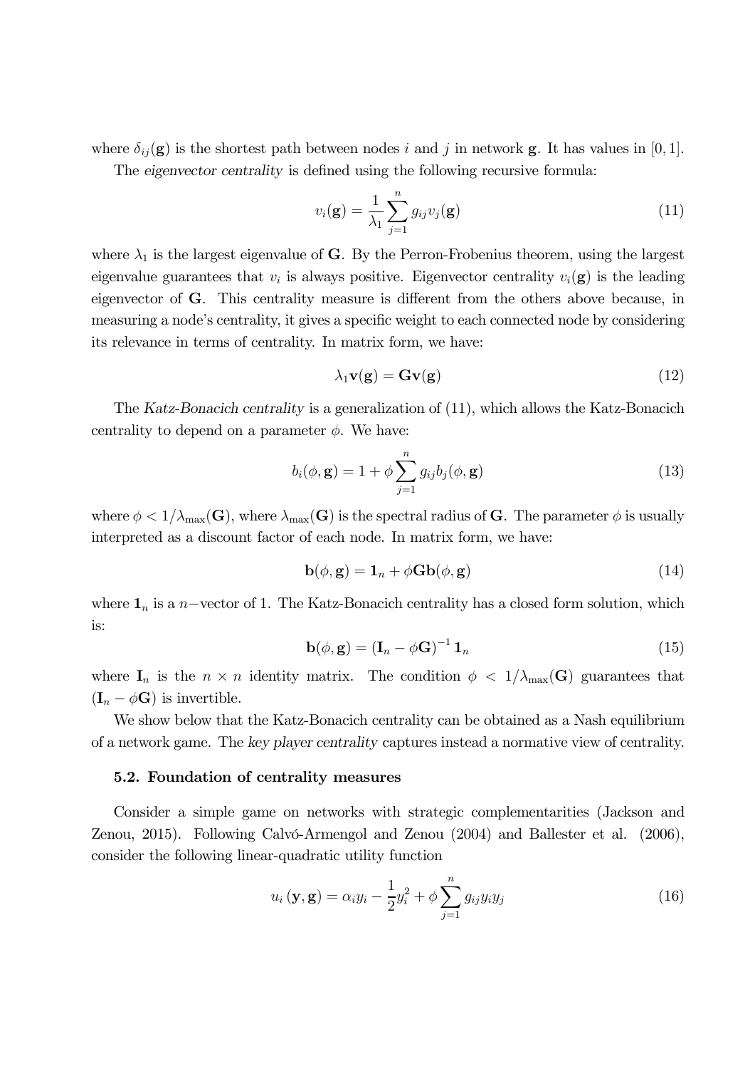where $\delta_{ij}(\mathbf{g})$ is the shortest path between nodes $i$ and $j$ in network $\mathbf{g}$. It has values in $[0, 1]$.

The *eigenvector centrality* is defined using the following recursive formula:

$$v_i(\mathbf{g}) = \frac{1}{\lambda_1} \sum_{j=1}^{n} g_{ij} v_j(\mathbf{g}) \tag{11}$$

where $\lambda_1$ is the largest eigenvalue of $\mathbf{G}$. By the Perron-Frobenius theorem, using the largest eigenvalue guarantees that $v_i$ is always positive. Eigenvector centrality $v_i(\mathbf{g})$ is the leading eigenvector of $\mathbf{G}$. This centrality measure is different from the others above because, in measuring a node's centrality, it gives a specific weight to each connected node by considering its relevance in terms of centrality. In matrix form, we have:

$$\lambda_1 \mathbf{v}(\mathbf{g}) = \mathbf{G}\mathbf{v}(\mathbf{g}) \tag{12}$$

The *Katz-Bonacich centrality* is a generalization of (11), which allows the Katz-Bonacich centrality to depend on a parameter $\phi$. We have:

$$b_i(\phi, \mathbf{g}) = 1 + \phi \sum_{j=1}^{n} g_{ij} b_j(\phi, \mathbf{g}) \tag{13}$$

where $\phi < 1/\lambda_{\max}(\mathbf{G})$, where $\lambda_{\max}(\mathbf{G})$ is the spectral radius of $\mathbf{G}$. The parameter $\phi$ is usually interpreted as a discount factor of each node. In matrix form, we have:

$$\mathbf{b}(\phi, \mathbf{g}) = \mathbf{1}_n + \phi \mathbf{G} \mathbf{b}(\phi, \mathbf{g}) \tag{14}$$

where $\mathbf{1}_n$ is a $n-$vector of 1. The Katz-Bonacich centrality has a closed form solution, which is:

$$\mathbf{b}(\phi, \mathbf{g}) = \left(\mathbf{I}_n - \phi \mathbf{G}\right)^{-1} \mathbf{1}_n \tag{15}$$

where $\mathbf{I}_n$ is the $n \times n$ identity matrix. The condition $\phi < 1/\lambda_{\max}(\mathbf{G})$ guarantees that $(\mathbf{I}_n - \phi \mathbf{G})$ is invertible.

We show below that the Katz-Bonacich centrality can be obtained as a Nash equilibrium of a network game. The *key player centrality* captures instead a normative view of centrality.

### 5.2. Foundation of centrality measures

Consider a simple game on networks with strategic complementarities (Jackson and Zenou, 2015). Following Calvó-Armengol and Zenou (2004) and Ballester et al. (2006), consider the following linear-quadratic utility function

$$u_i(\mathbf{y}, \mathbf{g}) = \alpha_i y_i - \frac{1}{2} y_i^2 + \phi \sum_{j=1}^{n} g_{ij} y_i y_j \tag{16}$$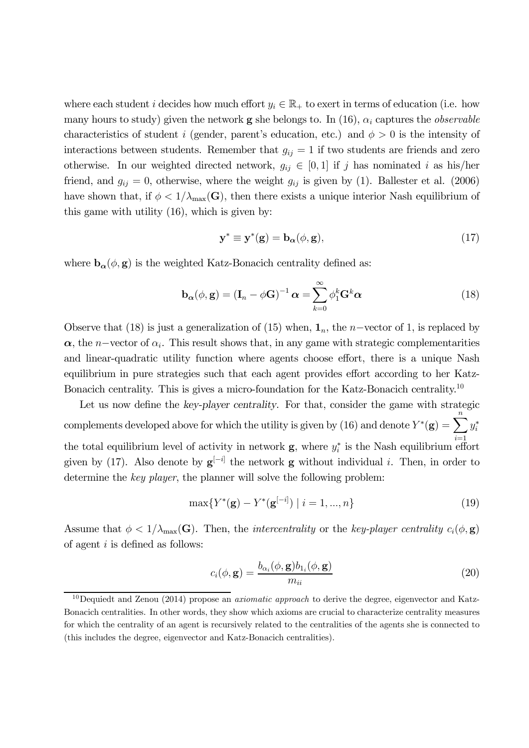where each student $i$ decides how much effort $y_i \in \mathbb{R}_+$ to exert in terms of education (i.e. how many hours to study) given the network $\mathbf{g}$ she belongs to. In (16), $\alpha_i$ captures the *observable* characteristics of student $i$ (gender, parent's education, etc.) and $\phi > 0$ is the intensity of interactions between students. Remember that $g_{ij} = 1$ if two students are friends and zero otherwise. In our weighted directed network, $g_{ij} \in [0, 1]$ if $j$ has nominated $i$ as his/her friend, and $g_{ij} = 0$, otherwise, where the weight $g_{ij}$ is given by (1). Ballester et al. (2006) have shown that, if $\phi < 1/\lambda_{\max}(\mathbf{G})$, then there exists a unique interior Nash equilibrium of this game with utility (16), which is given by:

$$\mathbf{y}^* \equiv \mathbf{y}^*(\mathbf{g}) = \mathbf{b}_{\boldsymbol{\alpha}}(\phi, \mathbf{g}), \tag{17}$$

where $\mathbf{b}_{\boldsymbol{\alpha}}(\phi, \mathbf{g})$ is the weighted Katz-Bonacich centrality defined as:

$$\mathbf{b}_{\boldsymbol{\alpha}}(\phi, \mathbf{g}) = \left(\mathbf{I}_n - \phi \mathbf{G}\right)^{-1} \boldsymbol{\alpha} = \sum_{k=0}^{\infty} \phi_1^k \mathbf{G}^k \boldsymbol{\alpha} \tag{18}$$

Observe that (18) is just a generalization of (15) when, $\mathbf{1}_n$, the $n-$vector of 1, is replaced by $\boldsymbol{\alpha}$, the $n-$vector of $\alpha_i$. This result shows that, in any game with strategic complementarities and linear-quadratic utility function where agents choose effort, there is a unique Nash equilibrium in pure strategies such that each agent provides effort according to her Katz-Bonacich centrality. This is gives a micro-foundation for the Katz-Bonacich centrality.[10]

Let us now define the *key-player centrality*. For that, consider the game with strategic complements developed above for which the utility is given by (16) and denote $Y^*(\mathbf{g}) = \sum_{i=1}^{n} y_i^*$ the total equilibrium level of activity in network $\mathbf{g}$, where $y_i^*$ is the Nash equilibrium effort given by (17). Also denote by $\mathbf{g}^{[-i]}$ the network $\mathbf{g}$ without individual $i$. Then, in order to determine the *key player*, the planner will solve the following problem:

$$\max\{Y^*(\mathbf{g}) - Y^*(\mathbf{g}^{[-i]}) \mid i = 1, ..., n\} \tag{19}$$

Assume that $\phi < 1/\lambda_{\max}(\mathbf{G})$. Then, the *intercentrality* or the *key-player centrality* $c_i(\phi, \mathbf{g})$ of agent $i$ is defined as follows:

$$c_i(\phi, \mathbf{g}) = \frac{b_{\alpha_i}(\phi, \mathbf{g}) b_{1_i}(\phi, \mathbf{g})}{m_{ii}} \tag{20}$$

[10] Dequiedt and Zenou (2014) propose an *axiomatic approach* to derive the degree, eigenvector and Katz-Bonacich centralities. In other words, they show which axioms are crucial to characterize centrality measures for which the centrality of an agent is recursively related to the centralities of the agents she is connected to (this includes the degree, eigenvector and Katz-Bonacich centralities).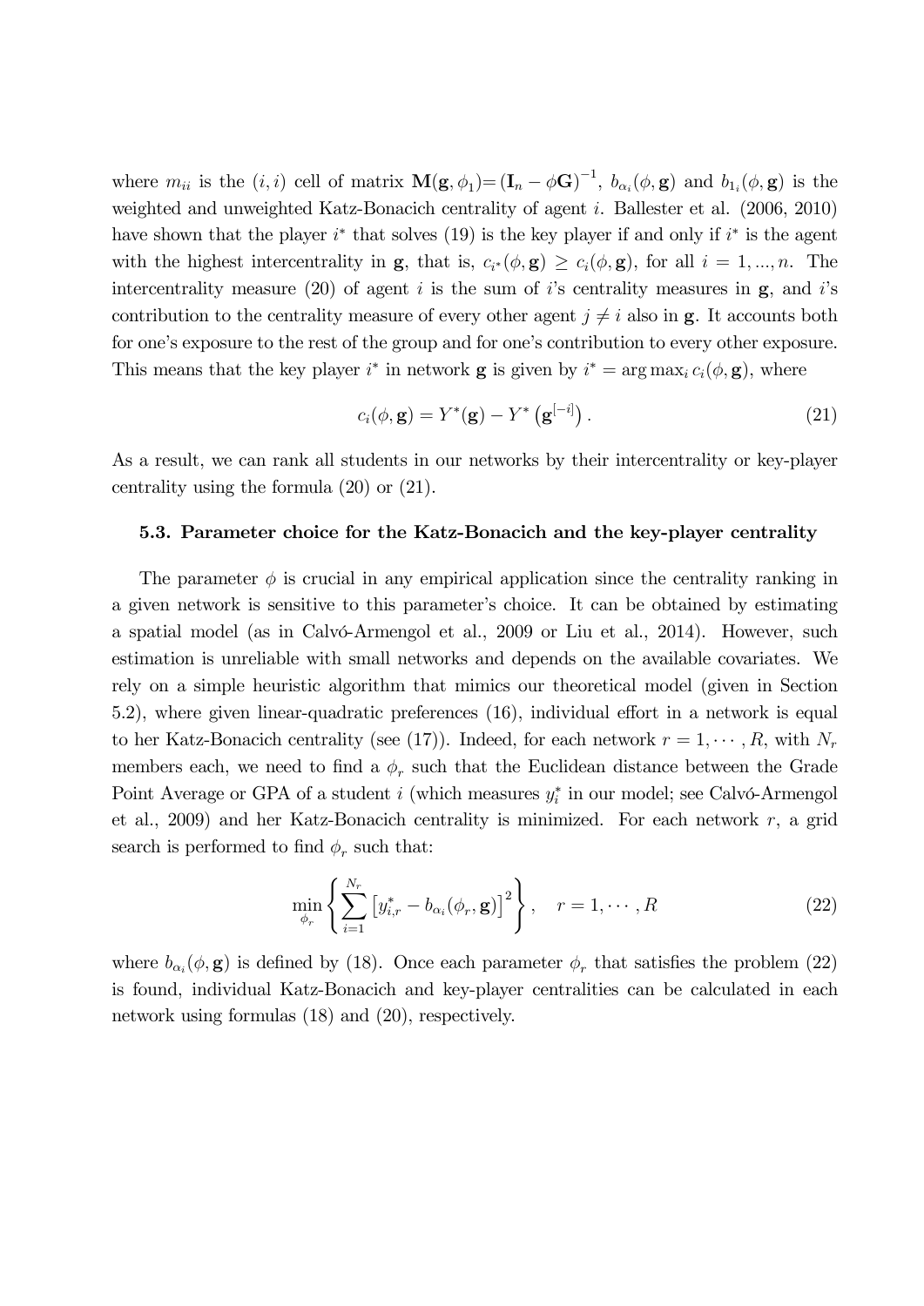where $m_{ii}$ is the $(i,i)$ cell of matrix $\mathbf{M}(\mathbf{g}, \phi_1) = (\mathbf{I}_n - \phi \mathbf{G})^{-1}$, $b_{\alpha_i}(\phi, \mathbf{g})$ and $b_{1_i}(\phi, \mathbf{g})$ is the weighted and unweighted Katz-Bonacich centrality of agent $i$. Ballester et al. (2006, 2010) have shown that the player $i^*$ that solves (19) is the key player if and only if $i^*$ is the agent with the highest intercentrality in $\mathbf{g}$, that is, $c_{i^*}(\phi, \mathbf{g}) \geq c_i(\phi, \mathbf{g})$, for all $i = 1, ..., n$. The intercentrality measure (20) of agent $i$ is the sum of $i$'s centrality measures in $\mathbf{g}$, and $i$'s contribution to the centrality measure of every other agent $j \neq i$ also in $\mathbf{g}$. It accounts both for one's exposure to the rest of the group and for one's contribution to every other exposure. This means that the key player $i^*$ in network $\mathbf{g}$ is given by $i^* = \arg\max_i c_i(\phi, \mathbf{g})$, where

$$c_i(\phi, \mathbf{g}) = Y^*(\mathbf{g}) - Y^*\left(\mathbf{g}^{[-i]}\right). \tag{21}$$

As a result, we can rank all students in our networks by their intercentrality or key-player centrality using the formula (20) or (21).

### 5.3. Parameter choice for the Katz-Bonacich and the key-player centrality

The parameter $\phi$ is crucial in any empirical application since the centrality ranking in a given network is sensitive to this parameter's choice. It can be obtained by estimating a spatial model (as in Calvó-Armengol et al., 2009 or Liu et al., 2014). However, such estimation is unreliable with small networks and depends on the available covariates. We rely on a simple heuristic algorithm that mimics our theoretical model (given in Section 5.2), where given linear-quadratic preferences (16), individual effort in a network is equal to her Katz-Bonacich centrality (see (17)). Indeed, for each network $r = 1, \cdots, R$, with $N_r$ members each, we need to find a $\phi_r$ such that the Euclidean distance between the Grade Point Average or GPA of a student $i$ (which measures $y_i^*$ in our model; see Calvó-Armengol et al., 2009) and her Katz-Bonacich centrality is minimized. For each network $r$, a grid search is performed to find $\phi_r$ such that:

$$\min_{\phi_r} \left\{ \sum_{i=1}^{N_r} \left[ y_{i,r}^* - b_{\alpha_i}(\phi_r, \mathbf{g}) \right]^2 \right\}, \quad r = 1, \cdots, R \tag{22}$$

where $b_{\alpha_i}(\phi, \mathbf{g})$ is defined by (18). Once each parameter $\phi_r$ that satisfies the problem (22) is found, individual Katz-Bonacich and key-player centralities can be calculated in each network using formulas (18) and (20), respectively.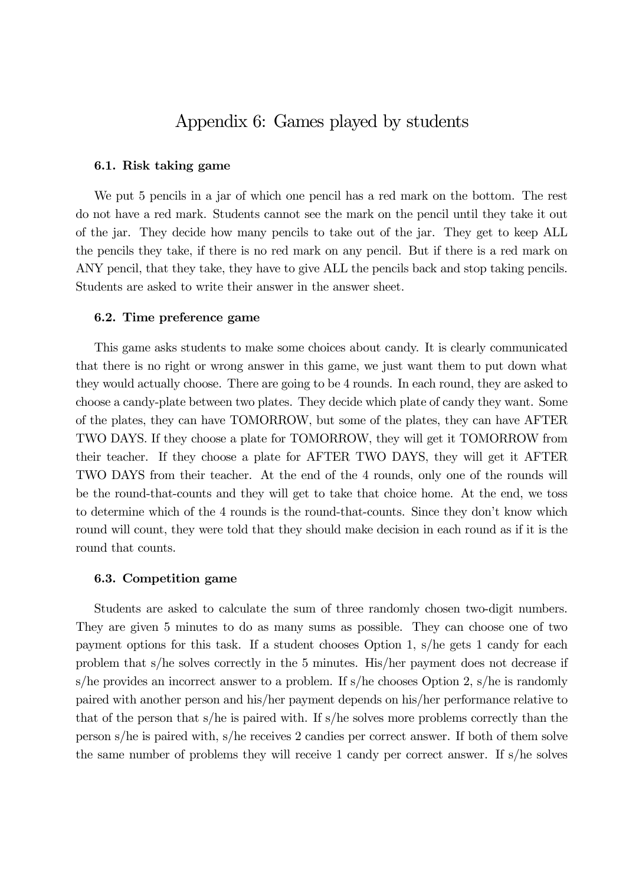# Appendix 6: Games played by students

### 6.1. Risk taking game

We put 5 pencils in a jar of which one pencil has a red mark on the bottom. The rest do not have a red mark. Students cannot see the mark on the pencil until they take it out of the jar. They decide how many pencils to take out of the jar. They get to keep ALL the pencils they take, if there is no red mark on any pencil. But if there is a red mark on ANY pencil, that they take, they have to give ALL the pencils back and stop taking pencils. Students are asked to write their answer in the answer sheet.

### 6.2. Time preference game

This game asks students to make some choices about candy. It is clearly communicated that there is no right or wrong answer in this game, we just want them to put down what they would actually choose. There are going to be 4 rounds. In each round, they are asked to choose a candy-plate between two plates. They decide which plate of candy they want. Some of the plates, they can have TOMORROW, but some of the plates, they can have AFTER TWO DAYS. If they choose a plate for TOMORROW, they will get it TOMORROW from their teacher. If they choose a plate for AFTER TWO DAYS, they will get it AFTER TWO DAYS from their teacher. At the end of the 4 rounds, only one of the rounds will be the round-that-counts and they will get to take that choice home. At the end, we toss to determine which of the 4 rounds is the round-that-counts. Since they don't know which round will count, they were told that they should make decision in each round as if it is the round that counts.

### 6.3. Competition game

Students are asked to calculate the sum of three randomly chosen two-digit numbers. They are given 5 minutes to do as many sums as possible. They can choose one of two payment options for this task. If a student chooses Option 1, s/he gets 1 candy for each problem that s/he solves correctly in the 5 minutes. His/her payment does not decrease if s/he provides an incorrect answer to a problem. If s/he chooses Option 2, s/he is randomly paired with another person and his/her payment depends on his/her performance relative to that of the person that s/he is paired with. If s/he solves more problems correctly than the person s/he is paired with, s/he receives 2 candies per correct answer. If both of them solve the same number of problems they will receive 1 candy per correct answer. If s/he solves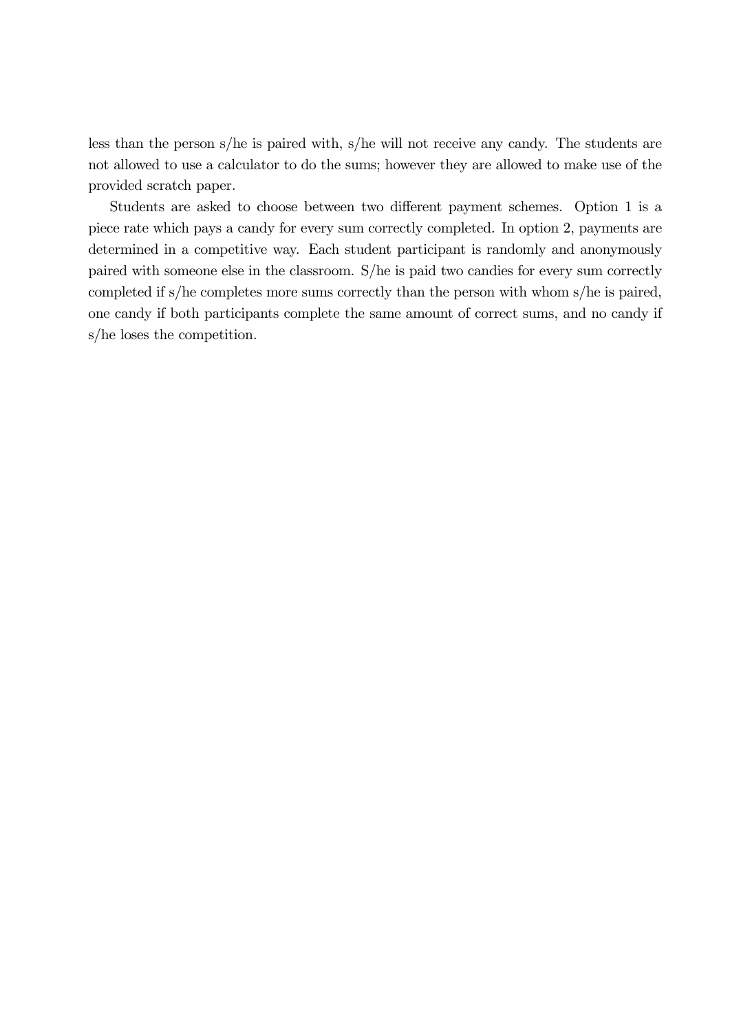less than the person s/he is paired with, s/he will not receive any candy. The students are not allowed to use a calculator to do the sums; however they are allowed to make use of the provided scratch paper.

Students are asked to choose between two different payment schemes. Option 1 is a piece rate which pays a candy for every sum correctly completed. In option 2, payments are determined in a competitive way. Each student participant is randomly and anonymously paired with someone else in the classroom. S/he is paid two candies for every sum correctly completed if s/he completes more sums correctly than the person with whom s/he is paired, one candy if both participants complete the same amount of correct sums, and no candy if s/he loses the competition.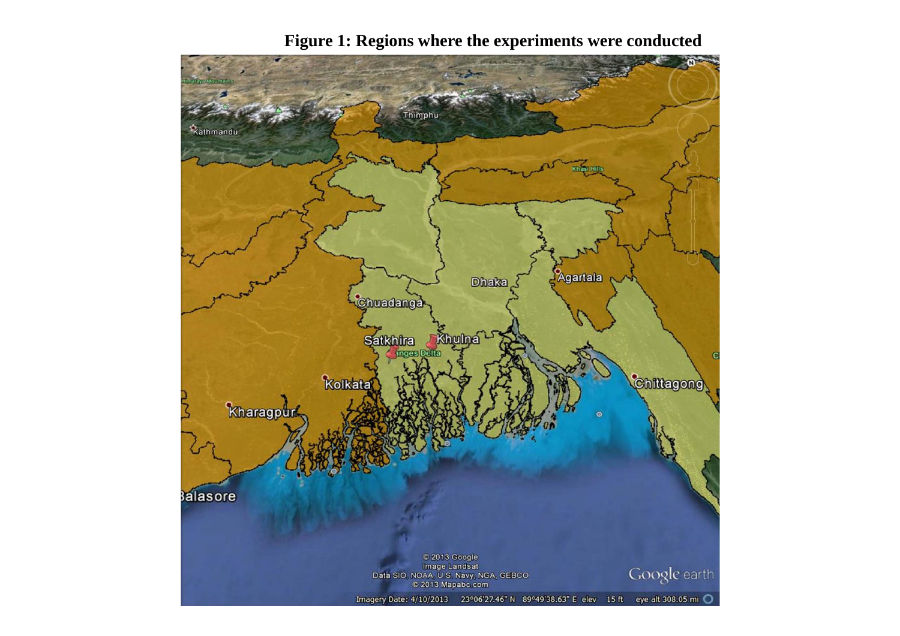**Figure 1: Regions where the experiments were conducted**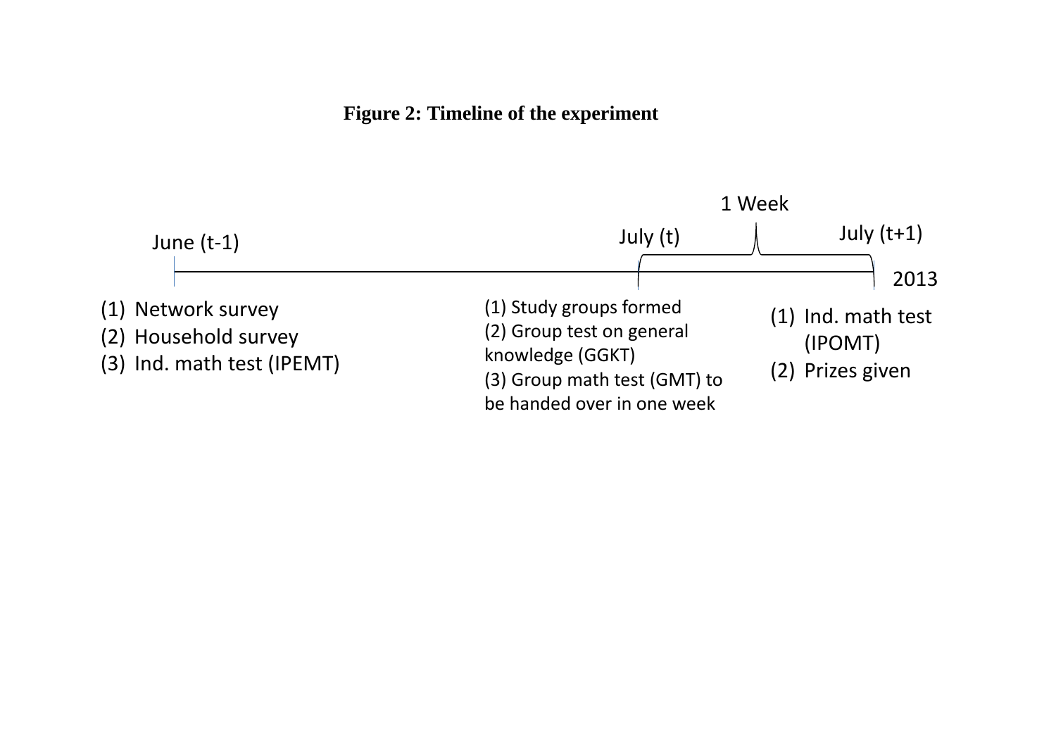**Figure 2: Timeline of the experiment**

1 Week

June (t-1) — July (t) — July (t+1) — 2013

**June (t-1)**

1. Network survey
2. Household survey
3. Ind. math test (IPEMT)

**July (t)**

(1) Study groups formed
(2) Group test on general knowledge (GGKT)
(3) Group math test (GMT) to be handed over in one week

**July (t+1)**

1. Ind. math test (IPOMT)
2. Prizes given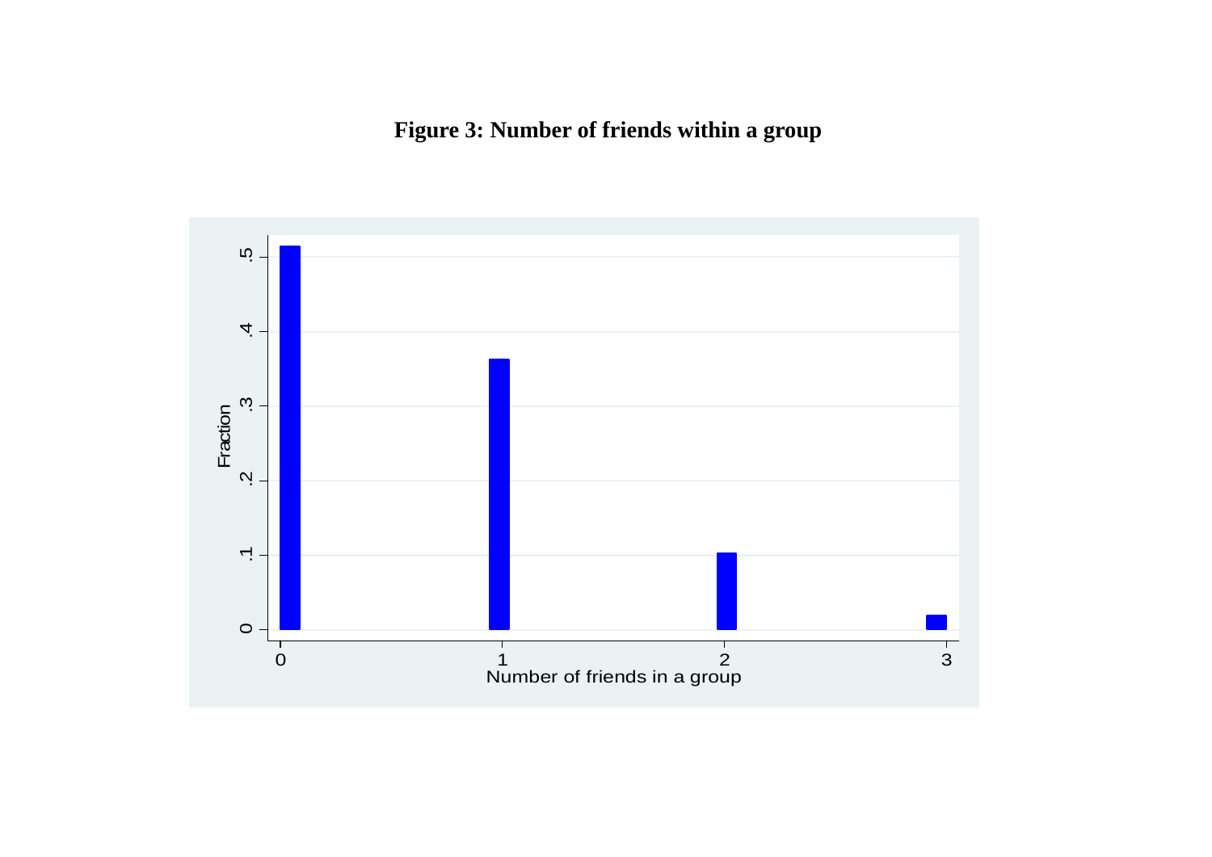**Figure 3: Number of friends within a group**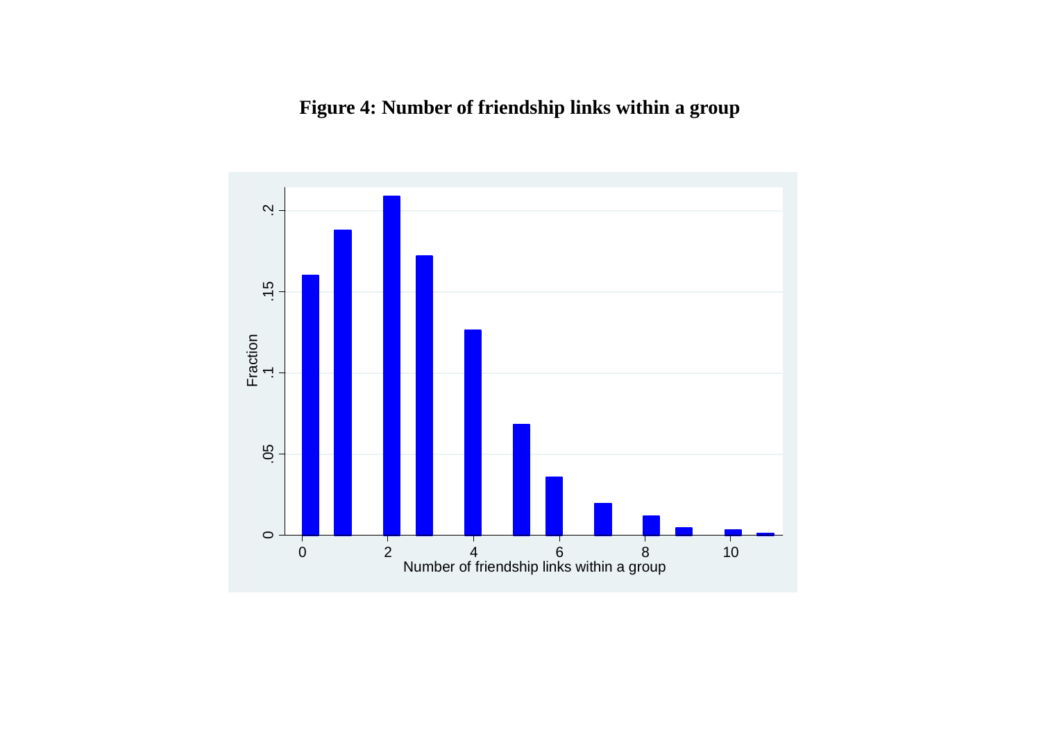**Figure 4: Number of friendship links within a group**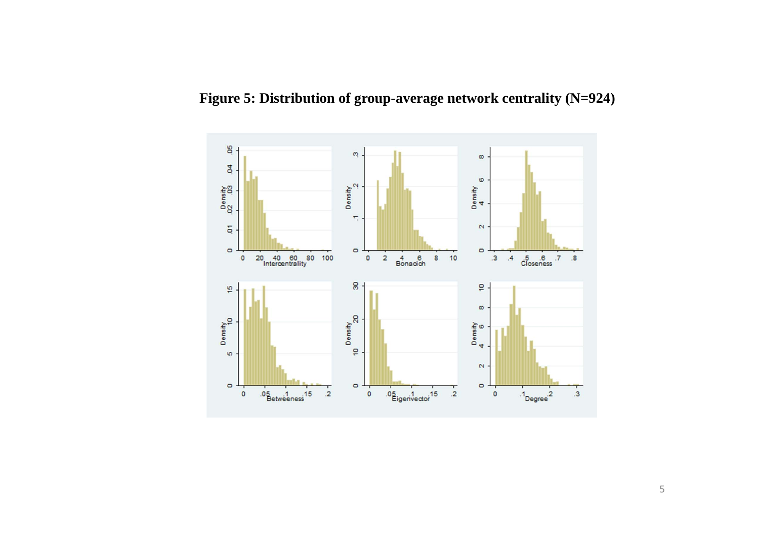**Figure 5: Distribution of group-average network centrality (N=924)**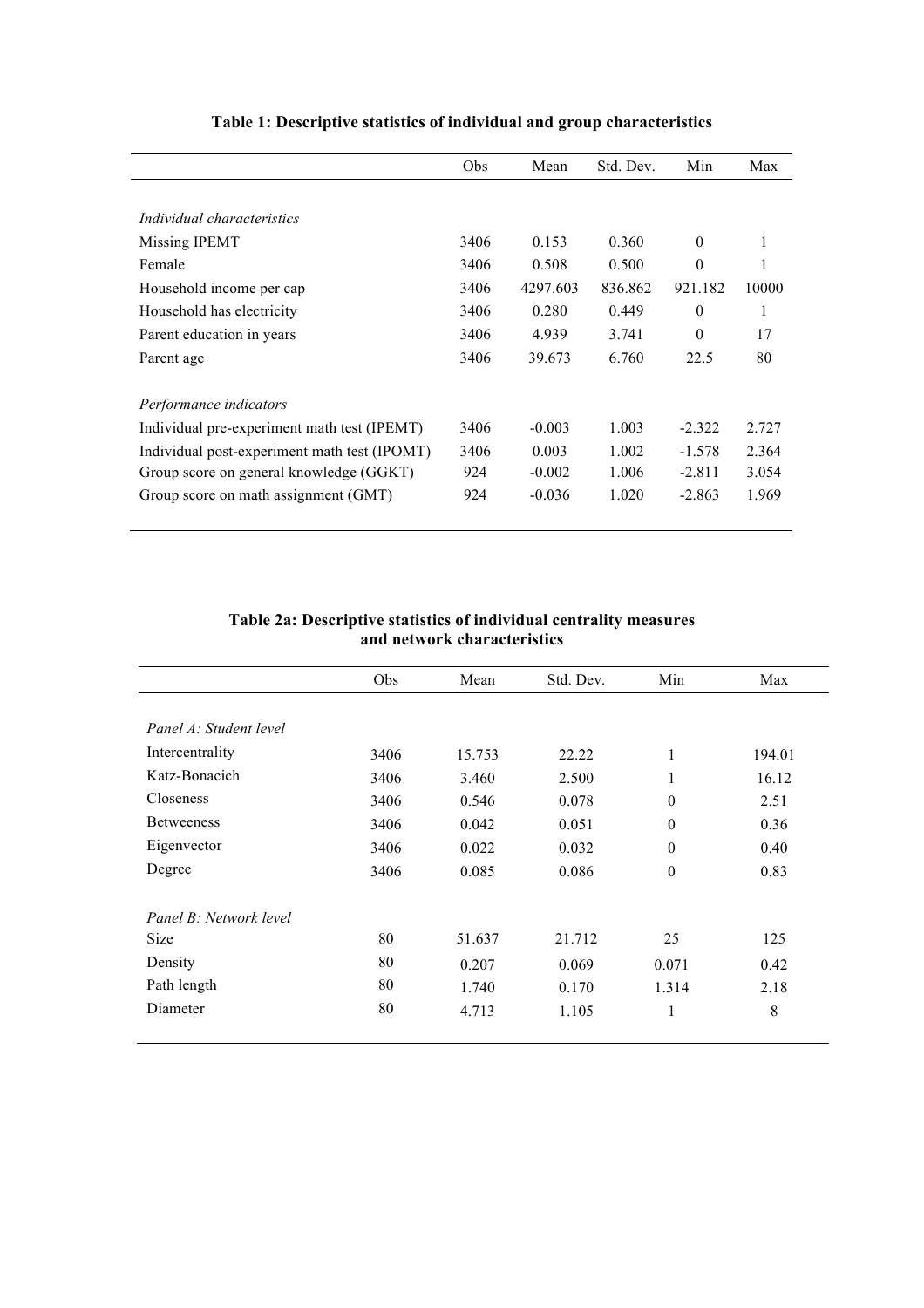**Table 1: Descriptive statistics of individual and group characteristics**

| | Obs | Mean | Std. Dev. | Min | Max |
|---|---|---|---|---|---|
| *Individual characteristics* | | | | | |
| Missing IPEMT | 3406 | 0.153 | 0.360 | 0 | 1 |
| Female | 3406 | 0.508 | 0.500 | 0 | 1 |
| Household income per cap | 3406 | 4297.603 | 836.862 | 921.182 | 10000 |
| Household has electricity | 3406 | 0.280 | 0.449 | 0 | 1 |
| Parent education in years | 3406 | 4.939 | 3.741 | 0 | 17 |
| Parent age | 3406 | 39.673 | 6.760 | 22.5 | 80 |
| *Performance indicators* | | | | | |
| Individual pre-experiment math test (IPEMT) | 3406 | -0.003 | 1.003 | -2.322 | 2.727 |
| Individual post-experiment math test (IPOMT) | 3406 | 0.003 | 1.002 | -1.578 | 2.364 |
| Group score on general knowledge (GGKT) | 924 | -0.002 | 1.006 | -2.811 | 3.054 |
| Group score on math assignment (GMT) | 924 | -0.036 | 1.020 | -2.863 | 1.969 |

**Table 2a: Descriptive statistics of individual centrality measures and network characteristics**

| | Obs | Mean | Std. Dev. | Min | Max |
|---|---|---|---|---|---|
| *Panel A: Student level* | | | | | |
| Intercentrality | 3406 | 15.753 | 22.22 | 1 | 194.01 |
| Katz-Bonacich | 3406 | 3.460 | 2.500 | 1 | 16.12 |
| Closeness | 3406 | 0.546 | 0.078 | 0 | 2.51 |
| Betweeness | 3406 | 0.042 | 0.051 | 0 | 0.36 |
| Eigenvector | 3406 | 0.022 | 0.032 | 0 | 0.40 |
| Degree | 3406 | 0.085 | 0.086 | 0 | 0.83 |
| *Panel B: Network level* | | | | | |
| Size | 80 | 51.637 | 21.712 | 25 | 125 |
| Density | 80 | 0.207 | 0.069 | 0.071 | 0.42 |
| Path length | 80 | 1.740 | 0.170 | 1.314 | 2.18 |
| Diameter | 80 | 4.713 | 1.105 | 1 | 8 |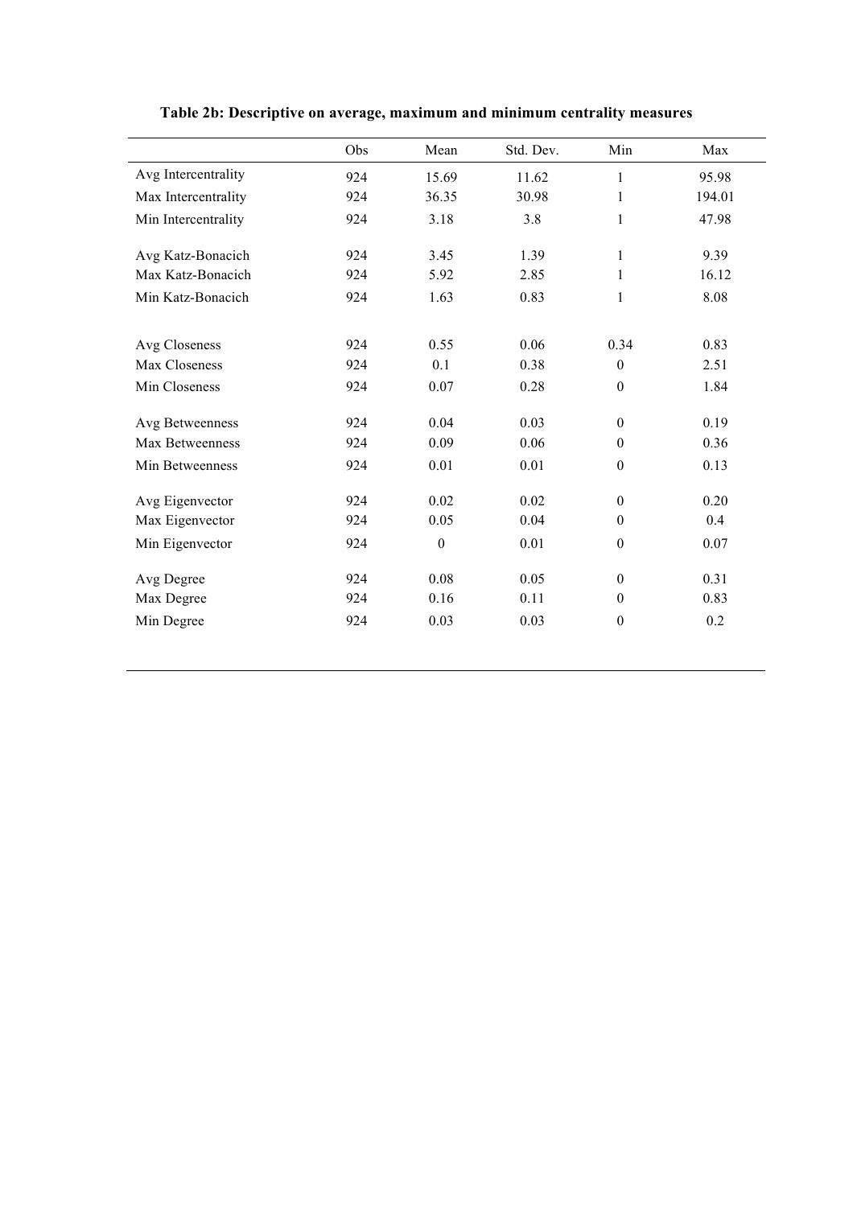**Table 2b: Descriptive on average, maximum and minimum centrality measures**

| | Obs | Mean | Std. Dev. | Min | Max |
|---|---|---|---|---|---|
| Avg Intercentrality | 924 | 15.69 | 11.62 | 1 | 95.98 |
| Max Intercentrality | 924 | 36.35 | 30.98 | 1 | 194.01 |
| Min Intercentrality | 924 | 3.18 | 3.8 | 1 | 47.98 |
| Avg Katz-Bonacich | 924 | 3.45 | 1.39 | 1 | 9.39 |
| Max Katz-Bonacich | 924 | 5.92 | 2.85 | 1 | 16.12 |
| Min Katz-Bonacich | 924 | 1.63 | 0.83 | 1 | 8.08 |
| Avg Closeness | 924 | 0.55 | 0.06 | 0.34 | 0.83 |
| Max Closeness | 924 | 0.1 | 0.38 | 0 | 2.51 |
| Min Closeness | 924 | 0.07 | 0.28 | 0 | 1.84 |
| Avg Betweenness | 924 | 0.04 | 0.03 | 0 | 0.19 |
| Max Betweenness | 924 | 0.09 | 0.06 | 0 | 0.36 |
| Min Betweenness | 924 | 0.01 | 0.01 | 0 | 0.13 |
| Avg Eigenvector | 924 | 0.02 | 0.02 | 0 | 0.20 |
| Max Eigenvector | 924 | 0.05 | 0.04 | 0 | 0.4 |
| Min Eigenvector | 924 | 0 | 0.01 | 0 | 0.07 |
| Avg Degree | 924 | 0.08 | 0.05 | 0 | 0.31 |
| Max Degree | 924 | 0.16 | 0.11 | 0 | 0.83 |
| Min Degree | 924 | 0.03 | 0.03 | 0 | 0.2 |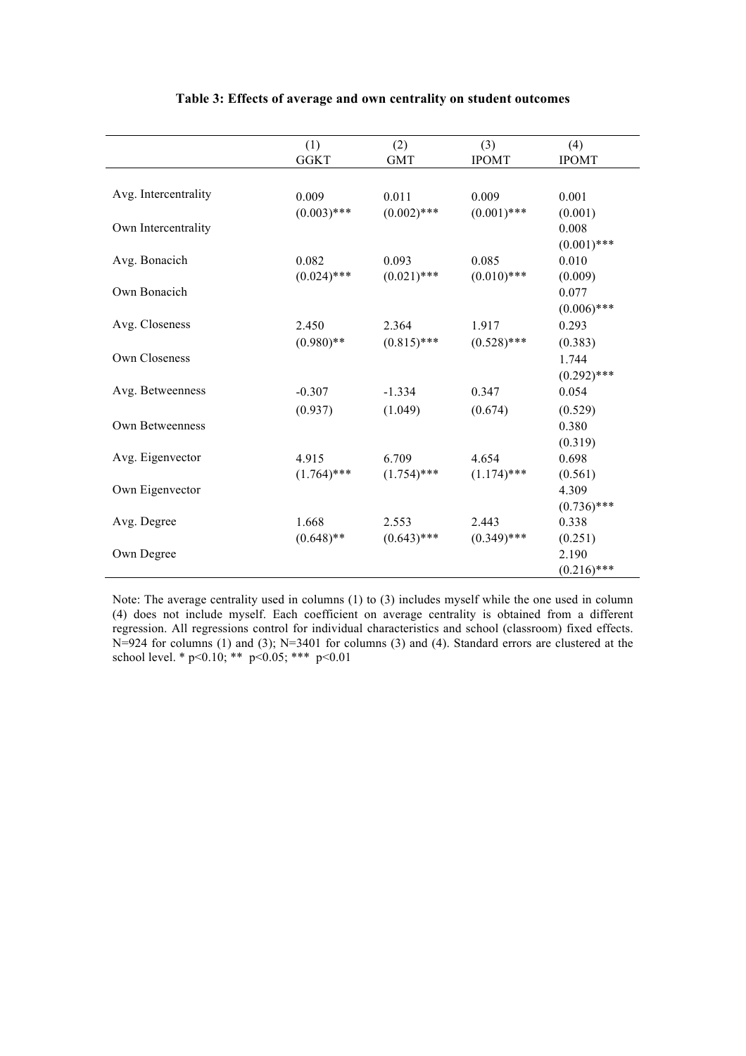**Table 3: Effects of average and own centrality on student outcomes**

| | (1) GGKT | (2) GMT | (3) IPOMT | (4) IPOMT |
|---|---|---|---|---|
| Avg. Intercentrality | 0.009 | 0.011 | 0.009 | 0.001 |
| | (0.003)*** | (0.002)*** | (0.001)*** | (0.001) |
| Own Intercentrality | | | | 0.008 |
| | | | | (0.001)*** |
| Avg. Bonacich | 0.082 | 0.093 | 0.085 | 0.010 |
| | (0.024)*** | (0.021)*** | (0.010)*** | (0.009) |
| Own Bonacich | | | | 0.077 |
| | | | | (0.006)*** |
| Avg. Closeness | 2.450 | 2.364 | 1.917 | 0.293 |
| | (0.980)** | (0.815)*** | (0.528)*** | (0.383) |
| Own Closeness | | | | 1.744 |
| | | | | (0.292)*** |
| Avg. Betweenness | -0.307 | -1.334 | 0.347 | 0.054 |
| | (0.937) | (1.049) | (0.674) | (0.529) |
| Own Betweenness | | | | 0.380 |
| | | | | (0.319) |
| Avg. Eigenvector | 4.915 | 6.709 | 4.654 | 0.698 |
| | (1.764)*** | (1.754)*** | (1.174)*** | (0.561) |
| Own Eigenvector | | | | 4.309 |
| | | | | (0.736)*** |
| Avg. Degree | 1.668 | 2.553 | 2.443 | 0.338 |
| | (0.648)** | (0.643)*** | (0.349)*** | (0.251) |
| Own Degree | | | | 2.190 |
| | | | | (0.216)*** |

Note: The average centrality used in columns (1) to (3) includes myself while the one used in column (4) does not include myself. Each coefficient on average centrality is obtained from a different regression. All regressions control for individual characteristics and school (classroom) fixed effects. N=924 for columns (1) and (3); N=3401 for columns (3) and (4). Standard errors are clustered at the school level. * p<0.10; ** p<0.05; *** p<0.01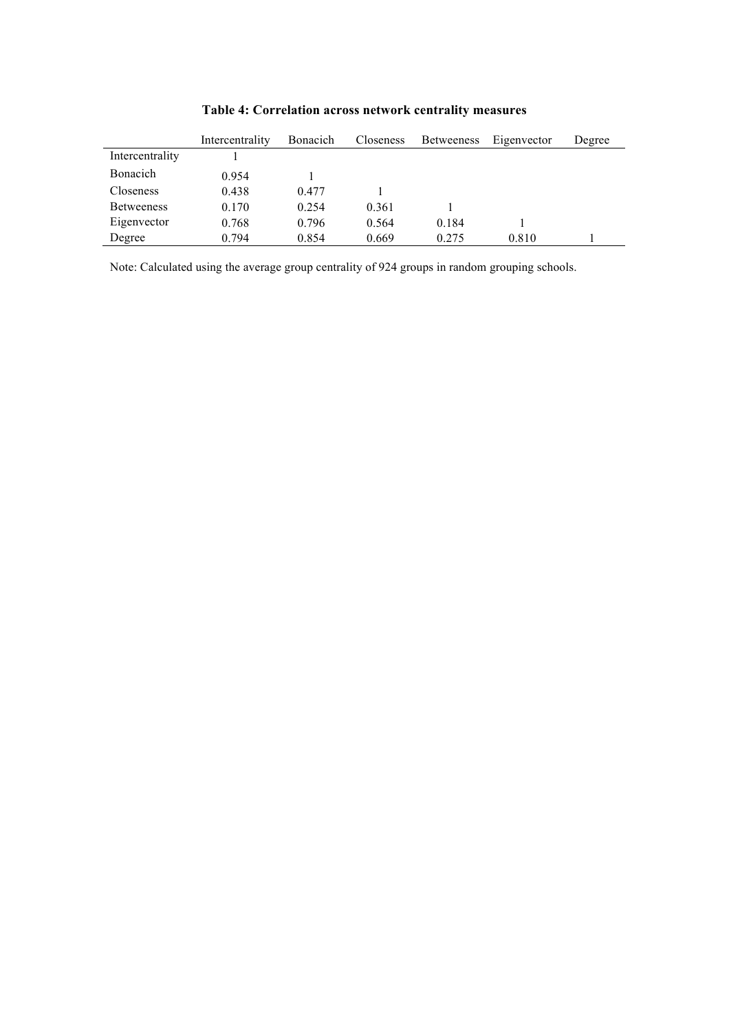**Table 4: Correlation across network centrality measures**

| | Intercentrality | Bonacich | Closeness | Betweeness | Eigenvector | Degree |
|---|---|---|---|---|---|---|
| Intercentrality | 1 | | | | | |
| Bonacich | 0.954 | 1 | | | | |
| Closeness | 0.438 | 0.477 | 1 | | | |
| Betweeness | 0.170 | 0.254 | 0.361 | 1 | | |
| Eigenvector | 0.768 | 0.796 | 0.564 | 0.184 | 1 | |
| Degree | 0.794 | 0.854 | 0.669 | 0.275 | 0.810 | 1 |

Note: Calculated using the average group centrality of 924 groups in random grouping schools.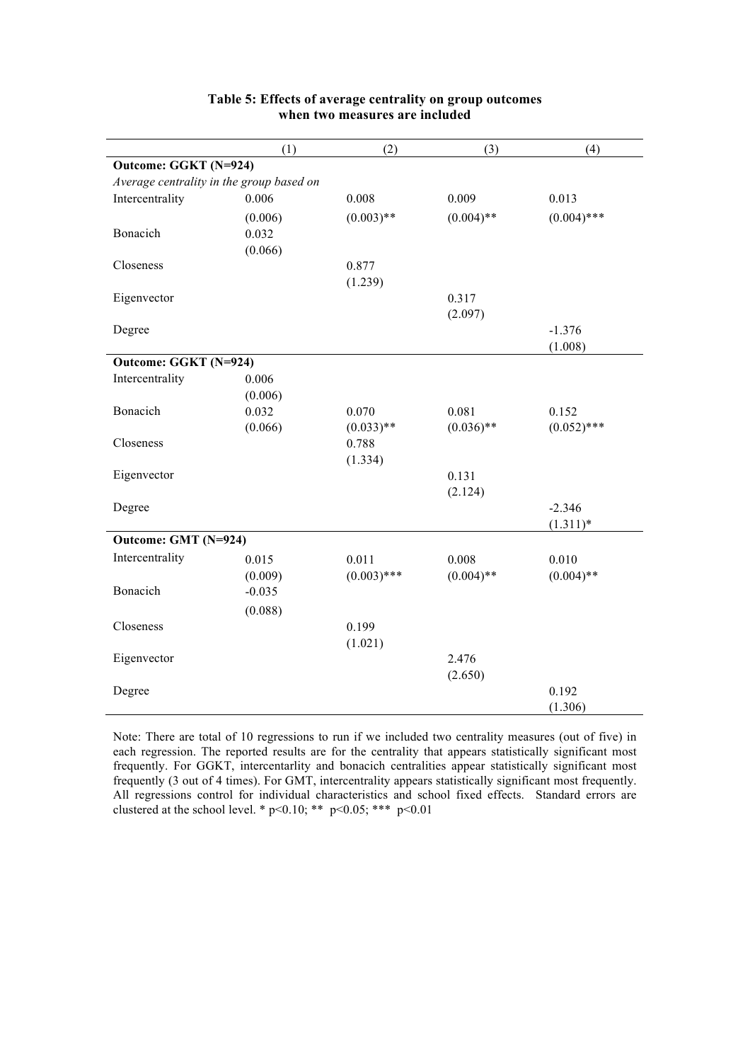**Table 5: Effects of average centrality on group outcomes when two measures are included**

| | (1) | (2) | (3) | (4) |
|---|---|---|---|---|
| **Outcome: GGKT (N=924)** | | | | |
| *Average centrality in the group based on* | | | | |
| Intercentrality | 0.006 | 0.008 | 0.009 | 0.013 |
| | (0.006) | (0.003)** | (0.004)** | (0.004)*** |
| Bonacich | 0.032 | | | |
| | (0.066) | | | |
| Closeness | | 0.877 | | |
| | | (1.239) | | |
| Eigenvector | | | 0.317 | |
| | | | (2.097) | |
| Degree | | | | -1.376 |
| | | | | (1.008) |
| **Outcome: GGKT (N=924)** | | | | |
| Intercentrality | 0.006 | | | |
| | (0.006) | | | |
| Bonacich | 0.032 | 0.070 | 0.081 | 0.152 |
| | (0.066) | (0.033)** | (0.036)** | (0.052)*** |
| Closeness | | 0.788 | | |
| | | (1.334) | | |
| Eigenvector | | | 0.131 | |
| | | | (2.124) | |
| Degree | | | | -2.346 |
| | | | | (1.311)* |
| **Outcome: GMT (N=924)** | | | | |
| Intercentrality | 0.015 | 0.011 | 0.008 | 0.010 |
| | (0.009) | (0.003)*** | (0.004)** | (0.004)** |
| Bonacich | -0.035 | | | |
| | (0.088) | | | |
| Closeness | | 0.199 | | |
| | | (1.021) | | |
| Eigenvector | | | 2.476 | |
| | | | (2.650) | |
| Degree | | | | 0.192 |
| | | | | (1.306) |

Note: There are total of 10 regressions to run if we included two centrality measures (out of five) in each regression. The reported results are for the centrality that appears statistically significant most frequently. For GGKT, intercentarlity and bonacich centralities appear statistically significant most frequently (3 out of 4 times). For GMT, intercentrality appears statistically significant most frequently. All regressions control for individual characteristics and school fixed effects. Standard errors are clustered at the school level. * $p<0.10$; ** $p<0.05$; *** $p<0.01$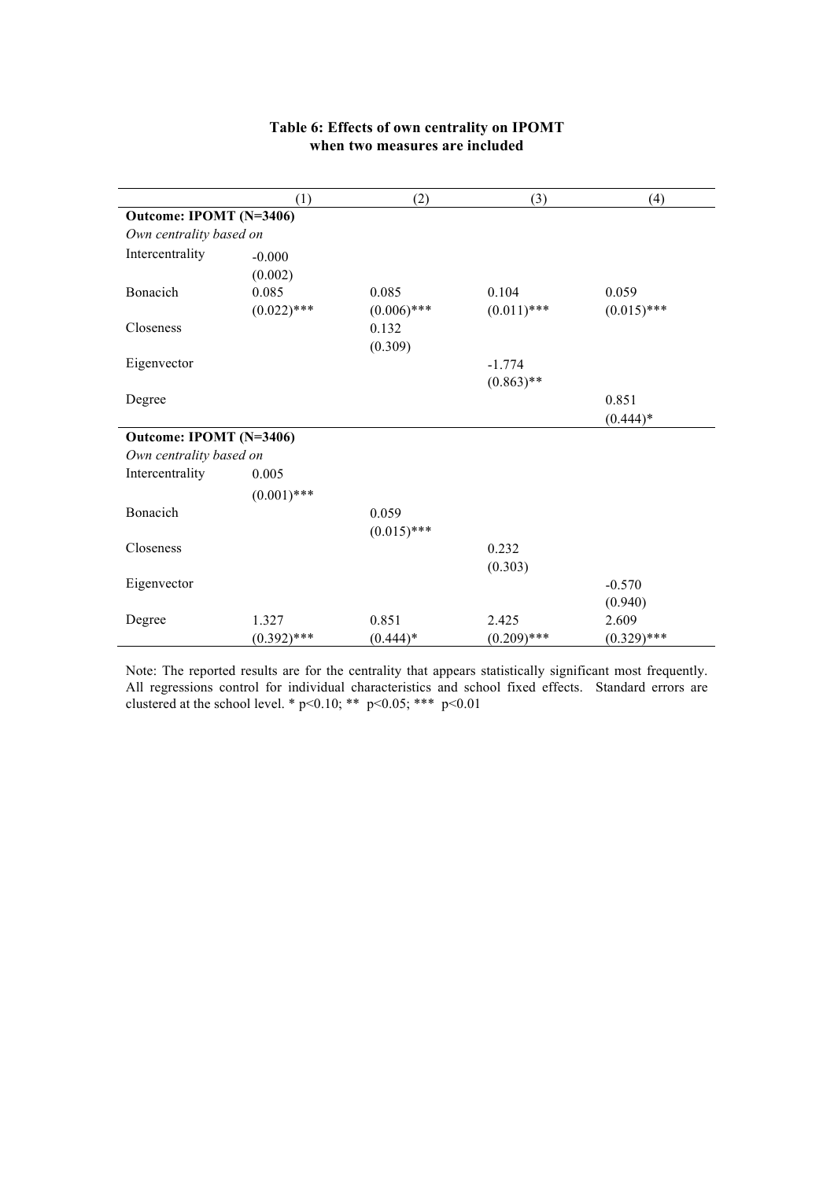**Table 6: Effects of own centrality on IPOMT when two measures are included**

| | (1) | (2) | (3) | (4) |
|---|---|---|---|---|
| **Outcome: IPOMT (N=3406)** | | | | |
| *Own centrality based on* | | | | |
| Intercentrality | -0.000 | | | |
| | (0.002) | | | |
| Bonacich | 0.085 | 0.085 | 0.104 | 0.059 |
| | (0.022)*** | (0.006)*** | (0.011)*** | (0.015)*** |
| Closeness | | 0.132 | | |
| | | (0.309) | | |
| Eigenvector | | | -1.774 | |
| | | | (0.863)** | |
| Degree | | | | 0.851 |
| | | | | (0.444)* |
| **Outcome: IPOMT (N=3406)** | | | | |
| *Own centrality based on* | | | | |
| Intercentrality | 0.005 | | | |
| | (0.001)*** | | | |
| Bonacich | | 0.059 | | |
| | | (0.015)*** | | |
| Closeness | | | 0.232 | |
| | | | (0.303) | |
| Eigenvector | | | | -0.570 |
| | | | | (0.940) |
| Degree | 1.327 | 0.851 | 2.425 | 2.609 |
| | (0.392)*** | (0.444)* | (0.209)*** | (0.329)*** |

Note: The reported results are for the centrality that appears statistically significant most frequently. All regressions control for individual characteristics and school fixed effects. Standard errors are clustered at the school level. * $p<0.10$; ** $p<0.05$; *** $p<0.01$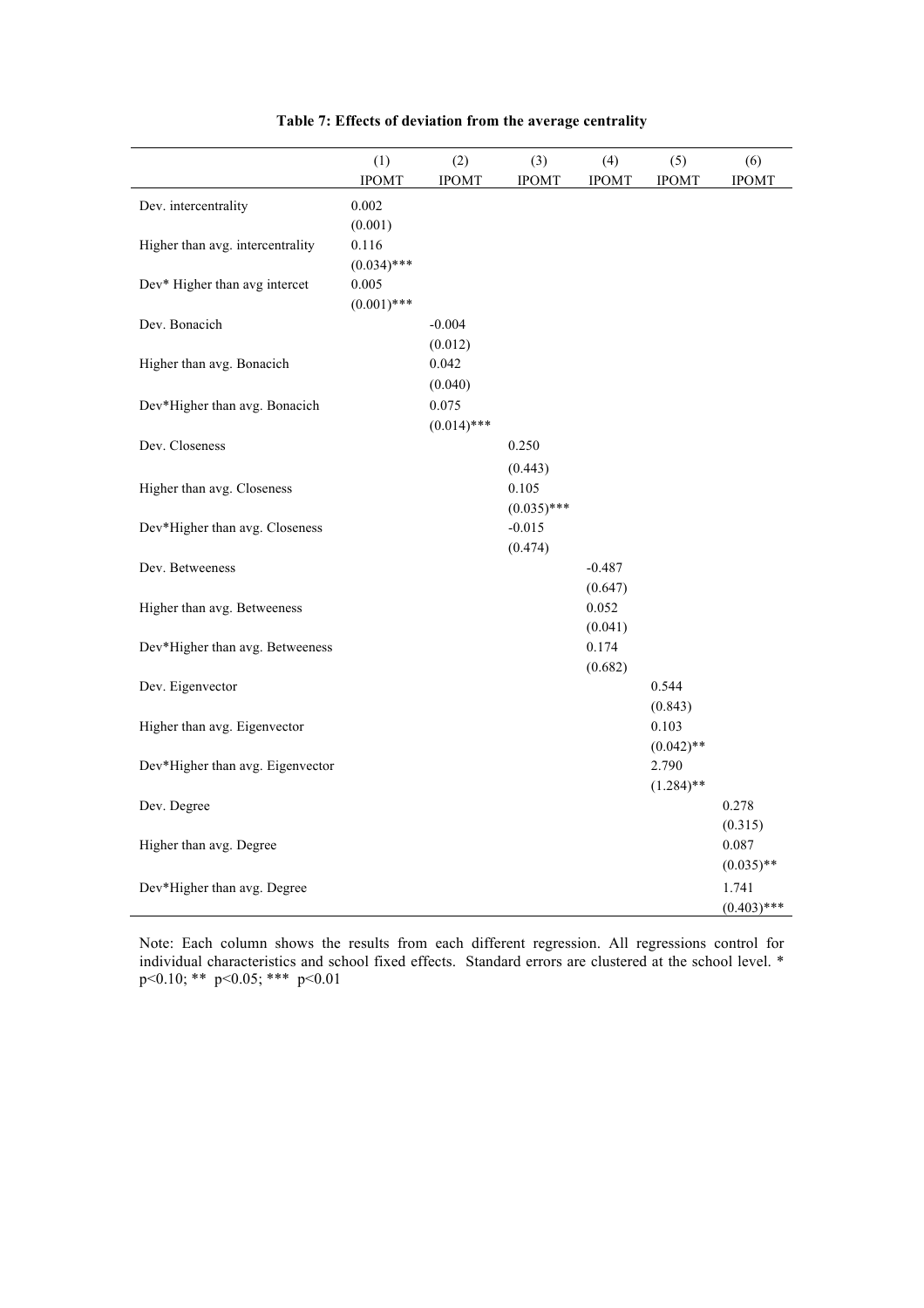**Table 7: Effects of deviation from the average centrality**

| | (1) | (2) | (3) | (4) | (5) | (6) |
|---|---|---|---|---|---|---|
| | IPOMT | IPOMT | IPOMT | IPOMT | IPOMT | IPOMT |
| Dev. intercentrality | 0.002 | | | | | |
| | (0.001) | | | | | |
| Higher than avg. intercentrality | 0.116 | | | | | |
| | (0.034)*** | | | | | |
| Dev* Higher than avg intercet | 0.005 | | | | | |
| | (0.001)*** | | | | | |
| Dev. Bonacich | | -0.004 | | | | |
| | | (0.012) | | | | |
| Higher than avg. Bonacich | | 0.042 | | | | |
| | | (0.040) | | | | |
| Dev*Higher than avg. Bonacich | | 0.075 | | | | |
| | | (0.014)*** | | | | |
| Dev. Closeness | | | 0.250 | | | |
| | | | (0.443) | | | |
| Higher than avg. Closeness | | | 0.105 | | | |
| | | | (0.035)*** | | | |
| Dev*Higher than avg. Closeness | | | -0.015 | | | |
| | | | (0.474) | | | |
| Dev. Betweeness | | | | -0.487 | | |
| | | | | (0.647) | | |
| Higher than avg. Betweeness | | | | 0.052 | | |
| | | | | (0.041) | | |
| Dev*Higher than avg. Betweeness | | | | 0.174 | | |
| | | | | (0.682) | | |
| Dev. Eigenvector | | | | | 0.544 | |
| | | | | | (0.843) | |
| Higher than avg. Eigenvector | | | | | 0.103 | |
| | | | | | (0.042)** | |
| Dev*Higher than avg. Eigenvector | | | | | 2.790 | |
| | | | | | (1.284)** | |
| Dev. Degree | | | | | | 0.278 |
| | | | | | | (0.315) |
| Higher than avg. Degree | | | | | | 0.087 |
| | | | | | | (0.035)** |
| Dev*Higher than avg. Degree | | | | | | 1.741 |
| | | | | | | (0.403)*** |

Note: Each column shows the results from each different regression. All regressions control for individual characteristics and school fixed effects. Standard errors are clustered at the school level. * $p<0.10$; ** $p<0.05$; *** $p<0.01$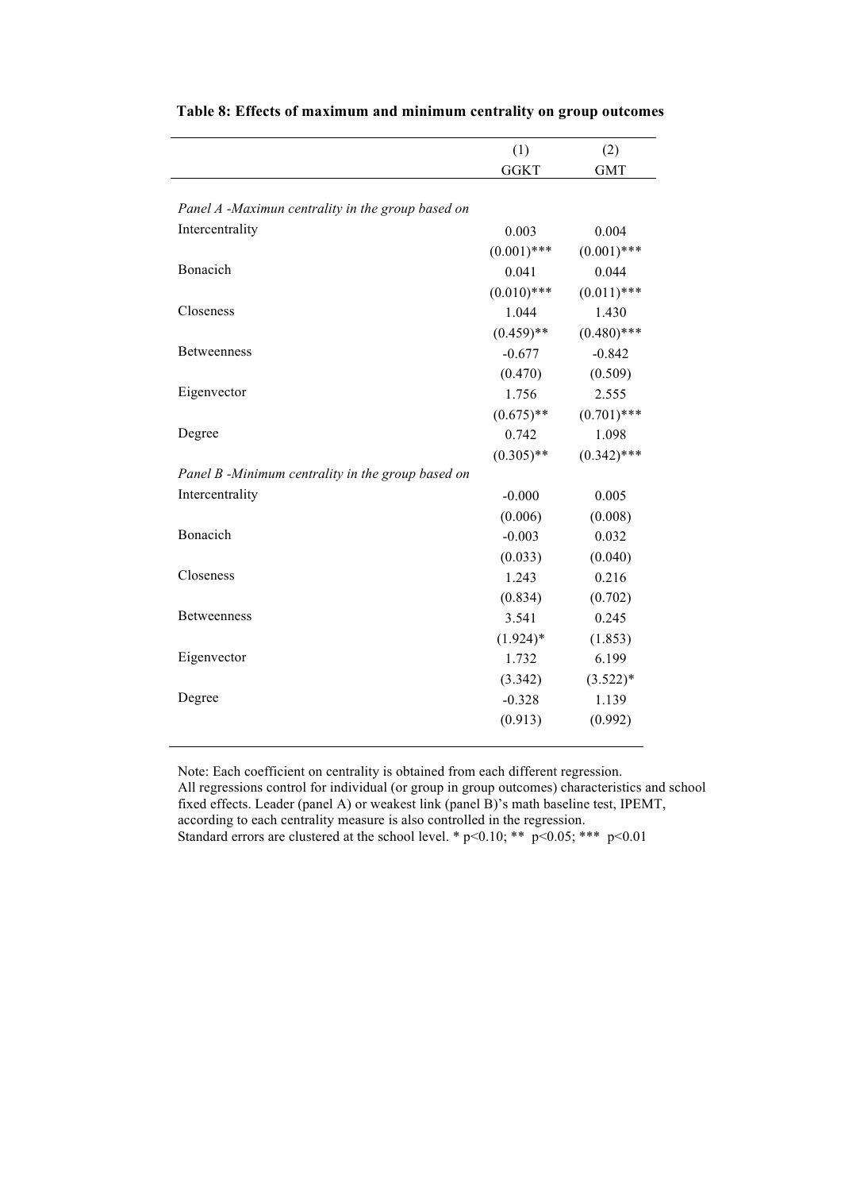**Table 8: Effects of maximum and minimum centrality on group outcomes**

| | (1) | (2) |
|---|---|---|
| | GGKT | GMT |
| *Panel A -Maximun centrality in the group based on* | | |
| Intercentrality | 0.003 | 0.004 |
| | (0.001)*** | (0.001)*** |
| Bonacich | 0.041 | 0.044 |
| | (0.010)*** | (0.011)*** |
| Closeness | 1.044 | 1.430 |
| | (0.459)** | (0.480)*** |
| Betweenness | -0.677 | -0.842 |
| | (0.470) | (0.509) |
| Eigenvector | 1.756 | 2.555 |
| | (0.675)** | (0.701)*** |
| Degree | 0.742 | 1.098 |
| | (0.305)** | (0.342)*** |
| *Panel B -Minimum centrality in the group based on* | | |
| Intercentrality | -0.000 | 0.005 |
| | (0.006) | (0.008) |
| Bonacich | -0.003 | 0.032 |
| | (0.033) | (0.040) |
| Closeness | 1.243 | 0.216 |
| | (0.834) | (0.702) |
| Betweenness | 3.541 | 0.245 |
| | (1.924)* | (1.853) |
| Eigenvector | 1.732 | 6.199 |
| | (3.342) | (3.522)* |
| Degree | -0.328 | 1.139 |
| | (0.913) | (0.992) |

Note: Each coefficient on centrality is obtained from each different regression.
All regressions control for individual (or group in group outcomes) characteristics and school fixed effects. Leader (panel A) or weakest link (panel B)'s math baseline test, IPEMT, according to each centrality measure is also controlled in the regression.
Standard errors are clustered at the school level. * $p<0.10$; ** $p<0.05$; *** $p<0.01$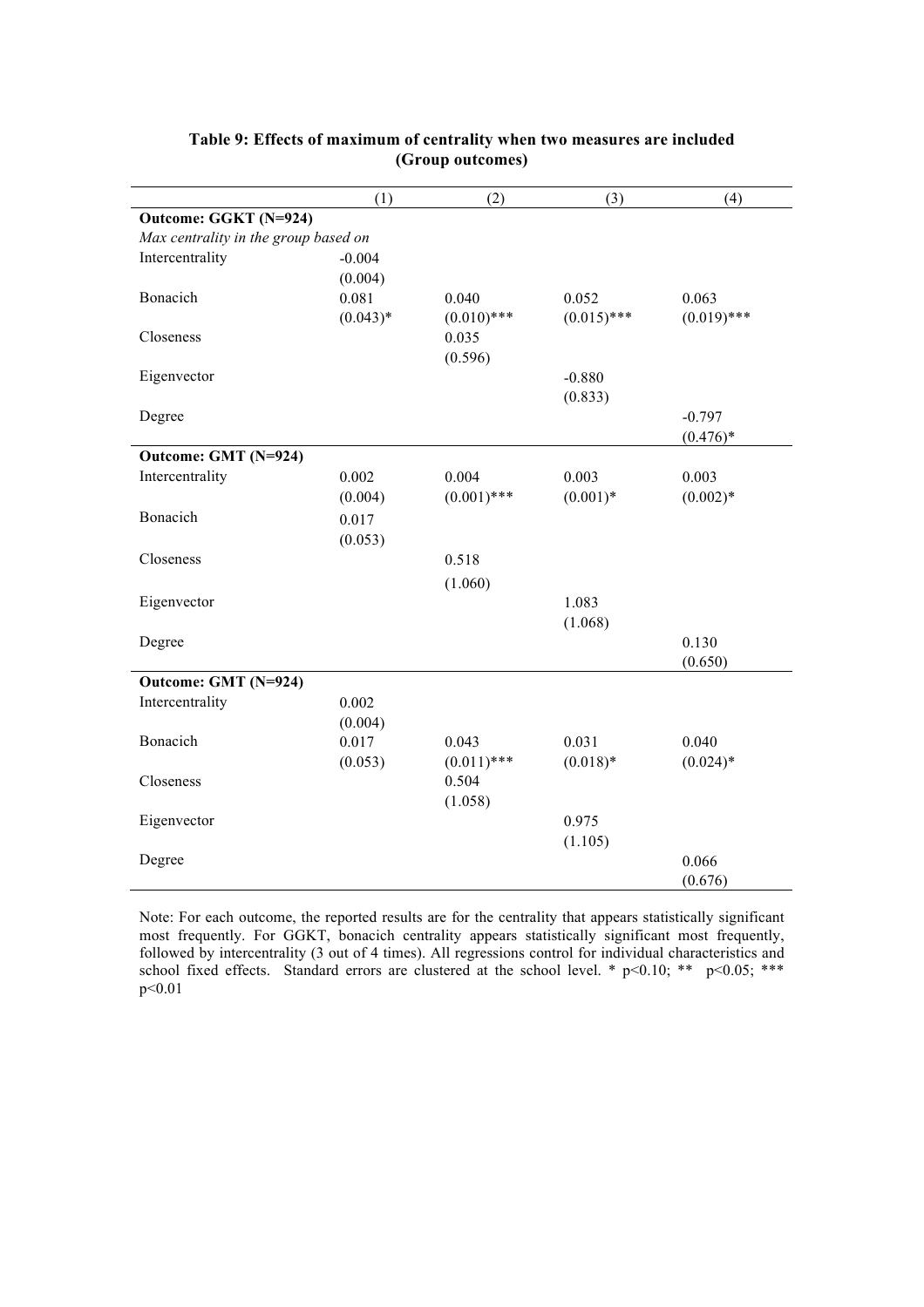**Table 9: Effects of maximum of centrality when two measures are included (Group outcomes)**

| | (1) | (2) | (3) | (4) |
|---|---|---|---|---|
| **Outcome: GGKT (N=924)** | | | | |
| *Max centrality in the group based on* | | | | |
| Intercentrality | -0.004 | | | |
| | (0.004) | | | |
| Bonacich | 0.081 | 0.040 | 0.052 | 0.063 |
| | (0.043)* | (0.010)*** | (0.015)*** | (0.019)*** |
| Closeness | | 0.035 | | |
| | | (0.596) | | |
| Eigenvector | | | -0.880 | |
| | | | (0.833) | |
| Degree | | | | -0.797 |
| | | | | (0.476)* |
| **Outcome: GMT (N=924)** | | | | |
| Intercentrality | 0.002 | 0.004 | 0.003 | 0.003 |
| | (0.004) | (0.001)*** | (0.001)* | (0.002)* |
| Bonacich | 0.017 | | | |
| | (0.053) | | | |
| Closeness | | 0.518 | | |
| | | (1.060) | | |
| Eigenvector | | | 1.083 | |
| | | | (1.068) | |
| Degree | | | | 0.130 |
| | | | | (0.650) |
| **Outcome: GMT (N=924)** | | | | |
| Intercentrality | 0.002 | | | |
| | (0.004) | | | |
| Bonacich | 0.017 | 0.043 | 0.031 | 0.040 |
| | (0.053) | (0.011)*** | (0.018)* | (0.024)* |
| Closeness | | 0.504 | | |
| | | (1.058) | | |
| Eigenvector | | | 0.975 | |
| | | | (1.105) | |
| Degree | | | | 0.066 |
| | | | | (0.676) |

Note: For each outcome, the reported results are for the centrality that appears statistically significant most frequently. For GGKT, bonacich centrality appears statistically significant most frequently, followed by intercentrality (3 out of 4 times). All regressions control for individual characteristics and school fixed effects. Standard errors are clustered at the school level. * p<0.10; ** p<0.05; *** p<0.01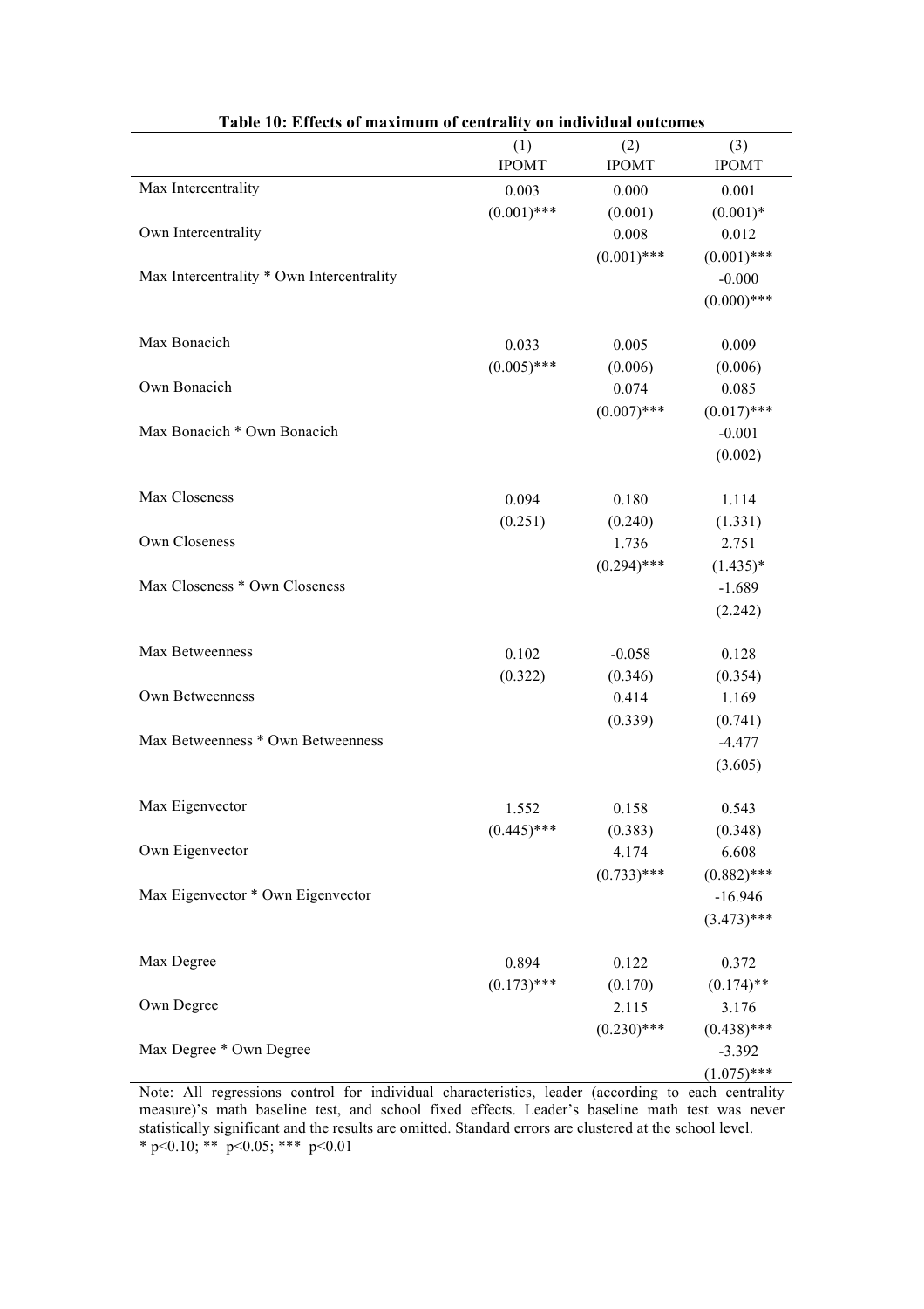**Table 10: Effects of maximum of centrality on individual outcomes**

| | (1) IPOMT | (2) IPOMT | (3) IPOMT |
|---|---|---|---|
| Max Intercentrality | 0.003 | 0.000 | 0.001 |
| | (0.001)*** | (0.001) | (0.001)* |
| Own Intercentrality | | 0.008 | 0.012 |
| | | (0.001)*** | (0.001)*** |
| Max Intercentrality * Own Intercentrality | | | -0.000 |
| | | | (0.000)*** |
| Max Bonacich | 0.033 | 0.005 | 0.009 |
| | (0.005)*** | (0.006) | (0.006) |
| Own Bonacich | | 0.074 | 0.085 |
| | | (0.007)*** | (0.017)*** |
| Max Bonacich * Own Bonacich | | | -0.001 |
| | | | (0.002) |
| Max Closeness | 0.094 | 0.180 | 1.114 |
| | (0.251) | (0.240) | (1.331) |
| Own Closeness | | 1.736 | 2.751 |
| | | (0.294)*** | (1.435)* |
| Max Closeness * Own Closeness | | | -1.689 |
| | | | (2.242) |
| Max Betweenness | 0.102 | -0.058 | 0.128 |
| | (0.322) | (0.346) | (0.354) |
| Own Betweenness | | 0.414 | 1.169 |
| | | (0.339) | (0.741) |
| Max Betweenness * Own Betweenness | | | -4.477 |
| | | | (3.605) |
| Max Eigenvector | 1.552 | 0.158 | 0.543 |
| | (0.445)*** | (0.383) | (0.348) |
| Own Eigenvector | | 4.174 | 6.608 |
| | | (0.733)*** | (0.882)*** |
| Max Eigenvector * Own Eigenvector | | | -16.946 |
| | | | (3.473)*** |
| Max Degree | 0.894 | 0.122 | 0.372 |
| | (0.173)*** | (0.170) | (0.174)** |
| Own Degree | | 2.115 | 3.176 |
| | | (0.230)*** | (0.438)*** |
| Max Degree * Own Degree | | | -3.392 |
| | | | (1.075)*** |

Note: All regressions control for individual characteristics, leader (according to each centrality measure)'s math baseline test, and school fixed effects. Leader's baseline math test was never statistically significant and the results are omitted. Standard errors are clustered at the school level.
* p<0.10; ** p<0.05; *** p<0.01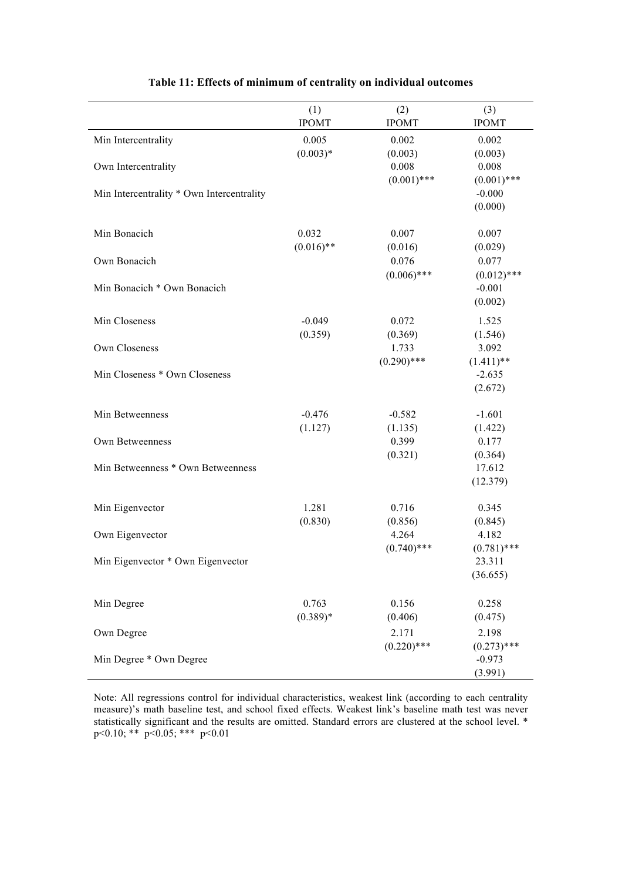**Table 11: Effects of minimum of centrality on individual outcomes**

| | (1) IPOMT | (2) IPOMT | (3) IPOMT |
|---|---|---|---|
| Min Intercentrality | 0.005 | 0.002 | 0.002 |
| | (0.003)* | (0.003) | (0.003) |
| Own Intercentrality | | 0.008 | 0.008 |
| | | (0.001)*** | (0.001)*** |
| Min Intercentrality * Own Intercentrality | | | -0.000 |
| | | | (0.000) |
| Min Bonacich | 0.032 | 0.007 | 0.007 |
| | (0.016)** | (0.016) | (0.029) |
| Own Bonacich | | 0.076 | 0.077 |
| | | (0.006)*** | (0.012)*** |
| Min Bonacich * Own Bonacich | | | -0.001 |
| | | | (0.002) |
| Min Closeness | -0.049 | 0.072 | 1.525 |
| | (0.359) | (0.369) | (1.546) |
| Own Closeness | | 1.733 | 3.092 |
| | | (0.290)*** | (1.411)** |
| Min Closeness * Own Closeness | | | -2.635 |
| | | | (2.672) |
| Min Betweenness | -0.476 | -0.582 | -1.601 |
| | (1.127) | (1.135) | (1.422) |
| Own Betweenness | | 0.399 | 0.177 |
| | | (0.321) | (0.364) |
| Min Betweenness * Own Betweenness | | | 17.612 |
| | | | (12.379) |
| Min Eigenvector | 1.281 | 0.716 | 0.345 |
| | (0.830) | (0.856) | (0.845) |
| Own Eigenvector | | 4.264 | 4.182 |
| | | (0.740)*** | (0.781)*** |
| Min Eigenvector * Own Eigenvector | | | 23.311 |
| | | | (36.655) |
| Min Degree | 0.763 | 0.156 | 0.258 |
| | (0.389)* | (0.406) | (0.475) |
| Own Degree | | 2.171 | 2.198 |
| | | (0.220)*** | (0.273)*** |
| Min Degree * Own Degree | | | -0.973 |
| | | | (3.991) |

Note: All regressions control for individual characteristics, weakest link (according to each centrality measure)'s math baseline test, and school fixed effects. Weakest link's baseline math test was never statistically significant and the results are omitted. Standard errors are clustered at the school level. * p<0.10; ** p<0.05; *** p<0.01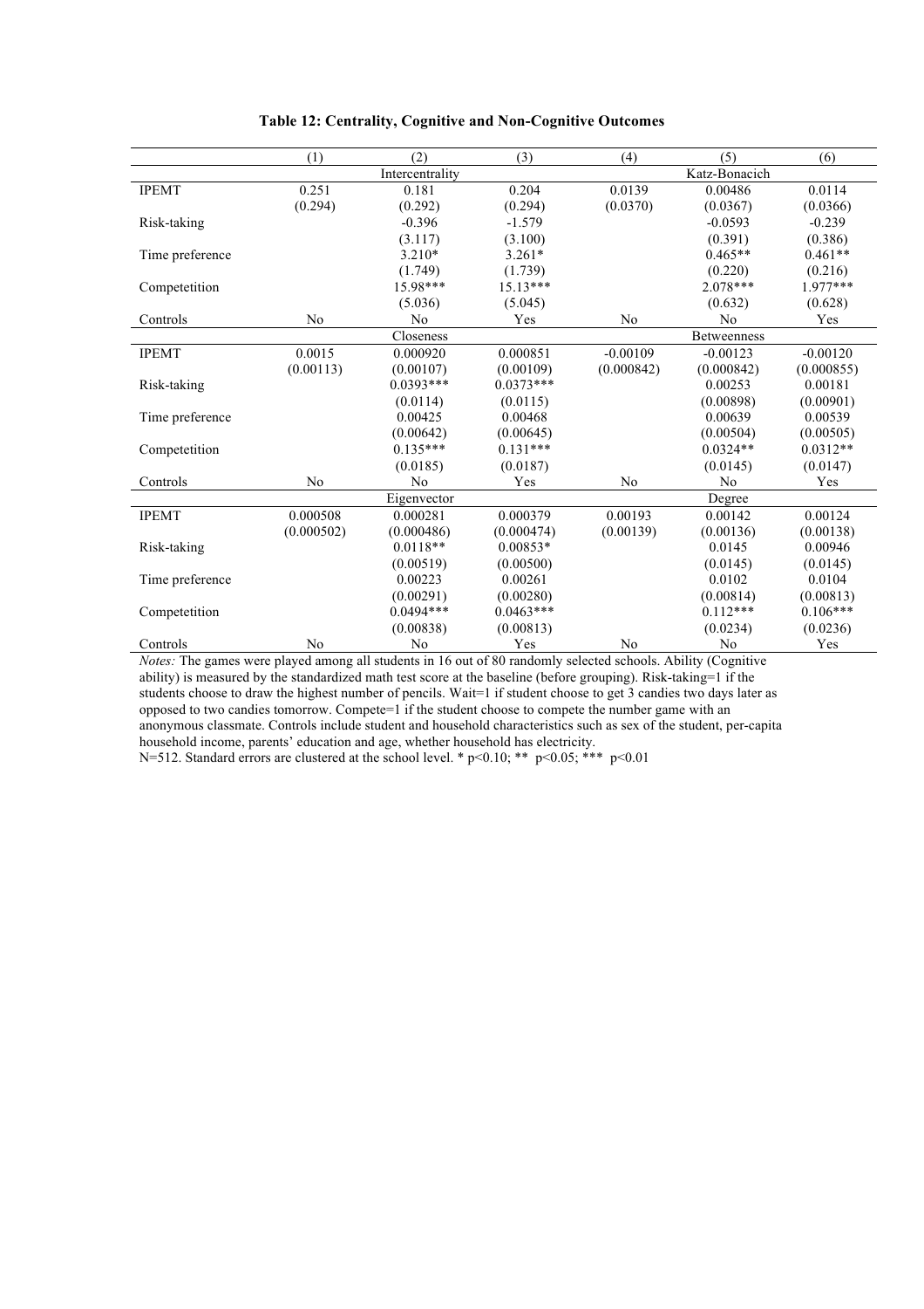**Table 12: Centrality, Cognitive and Non-Cognitive Outcomes**

| | (1) | (2) | (3) | (4) | (5) | (6) |
|---|---|---|---|---|---|---|
| | | Intercentrality | | | Katz-Bonacich | |
| IPEMT | 0.251 | 0.181 | 0.204 | 0.0139 | 0.00486 | 0.0114 |
| | (0.294) | (0.292) | (0.294) | (0.0370) | (0.0367) | (0.0366) |
| Risk-taking | | -0.396 | -1.579 | | -0.0593 | -0.239 |
| | | (3.117) | (3.100) | | (0.391) | (0.386) |
| Time preference | | 3.210* | 3.261* | | 0.465** | 0.461** |
| | | (1.749) | (1.739) | | (0.220) | (0.216) |
| Competetition | | 15.98*** | 15.13*** | | 2.078*** | 1.977*** |
| | | (5.036) | (5.045) | | (0.632) | (0.628) |
| Controls | No | No | Yes | No | No | Yes |
| | | Closeness | | | Betweenness | |
| IPEMT | 0.0015 | 0.000920 | 0.000851 | -0.00109 | -0.00123 | -0.00120 |
| | (0.00113) | (0.00107) | (0.00109) | (0.000842) | (0.000842) | (0.000855) |
| Risk-taking | | 0.0393*** | 0.0373*** | | 0.00253 | 0.00181 |
| | | (0.0114) | (0.0115) | | (0.00898) | (0.00901) |
| Time preference | | 0.00425 | 0.00468 | | 0.00639 | 0.00539 |
| | | (0.00642) | (0.00645) | | (0.00504) | (0.00505) |
| Competetition | | 0.135*** | 0.131*** | | 0.0324** | 0.0312** |
| | | (0.0185) | (0.0187) | | (0.0145) | (0.0147) |
| Controls | No | No | Yes | No | No | Yes |
| | | Eigenvector | | | Degree | |
| IPEMT | 0.000508 | 0.000281 | 0.000379 | 0.00193 | 0.00142 | 0.00124 |
| | (0.000502) | (0.000486) | (0.000474) | (0.00139) | (0.00136) | (0.00138) |
| Risk-taking | | 0.0118** | 0.00853* | | 0.0145 | 0.00946 |
| | | (0.00519) | (0.00500) | | (0.0145) | (0.0145) |
| Time preference | | 0.00223 | 0.00261 | | 0.0102 | 0.0104 |
| | | (0.00291) | (0.00280) | | (0.00814) | (0.00813) |
| Competetition | | 0.0494*** | 0.0463*** | | 0.112*** | 0.106*** |
| | | (0.00838) | (0.00813) | | (0.0234) | (0.0236) |
| Controls | No | No | Yes | No | No | Yes |

*Notes:* The games were played among all students in 16 out of 80 randomly selected schools. Ability (Cognitive ability) is measured by the standardized math test score at the baseline (before grouping). Risk-taking=1 if the students choose to draw the highest number of pencils. Wait=1 if student choose to get 3 candies two days later as opposed to two candies tomorrow. Compete=1 if the student choose to compete the number game with an anonymous classmate. Controls include student and household characteristics such as sex of the student, per-capita household income, parents' education and age, whether household has electricity.

N=512. Standard errors are clustered at the school level. * $p<0.10$; ** $p<0.05$; *** $p<0.01$